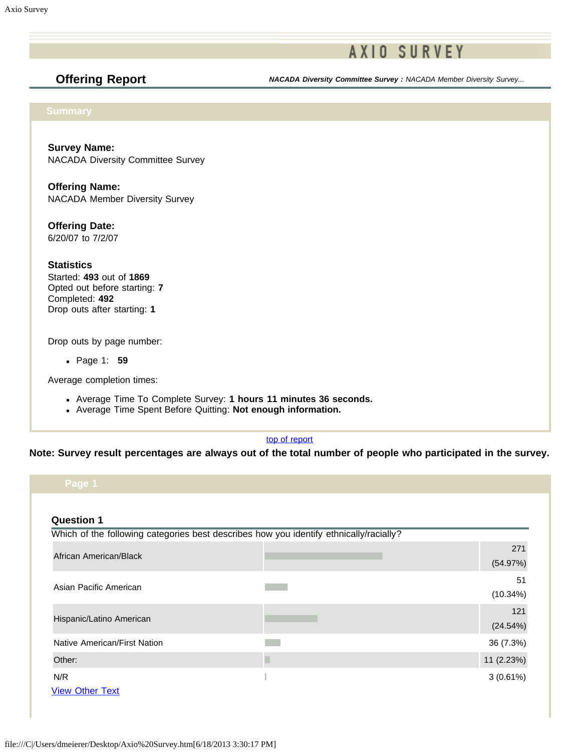# AXIO SURVEY

## Offering Report

***NACADA Diversity Committee Survey :** NACADA Member Diversity Survey...*

### Summary

**Survey Name:**
NACADA Diversity Committee Survey

**Offering Name:**
NACADA Member Diversity Survey

**Offering Date:**
6/20/07 to 7/2/07

**Statistics**
Started: **493** out of **1869**
Opted out before starting: **7**
Completed: **492**
Drop outs after starting: **1**

Drop outs by page number:

- Page 1: **59**

Average completion times:

- Average Time To Complete Survey: **1 hours 11 minutes 36 seconds.**
- Average Time Spent Before Quitting: **Not enough information.**

top of report

**Note: Survey result percentages are always out of the total number of people who participated in the survey.**

### Page 1

**Question 1**

Which of the following categories best describes how you identify ethnically/racially?

| Category | Count (%) |
|---|---|
| African American/Black | 271 (54.97%) |
| Asian Pacific American | 51 (10.34%) |
| Hispanic/Latino American | 121 (24.54%) |
| Native American/First Nation | 36 (7.3%) |
| Other: | 11 (2.23%) |
| N/R | 3 (0.61%) |

View Other Text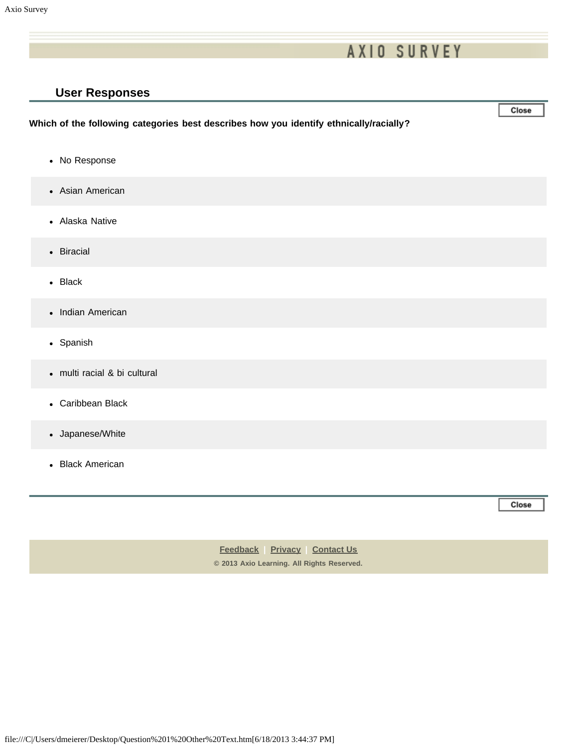AXIO SURVEY

## User Responses

Close

**Which of the following categories best describes how you identify ethnically/racially?**

- No Response
- Asian American
- Alaska Native
- Biracial
- Black
- Indian American
- Spanish
- multi racial & bi cultural
- Caribbean Black
- Japanese/White
- Black American

Close

Feedback | Privacy | Contact Us

© 2013 Axio Learning. All Rights Reserved.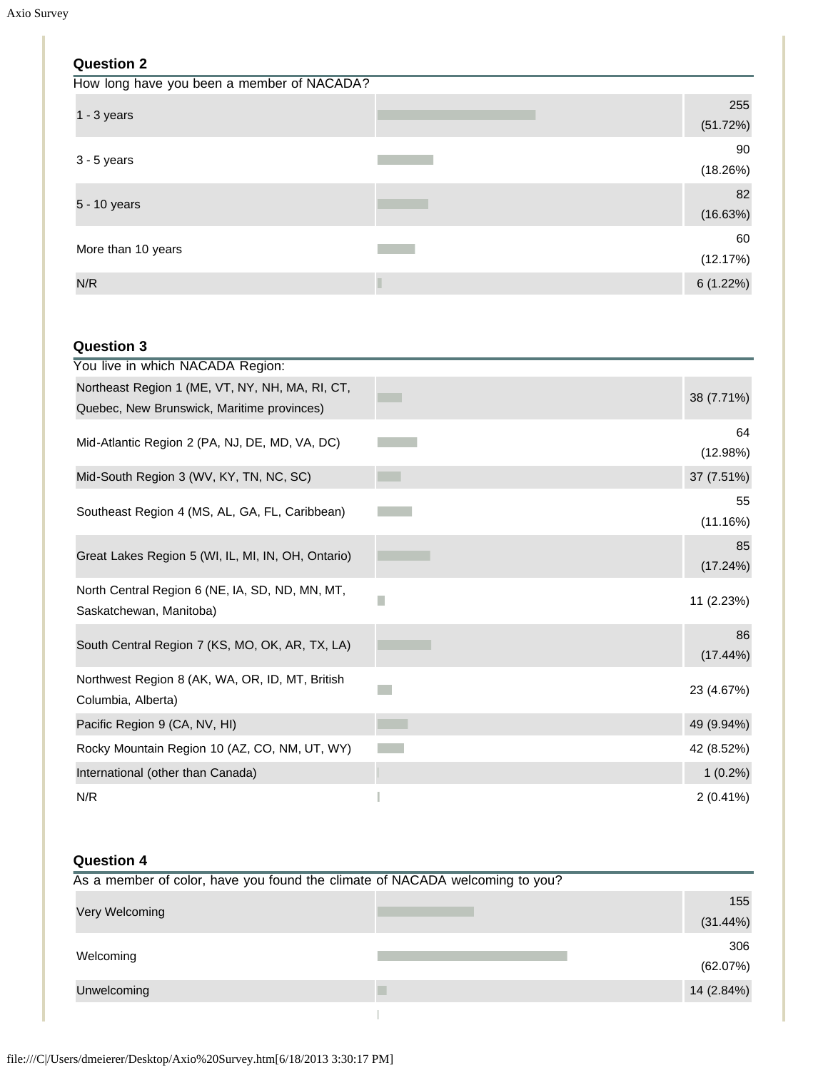### Question 2

How long have you been a member of NACADA?

| Response | Count (%) |
| --- | --- |
| 1 - 3 years | 255 (51.72%) |
| 3 - 5 years | 90 (18.26%) |
| 5 - 10 years | 82 (16.63%) |
| More than 10 years | 60 (12.17%) |
| N/R | 6 (1.22%) |

### Question 3

You live in which NACADA Region:

| Response | Count (%) |
| --- | --- |
| Northeast Region 1 (ME, VT, NY, NH, MA, RI, CT, Quebec, New Brunswick, Maritime provinces) | 38 (7.71%) |
| Mid-Atlantic Region 2 (PA, NJ, DE, MD, VA, DC) | 64 (12.98%) |
| Mid-South Region 3 (WV, KY, TN, NC, SC) | 37 (7.51%) |
| Southeast Region 4 (MS, AL, GA, FL, Caribbean) | 55 (11.16%) |
| Great Lakes Region 5 (WI, IL, MI, IN, OH, Ontario) | 85 (17.24%) |
| North Central Region 6 (NE, IA, SD, ND, MN, MT, Saskatchewan, Manitoba) | 11 (2.23%) |
| South Central Region 7 (KS, MO, OK, AR, TX, LA) | 86 (17.44%) |
| Northwest Region 8 (AK, WA, OR, ID, MT, British Columbia, Alberta) | 23 (4.67%) |
| Pacific Region 9 (CA, NV, HI) | 49 (9.94%) |
| Rocky Mountain Region 10 (AZ, CO, NM, UT, WY) | 42 (8.52%) |
| International (other than Canada) | 1 (0.2%) |
| N/R | 2 (0.41%) |

### Question 4

As a member of color, have you found the climate of NACADA welcoming to you?

| Response | Count (%) |
| --- | --- |
| Very Welcoming | 155 (31.44%) |
| Welcoming | 306 (62.07%) |
| Unwelcoming | 14 (2.84%) |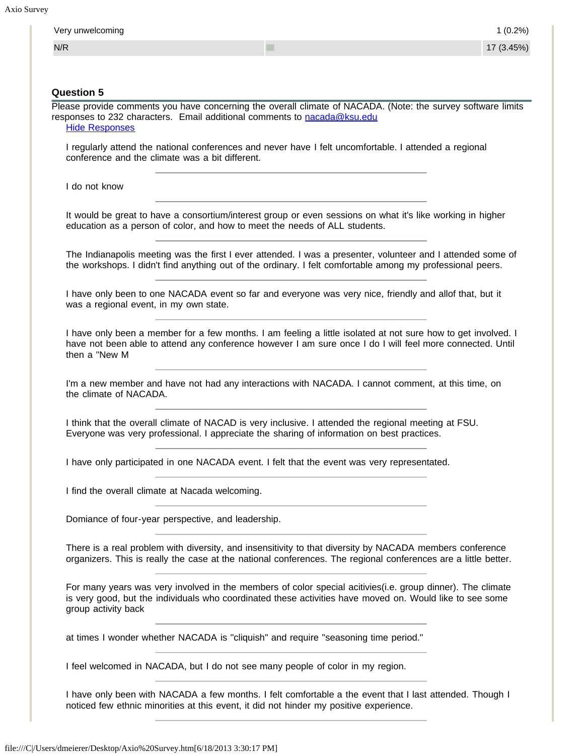| | | |
|---|---|---|
| Very unwelcoming | | 1 (0.2%) |
| N/R | | 17 (3.45%) |

### Question 5

Please provide comments you have concerning the overall climate of NACADA. (Note: the survey software limits responses to 232 characters. Email additional comments to nacada@ksu.edu

Hide Responses

I regularly attend the national conferences and never have I felt uncomfortable. I attended a regional conference and the climate was a bit different.

---

I do not know

---

It would be great to have a consortium/interest group or even sessions on what it's like working in higher education as a person of color, and how to meet the needs of ALL students.

---

The Indianapolis meeting was the first I ever attended. I was a presenter, volunteer and I attended some of the workshops. I didn't find anything out of the ordinary. I felt comfortable among my professional peers.

---

I have only been to one NACADA event so far and everyone was very nice, friendly and allof that, but it was a regional event, in my own state.

---

I have only been a member for a few months. I am feeling a little isolated at not sure how to get involved. I have not been able to attend any conference however I am sure once I do I will feel more connected. Until then a "New M

---

I'm a new member and have not had any interactions with NACADA. I cannot comment, at this time, on the climate of NACADA.

---

I think that the overall climate of NACAD is very inclusive. I attended the regional meeting at FSU. Everyone was very professional. I appreciate the sharing of information on best practices.

---

I have only participated in one NACADA event. I felt that the event was very representated.

---

I find the overall climate at Nacada welcoming.

---

Domiance of four-year perspective, and leadership.

---

There is a real problem with diversity, and insensitivity to that diversity by NACADA members conference organizers. This is really the case at the national conferences. The regional conferences are a little better.

---

For many years was very involved in the members of color special acitivies(i.e. group dinner). The climate is very good, but the individuals who coordinated these activities have moved on. Would like to see some group activity back

---

at times I wonder whether NACADA is "cliquish" and require "seasoning time period."

---

I feel welcomed in NACADA, but I do not see many people of color in my region.

---

I have only been with NACADA a few months. I felt comfortable a the event that I last attended. Though I noticed few ethnic minorities at this event, it did not hinder my positive experience.

---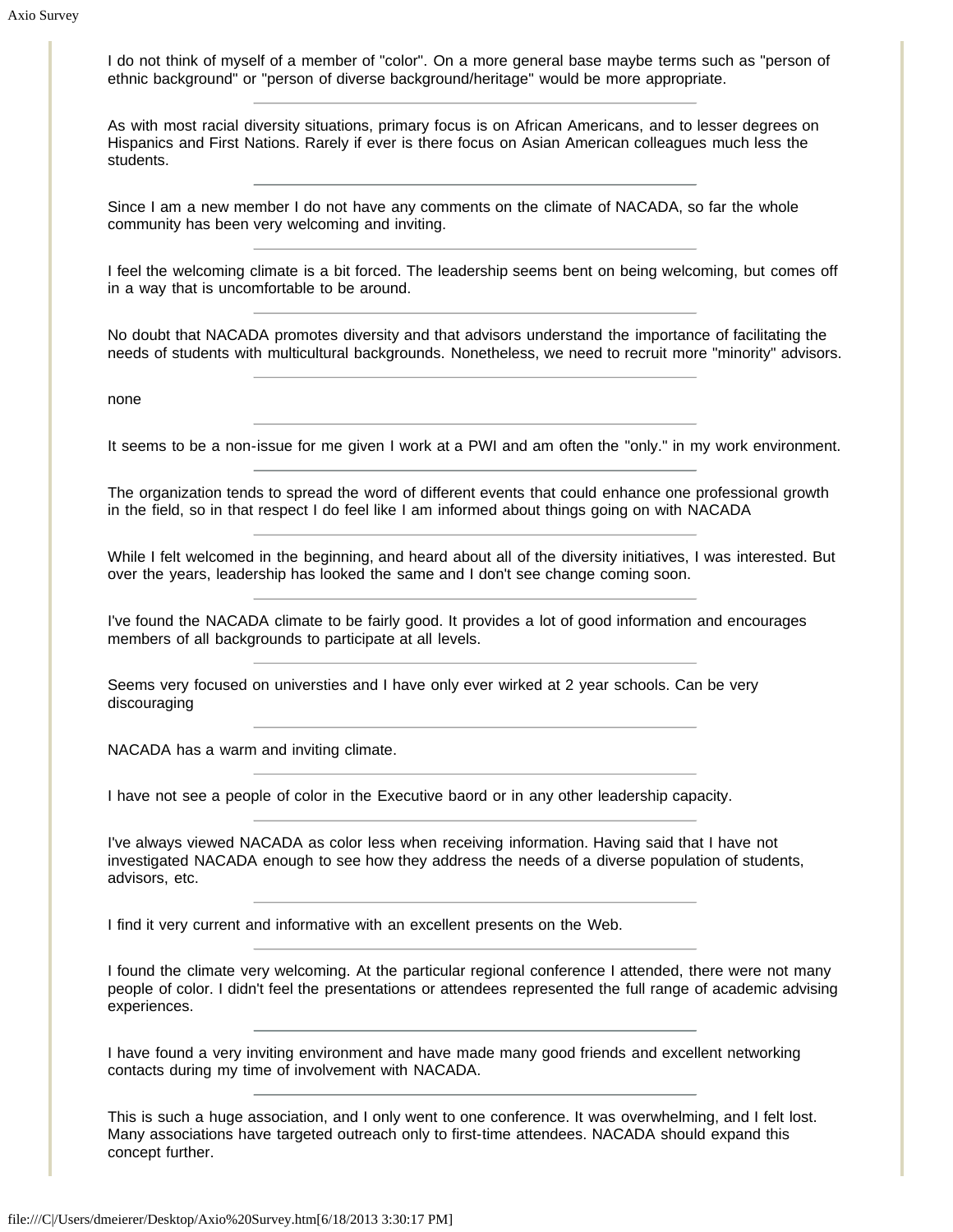I do not think of myself of a member of "color". On a more general base maybe terms such as "person of ethnic background" or "person of diverse background/heritage" would be more appropriate.

---

As with most racial diversity situations, primary focus is on African Americans, and to lesser degrees on Hispanics and First Nations. Rarely if ever is there focus on Asian American colleagues much less the students.

---

Since I am a new member I do not have any comments on the climate of NACADA, so far the whole community has been very welcoming and inviting.

---

I feel the welcoming climate is a bit forced. The leadership seems bent on being welcoming, but comes off in a way that is uncomfortable to be around.

---

No doubt that NACADA promotes diversity and that advisors understand the importance of facilitating the needs of students with multicultural backgrounds. Nonetheless, we need to recruit more "minority" advisors.

---

none

---

It seems to be a non-issue for me given I work at a PWI and am often the "only." in my work environment.

---

The organization tends to spread the word of different events that could enhance one professional growth in the field, so in that respect I do feel like I am informed about things going on with NACADA

---

While I felt welcomed in the beginning, and heard about all of the diversity initiatives, I was interested. But over the years, leadership has looked the same and I don't see change coming soon.

---

I've found the NACADA climate to be fairly good. It provides a lot of good information and encourages members of all backgrounds to participate at all levels.

---

Seems very focused on universties and I have only ever wirked at 2 year schools. Can be very discouraging

---

NACADA has a warm and inviting climate.

---

I have not see a people of color in the Executive baord or in any other leadership capacity.

---

I've always viewed NACADA as color less when receiving information. Having said that I have not investigated NACADA enough to see how they address the needs of a diverse population of students, advisors, etc.

---

I find it very current and informative with an excellent presents on the Web.

---

I found the climate very welcoming. At the particular regional conference I attended, there were not many people of color. I didn't feel the presentations or attendees represented the full range of academic advising experiences.

---

I have found a very inviting environment and have made many good friends and excellent networking contacts during my time of involvement with NACADA.

---

This is such a huge association, and I only went to one conference. It was overwhelming, and I felt lost. Many associations have targeted outreach only to first-time attendees. NACADA should expand this concept further.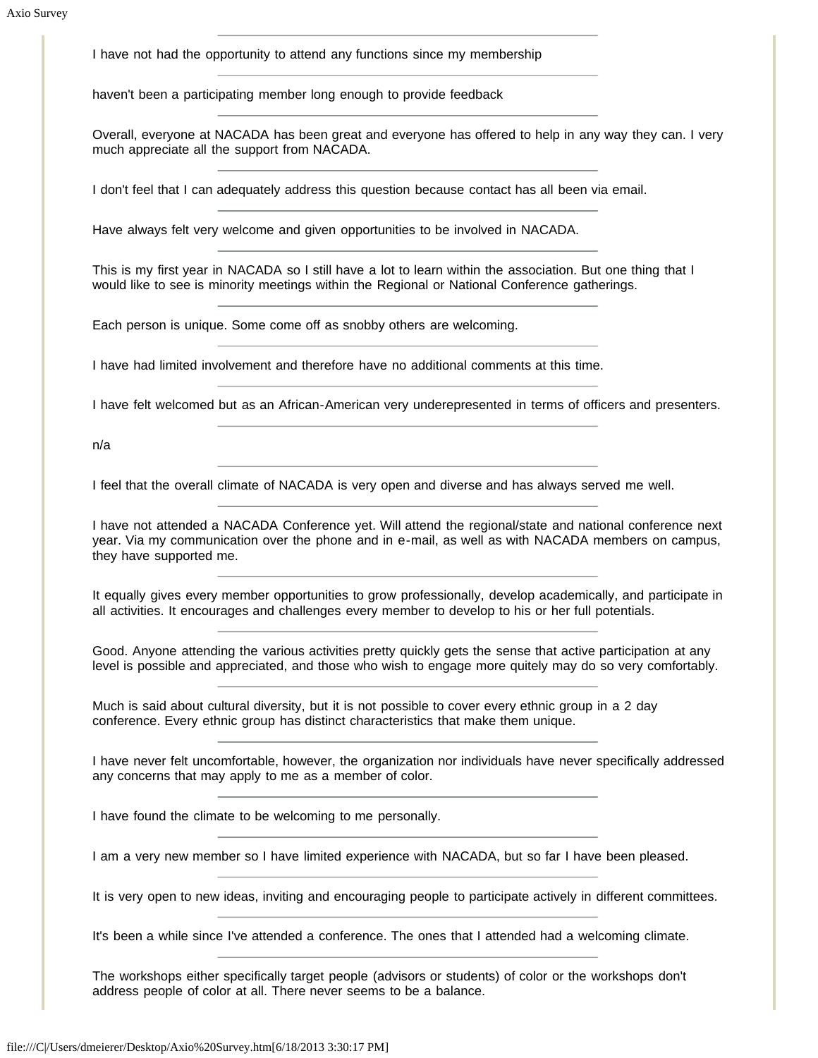I have not had the opportunity to attend any functions since my membership

---

haven't been a participating member long enough to provide feedback

---

Overall, everyone at NACADA has been great and everyone has offered to help in any way they can. I very much appreciate all the support from NACADA.

---

I don't feel that I can adequately address this question because contact has all been via email.

---

Have always felt very welcome and given opportunities to be involved in NACADA.

---

This is my first year in NACADA so I still have a lot to learn within the association. But one thing that I would like to see is minority meetings within the Regional or National Conference gatherings.

---

Each person is unique. Some come off as snobby others are welcoming.

---

I have had limited involvement and therefore have no additional comments at this time.

---

I have felt welcomed but as an African-American very underepresented in terms of officers and presenters.

---

n/a

---

I feel that the overall climate of NACADA is very open and diverse and has always served me well.

---

I have not attended a NACADA Conference yet. Will attend the regional/state and national conference next year. Via my communication over the phone and in e-mail, as well as with NACADA members on campus, they have supported me.

---

It equally gives every member opportunities to grow professionally, develop academically, and participate in all activities. It encourages and challenges every member to develop to his or her full potentials.

---

Good. Anyone attending the various activities pretty quickly gets the sense that active participation at any level is possible and appreciated, and those who wish to engage more quitely may do so very comfortably.

---

Much is said about cultural diversity, but it is not possible to cover every ethnic group in a 2 day conference. Every ethnic group has distinct characteristics that make them unique.

---

I have never felt uncomfortable, however, the organization nor individuals have never specifically addressed any concerns that may apply to me as a member of color.

---

I have found the climate to be welcoming to me personally.

---

I am a very new member so I have limited experience with NACADA, but so far I have been pleased.

---

It is very open to new ideas, inviting and encouraging people to participate actively in different committees.

---

It's been a while since I've attended a conference. The ones that I attended had a welcoming climate.

---

The workshops either specifically target people (advisors or students) of color or the workshops don't address people of color at all. There never seems to be a balance.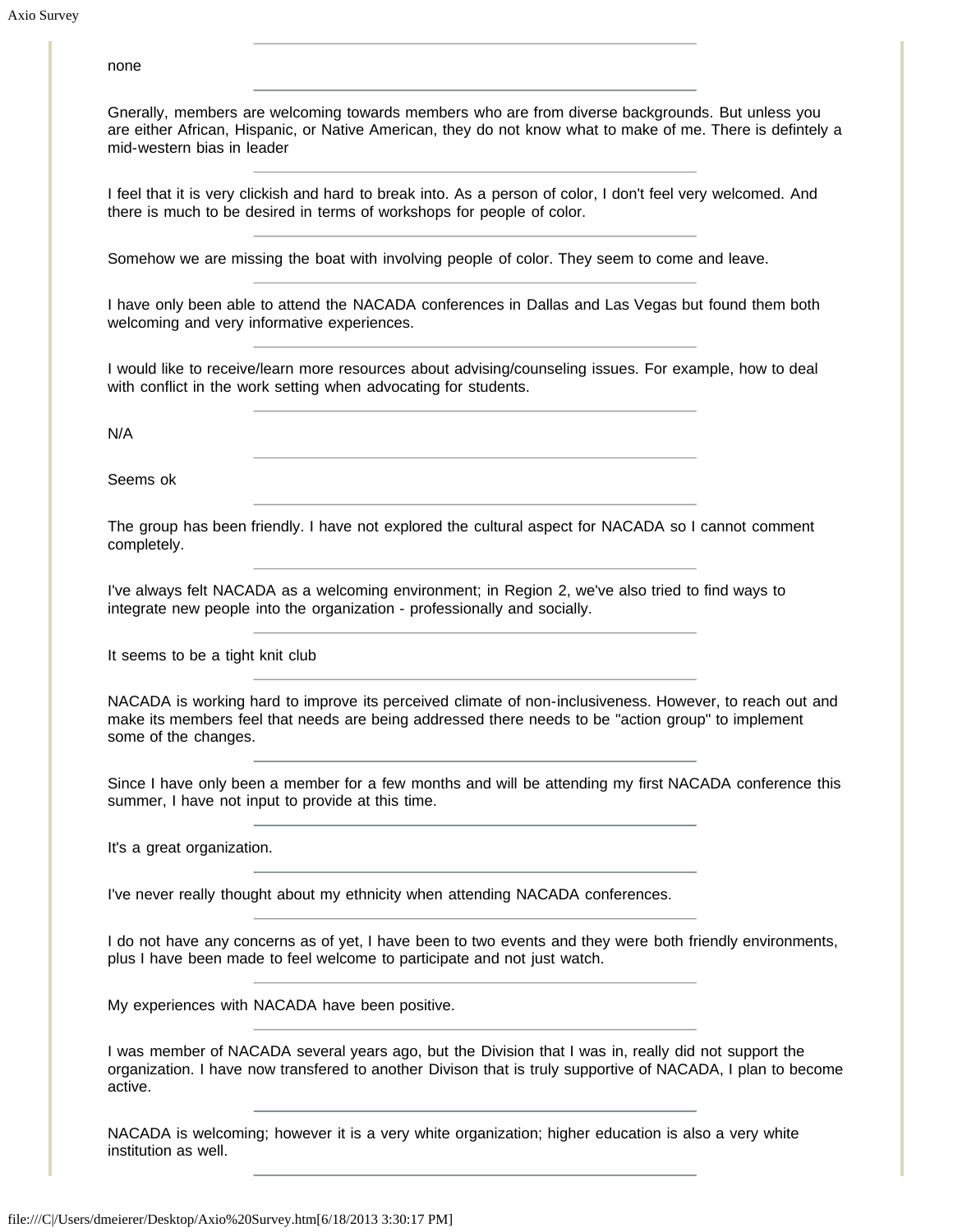none

---

Gnerally, members are welcoming towards members who are from diverse backgrounds. But unless you are either African, Hispanic, or Native American, they do not know what to make of me. There is defintely a mid-western bias in leader

---

I feel that it is very clickish and hard to break into. As a person of color, I don't feel very welcomed. And there is much to be desired in terms of workshops for people of color.

---

Somehow we are missing the boat with involving people of color. They seem to come and leave.

---

I have only been able to attend the NACADA conferences in Dallas and Las Vegas but found them both welcoming and very informative experiences.

---

I would like to receive/learn more resources about advising/counseling issues. For example, how to deal with conflict in the work setting when advocating for students.

---

N/A

---

Seems ok

---

The group has been friendly. I have not explored the cultural aspect for NACADA so I cannot comment completely.

---

I've always felt NACADA as a welcoming environment; in Region 2, we've also tried to find ways to integrate new people into the organization - professionally and socially.

---

It seems to be a tight knit club

---

NACADA is working hard to improve its perceived climate of non-inclusiveness. However, to reach out and make its members feel that needs are being addressed there needs to be "action group" to implement some of the changes.

---

Since I have only been a member for a few months and will be attending my first NACADA conference this summer, I have not input to provide at this time.

---

It's a great organization.

---

I've never really thought about my ethnicity when attending NACADA conferences.

---

I do not have any concerns as of yet, I have been to two events and they were both friendly environments, plus I have been made to feel welcome to participate and not just watch.

---

My experiences with NACADA have been positive.

---

I was member of NACADA several years ago, but the Division that I was in, really did not support the organization. I have now transfered to another Divison that is truly supportive of NACADA, I plan to become active.

---

NACADA is welcoming; however it is a very white organization; higher education is also a very white institution as well.

---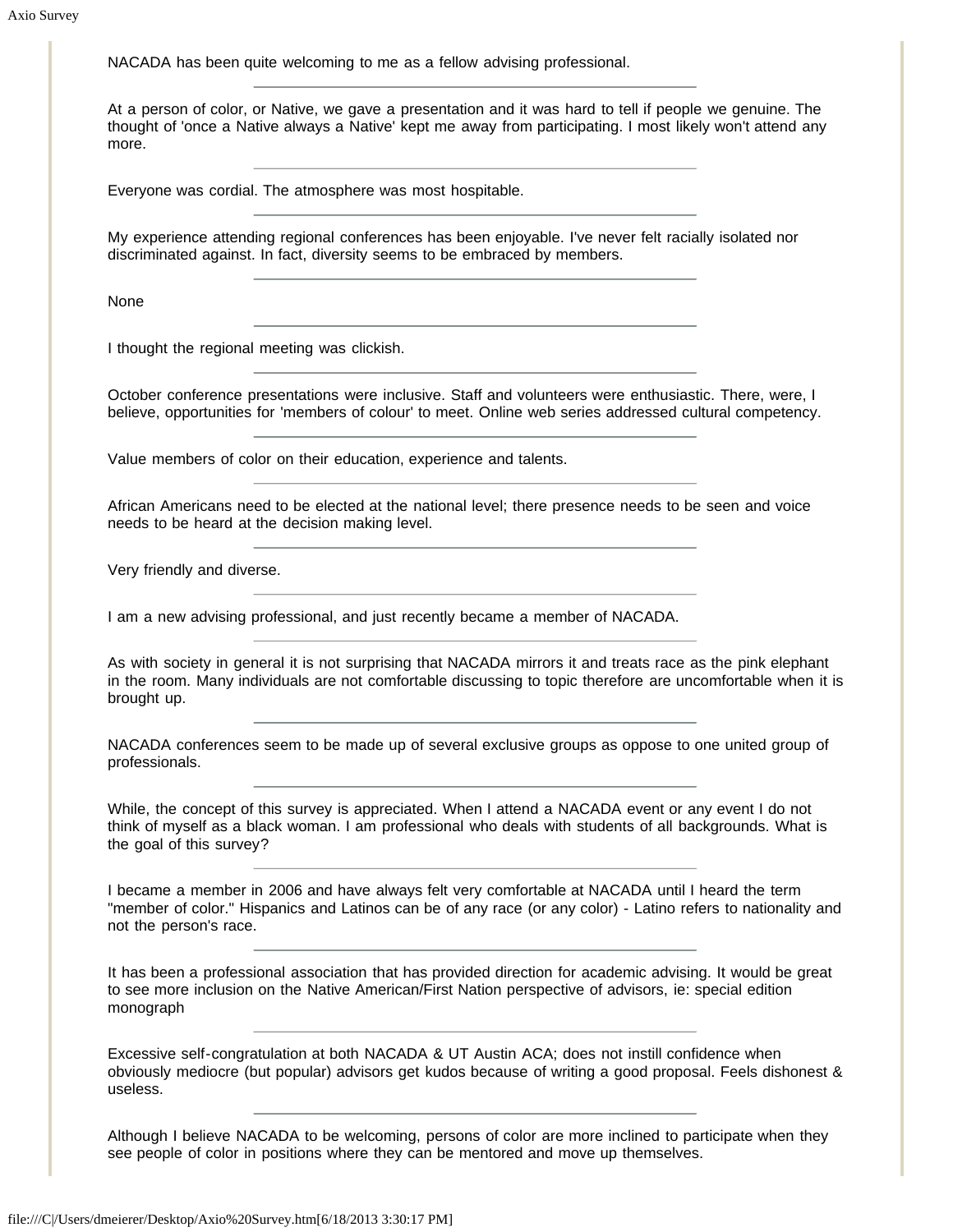NACADA has been quite welcoming to me as a fellow advising professional.

---

At a person of color, or Native, we gave a presentation and it was hard to tell if people we genuine. The thought of 'once a Native always a Native' kept me away from participating. I most likely won't attend any more.

---

Everyone was cordial. The atmosphere was most hospitable.

---

My experience attending regional conferences has been enjoyable. I've never felt racially isolated nor discriminated against. In fact, diversity seems to be embraced by members.

---

None

---

I thought the regional meeting was clickish.

---

October conference presentations were inclusive. Staff and volunteers were enthusiastic. There, were, I believe, opportunities for 'members of colour' to meet. Online web series addressed cultural competency.

---

Value members of color on their education, experience and talents.

---

African Americans need to be elected at the national level; there presence needs to be seen and voice needs to be heard at the decision making level.

---

Very friendly and diverse.

---

I am a new advising professional, and just recently became a member of NACADA.

---

As with society in general it is not surprising that NACADA mirrors it and treats race as the pink elephant in the room. Many individuals are not comfortable discussing to topic therefore are uncomfortable when it is brought up.

---

NACADA conferences seem to be made up of several exclusive groups as oppose to one united group of professionals.

---

While, the concept of this survey is appreciated. When I attend a NACADA event or any event I do not think of myself as a black woman. I am professional who deals with students of all backgrounds. What is the goal of this survey?

---

I became a member in 2006 and have always felt very comfortable at NACADA until I heard the term "member of color." Hispanics and Latinos can be of any race (or any color) - Latino refers to nationality and not the person's race.

---

It has been a professional association that has provided direction for academic advising. It would be great to see more inclusion on the Native American/First Nation perspective of advisors, ie: special edition monograph

---

Excessive self-congratulation at both NACADA & UT Austin ACA; does not instill confidence when obviously mediocre (but popular) advisors get kudos because of writing a good proposal. Feels dishonest & useless.

---

Although I believe NACADA to be welcoming, persons of color are more inclined to participate when they see people of color in positions where they can be mentored and move up themselves.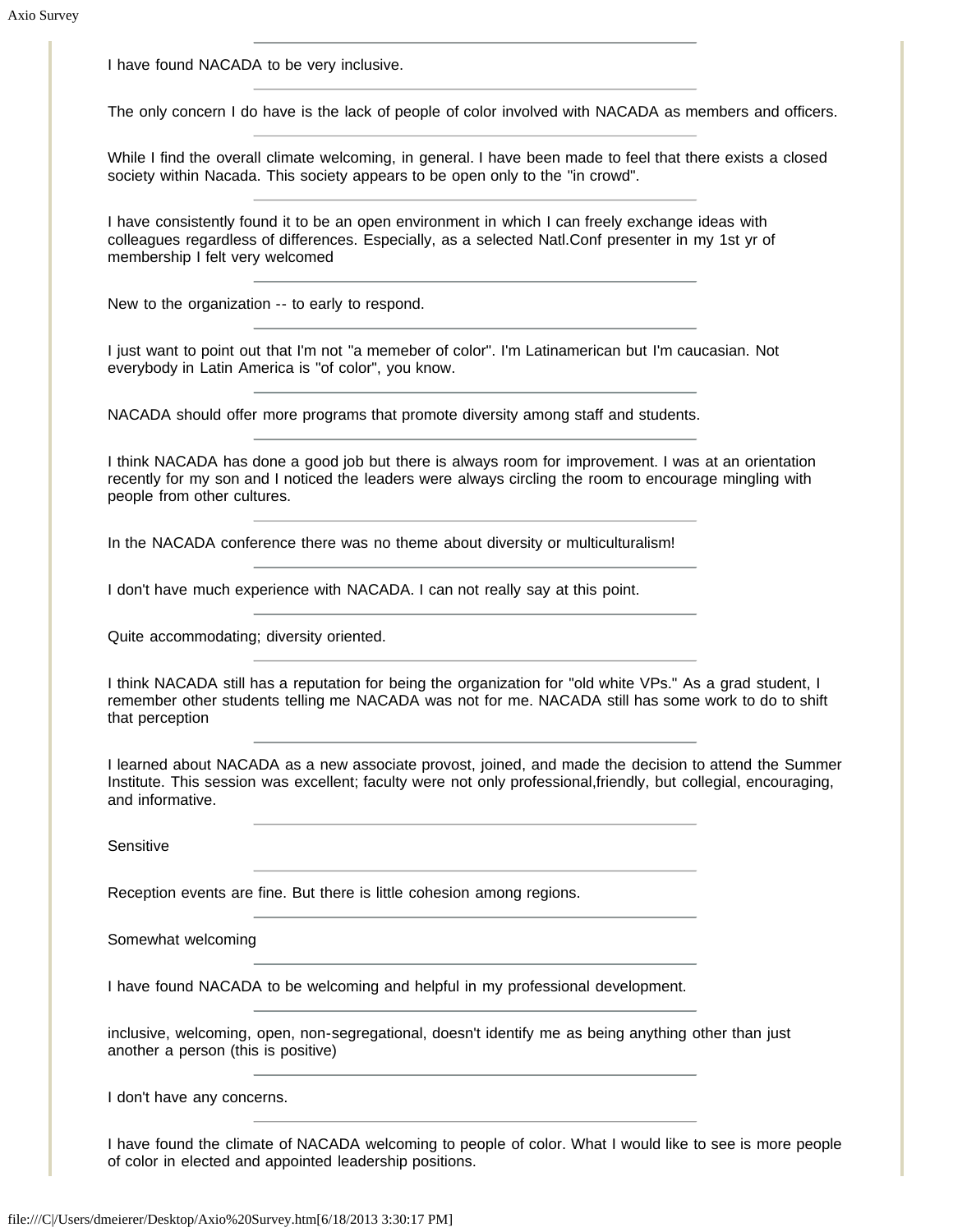I have found NACADA to be very inclusive.

---

The only concern I do have is the lack of people of color involved with NACADA as members and officers.

---

While I find the overall climate welcoming, in general. I have been made to feel that there exists a closed society within Nacada. This society appears to be open only to the "in crowd".

---

I have consistently found it to be an open environment in which I can freely exchange ideas with colleagues regardless of differences. Especially, as a selected Natl.Conf presenter in my 1st yr of membership I felt very welcomed

---

New to the organization -- to early to respond.

---

I just want to point out that I'm not "a memeber of color". I'm Latinamerican but I'm caucasian. Not everybody in Latin America is "of color", you know.

---

NACADA should offer more programs that promote diversity among staff and students.

---

I think NACADA has done a good job but there is always room for improvement. I was at an orientation recently for my son and I noticed the leaders were always circling the room to encourage mingling with people from other cultures.

---

In the NACADA conference there was no theme about diversity or multiculturalism!

---

I don't have much experience with NACADA. I can not really say at this point.

---

Quite accommodating; diversity oriented.

---

I think NACADA still has a reputation for being the organization for "old white VPs." As a grad student, I remember other students telling me NACADA was not for me. NACADA still has some work to do to shift that perception

---

I learned about NACADA as a new associate provost, joined, and made the decision to attend the Summer Institute. This session was excellent; faculty were not only professional,friendly, but collegial, encouraging, and informative.

---

Sensitive

---

Reception events are fine. But there is little cohesion among regions.

---

Somewhat welcoming

---

I have found NACADA to be welcoming and helpful in my professional development.

---

inclusive, welcoming, open, non-segregational, doesn't identify me as being anything other than just another a person (this is positive)

---

I don't have any concerns.

---

I have found the climate of NACADA welcoming to people of color. What I would like to see is more people of color in elected and appointed leadership positions.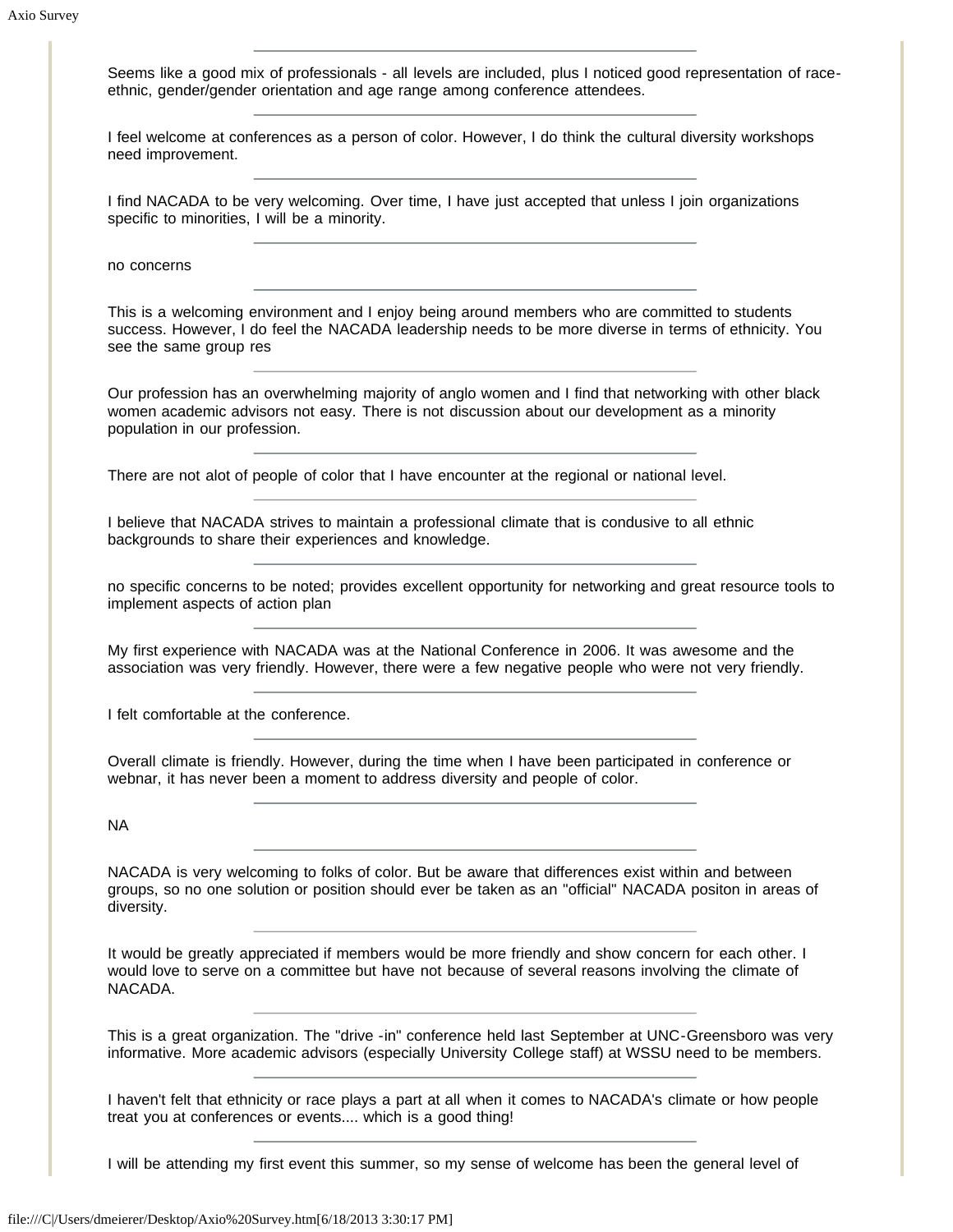Seems like a good mix of professionals - all levels are included, plus I noticed good representation of race-ethnic, gender/gender orientation and age range among conference attendees.

---

I feel welcome at conferences as a person of color. However, I do think the cultural diversity workshops need improvement.

---

I find NACADA to be very welcoming. Over time, I have just accepted that unless I join organizations specific to minorities, I will be a minority.

---

no concerns

---

This is a welcoming environment and I enjoy being around members who are committed to students success. However, I do feel the NACADA leadership needs to be more diverse in terms of ethnicity. You see the same group res

---

Our profession has an overwhelming majority of anglo women and I find that networking with other black women academic advisors not easy. There is not discussion about our development as a minority population in our profession.

---

There are not alot of people of color that I have encounter at the regional or national level.

---

I believe that NACADA strives to maintain a professional climate that is condusive to all ethnic backgrounds to share their experiences and knowledge.

---

no specific concerns to be noted; provides excellent opportunity for networking and great resource tools to implement aspects of action plan

---

My first experience with NACADA was at the National Conference in 2006. It was awesome and the association was very friendly. However, there were a few negative people who were not very friendly.

---

I felt comfortable at the conference.

---

Overall climate is friendly. However, during the time when I have been participated in conference or webnar, it has never been a moment to address diversity and people of color.

---

NA

---

NACADA is very welcoming to folks of color. But be aware that differences exist within and between groups, so no one solution or position should ever be taken as an "official" NACADA positon in areas of diversity.

---

It would be greatly appreciated if members would be more friendly and show concern for each other. I would love to serve on a committee but have not because of several reasons involving the climate of NACADA.

---

This is a great organization. The "drive -in" conference held last September at UNC-Greensboro was very informative. More academic advisors (especially University College staff) at WSSU need to be members.

---

I haven't felt that ethnicity or race plays a part at all when it comes to NACADA's climate or how people treat you at conferences or events.... which is a good thing!

---

I will be attending my first event this summer, so my sense of welcome has been the general level of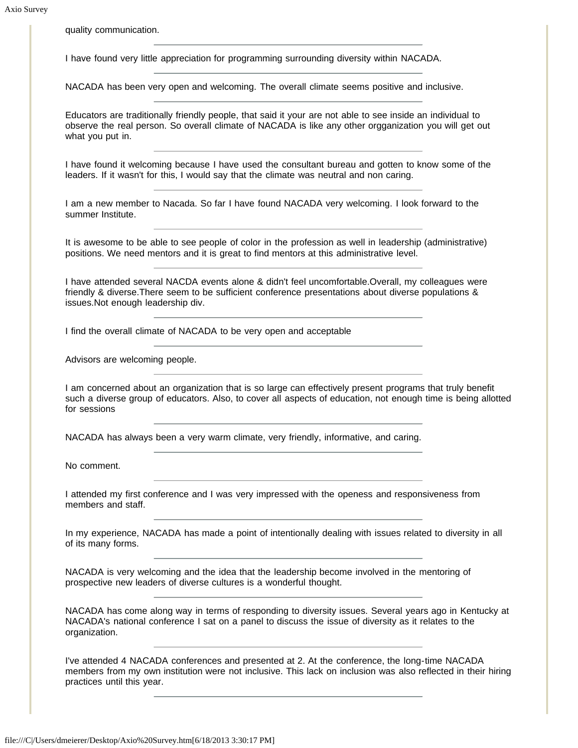quality communication.

---

I have found very little appreciation for programming surrounding diversity within NACADA.

---

NACADA has been very open and welcoming. The overall climate seems positive and inclusive.

---

Educators are traditionally friendly people, that said it your are not able to see inside an individual to observe the real person. So overall climate of NACADA is like any other orgganization you will get out what you put in.

---

I have found it welcoming because I have used the consultant bureau and gotten to know some of the leaders. If it wasn't for this, I would say that the climate was neutral and non caring.

---

I am a new member to Nacada. So far I have found NACADA very welcoming. I look forward to the summer Institute.

---

It is awesome to be able to see people of color in the profession as well in leadership (administrative) positions. We need mentors and it is great to find mentors at this administrative level.

---

I have attended several NACDA events alone & didn't feel uncomfortable.Overall, my colleagues were friendly & diverse.There seem to be sufficient conference presentations about diverse populations & issues.Not enough leadership div.

---

I find the overall climate of NACADA to be very open and acceptable

---

Advisors are welcoming people.

---

I am concerned about an organization that is so large can effectively present programs that truly benefit such a diverse group of educators. Also, to cover all aspects of education, not enough time is being allotted for sessions

---

NACADA has always been a very warm climate, very friendly, informative, and caring.

---

No comment.

---

I attended my first conference and I was very impressed with the openess and responsiveness from members and staff.

---

In my experience, NACADA has made a point of intentionally dealing with issues related to diversity in all of its many forms.

---

NACADA is very welcoming and the idea that the leadership become involved in the mentoring of prospective new leaders of diverse cultures is a wonderful thought.

---

NACADA has come along way in terms of responding to diversity issues. Several years ago in Kentucky at NACADA's national conference I sat on a panel to discuss the issue of diversity as it relates to the organization.

---

I've attended 4 NACADA conferences and presented at 2. At the conference, the long-time NACADA members from my own institution were not inclusive. This lack on inclusion was also reflected in their hiring practices until this year.

---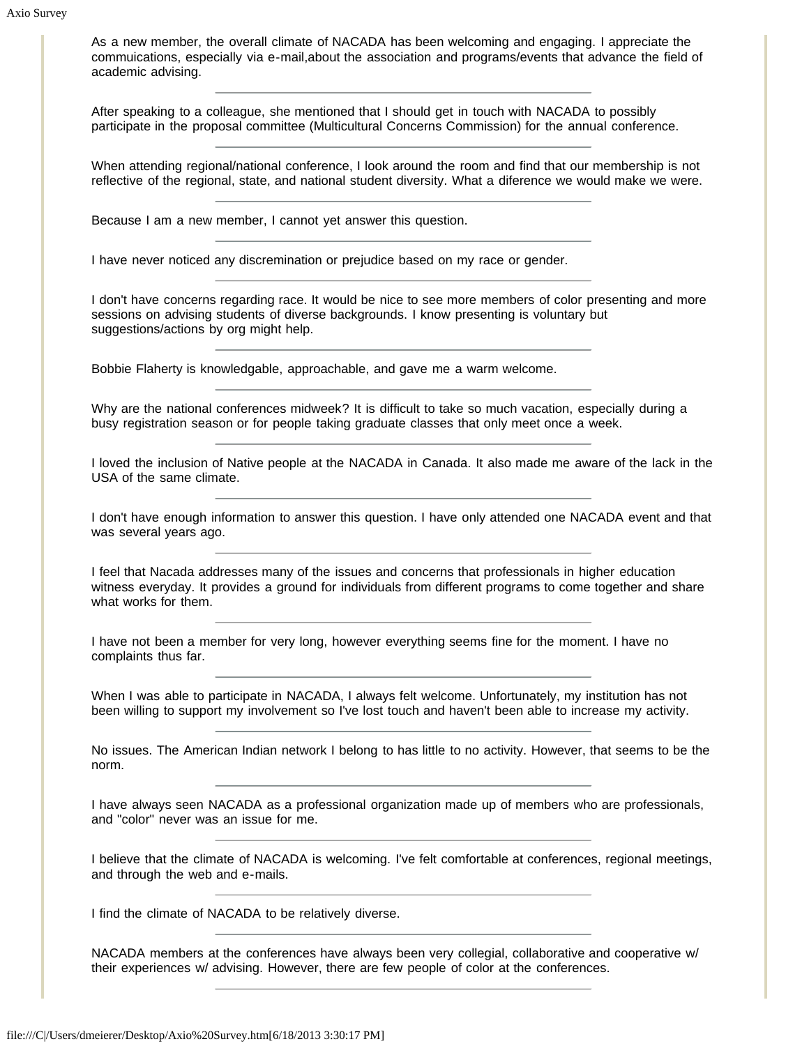As a new member, the overall climate of NACADA has been welcoming and engaging. I appreciate the commuications, especially via e-mail,about the association and programs/events that advance the field of academic advising.

---

After speaking to a colleague, she mentioned that I should get in touch with NACADA to possibly participate in the proposal committee (Multicultural Concerns Commission) for the annual conference.

---

When attending regional/national conference, I look around the room and find that our membership is not reflective of the regional, state, and national student diversity. What a diference we would make we were.

---

Because I am a new member, I cannot yet answer this question.

---

I have never noticed any discremination or prejudice based on my race or gender.

---

I don't have concerns regarding race. It would be nice to see more members of color presenting and more sessions on advising students of diverse backgrounds. I know presenting is voluntary but suggestions/actions by org might help.

---

Bobbie Flaherty is knowledgable, approachable, and gave me a warm welcome.

---

Why are the national conferences midweek? It is difficult to take so much vacation, especially during a busy registration season or for people taking graduate classes that only meet once a week.

---

I loved the inclusion of Native people at the NACADA in Canada. It also made me aware of the lack in the USA of the same climate.

---

I don't have enough information to answer this question. I have only attended one NACADA event and that was several years ago.

---

I feel that Nacada addresses many of the issues and concerns that professionals in higher education witness everyday. It provides a ground for individuals from different programs to come together and share what works for them.

---

I have not been a member for very long, however everything seems fine for the moment. I have no complaints thus far.

---

When I was able to participate in NACADA, I always felt welcome. Unfortunately, my institution has not been willing to support my involvement so I've lost touch and haven't been able to increase my activity.

---

No issues. The American Indian network I belong to has little to no activity. However, that seems to be the norm.

---

I have always seen NACADA as a professional organization made up of members who are professionals, and "color" never was an issue for me.

---

I believe that the climate of NACADA is welcoming. I've felt comfortable at conferences, regional meetings, and through the web and e-mails.

---

I find the climate of NACADA to be relatively diverse.

---

NACADA members at the conferences have always been very collegial, collaborative and cooperative w/ their experiences w/ advising. However, there are few people of color at the conferences.

---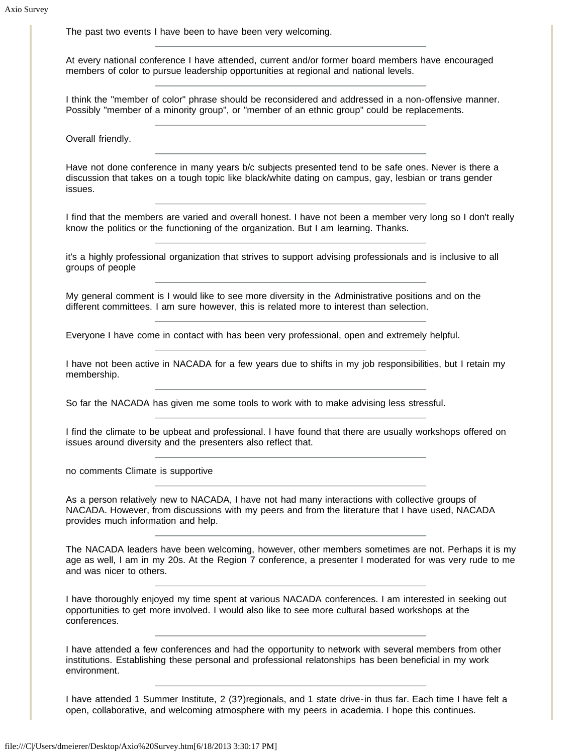The past two events I have been to have been very welcoming.

---

At every national conference I have attended, current and/or former board members have encouraged members of color to pursue leadership opportunities at regional and national levels.

---

I think the "member of color" phrase should be reconsidered and addressed in a non-offensive manner. Possibly "member of a minority group", or "member of an ethnic group" could be replacements.

---

Overall friendly.

---

Have not done conference in many years b/c subjects presented tend to be safe ones. Never is there a discussion that takes on a tough topic like black/white dating on campus, gay, lesbian or trans gender issues.

---

I find that the members are varied and overall honest. I have not been a member very long so I don't really know the politics or the functioning of the organization. But I am learning. Thanks.

---

it's a highly professional organization that strives to support advising professionals and is inclusive to all groups of people

---

My general comment is I would like to see more diversity in the Administrative positions and on the different committees. I am sure however, this is related more to interest than selection.

---

Everyone I have come in contact with has been very professional, open and extremely helpful.

---

I have not been active in NACADA for a few years due to shifts in my job responsibilities, but I retain my membership.

---

So far the NACADA has given me some tools to work with to make advising less stressful.

---

I find the climate to be upbeat and professional. I have found that there are usually workshops offered on issues around diversity and the presenters also reflect that.

---

no comments Climate is supportive

---

As a person relatively new to NACADA, I have not had many interactions with collective groups of NACADA. However, from discussions with my peers and from the literature that I have used, NACADA provides much information and help.

---

The NACADA leaders have been welcoming, however, other members sometimes are not. Perhaps it is my age as well, I am in my 20s. At the Region 7 conference, a presenter I moderated for was very rude to me and was nicer to others.

---

I have thoroughly enjoyed my time spent at various NACADA conferences. I am interested in seeking out opportunities to get more involved. I would also like to see more cultural based workshops at the conferences.

---

I have attended a few conferences and had the opportunity to network with several members from other institutions. Establishing these personal and professional relatonships has been beneficial in my work environment.

---

I have attended 1 Summer Institute, 2 (3?)regionals, and 1 state drive-in thus far. Each time I have felt a open, collaborative, and welcoming atmosphere with my peers in academia. I hope this continues.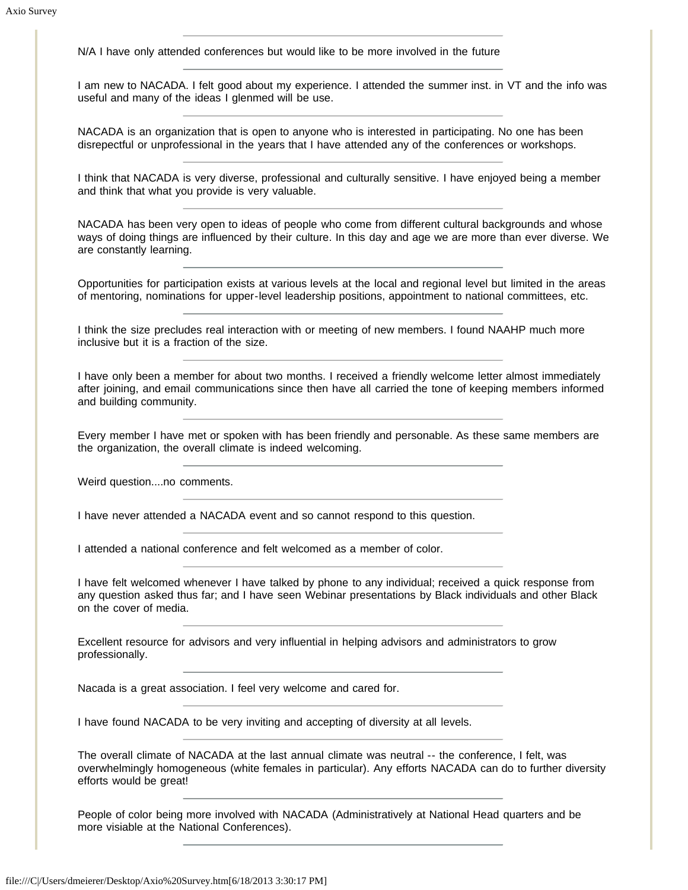N/A I have only attended conferences but would like to be more involved in the future

---

I am new to NACADA. I felt good about my experience. I attended the summer inst. in VT and the info was useful and many of the ideas I glenmed will be use.

---

NACADA is an organization that is open to anyone who is interested in participating. No one has been disrepectful or unprofessional in the years that I have attended any of the conferences or workshops.

---

I think that NACADA is very diverse, professional and culturally sensitive. I have enjoyed being a member and think that what you provide is very valuable.

---

NACADA has been very open to ideas of people who come from different cultural backgrounds and whose ways of doing things are influenced by their culture. In this day and age we are more than ever diverse. We are constantly learning.

---

Opportunities for participation exists at various levels at the local and regional level but limited in the areas of mentoring, nominations for upper-level leadership positions, appointment to national committees, etc.

---

I think the size precludes real interaction with or meeting of new members. I found NAAHP much more inclusive but it is a fraction of the size.

---

I have only been a member for about two months. I received a friendly welcome letter almost immediately after joining, and email communications since then have all carried the tone of keeping members informed and building community.

---

Every member I have met or spoken with has been friendly and personable. As these same members are the organization, the overall climate is indeed welcoming.

---

Weird question....no comments.

---

I have never attended a NACADA event and so cannot respond to this question.

---

I attended a national conference and felt welcomed as a member of color.

---

I have felt welcomed whenever I have talked by phone to any individual; received a quick response from any question asked thus far; and I have seen Webinar presentations by Black individuals and other Black on the cover of media.

---

Excellent resource for advisors and very influential in helping advisors and administrators to grow professionally.

---

Nacada is a great association. I feel very welcome and cared for.

---

I have found NACADA to be very inviting and accepting of diversity at all levels.

---

The overall climate of NACADA at the last annual climate was neutral -- the conference, I felt, was overwhelmingly homogeneous (white females in particular). Any efforts NACADA can do to further diversity efforts would be great!

---

People of color being more involved with NACADA (Administratively at National Head quarters and be more visiable at the National Conferences).

---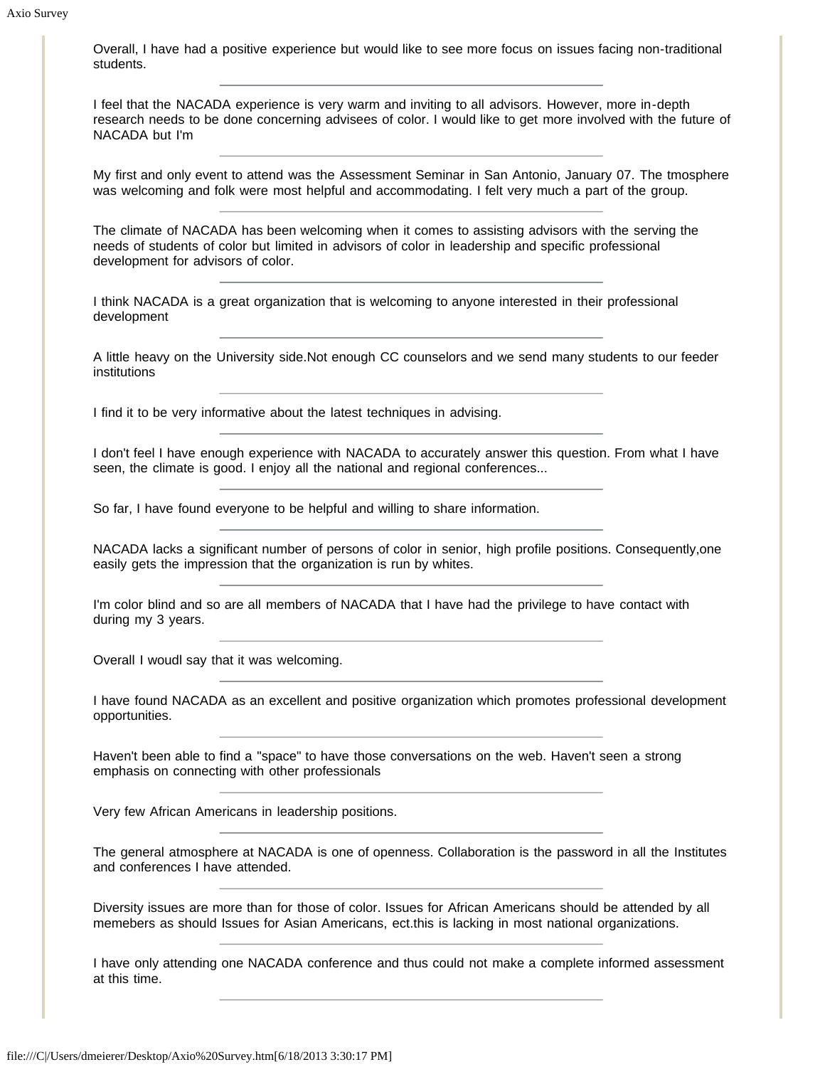Overall, I have had a positive experience but would like to see more focus on issues facing non-traditional students.

---

I feel that the NACADA experience is very warm and inviting to all advisors. However, more in-depth research needs to be done concerning advisees of color. I would like to get more involved with the future of NACADA but I'm

---

My first and only event to attend was the Assessment Seminar in San Antonio, January 07. The tmosphere was welcoming and folk were most helpful and accommodating. I felt very much a part of the group.

---

The climate of NACADA has been welcoming when it comes to assisting advisors with the serving the needs of students of color but limited in advisors of color in leadership and specific professional development for advisors of color.

---

I think NACADA is a great organization that is welcoming to anyone interested in their professional development

---

A little heavy on the University side.Not enough CC counselors and we send many students to our feeder institutions

---

I find it to be very informative about the latest techniques in advising.

---

I don't feel I have enough experience with NACADA to accurately answer this question. From what I have seen, the climate is good. I enjoy all the national and regional conferences...

---

So far, I have found everyone to be helpful and willing to share information.

---

NACADA lacks a significant number of persons of color in senior, high profile positions. Consequently,one easily gets the impression that the organization is run by whites.

---

I'm color blind and so are all members of NACADA that I have had the privilege to have contact with during my 3 years.

---

Overall I woudl say that it was welcoming.

---

I have found NACADA as an excellent and positive organization which promotes professional development opportunities.

---

Haven't been able to find a "space" to have those conversations on the web. Haven't seen a strong emphasis on connecting with other professionals

---

Very few African Americans in leadership positions.

---

The general atmosphere at NACADA is one of openness. Collaboration is the password in all the Institutes and conferences I have attended.

---

Diversity issues are more than for those of color. Issues for African Americans should be attended by all memebers as should Issues for Asian Americans, ect.this is lacking in most national organizations.

---

I have only attending one NACADA conference and thus could not make a complete informed assessment at this time.

---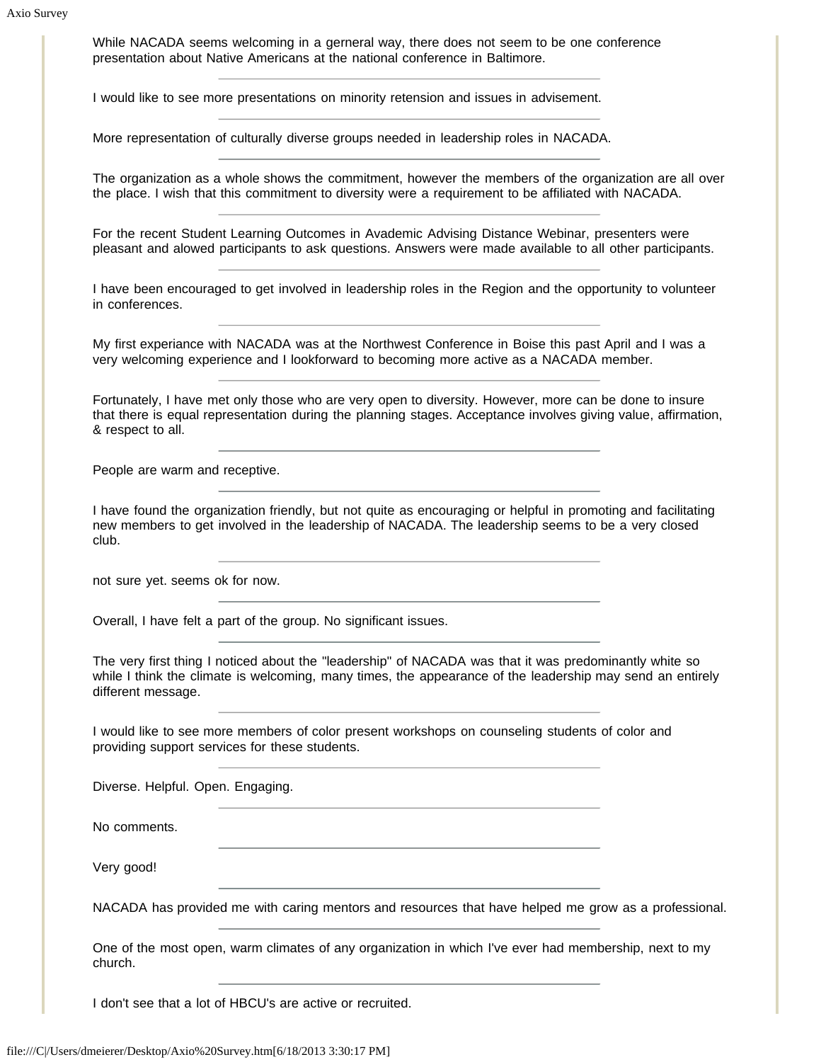While NACADA seems welcoming in a gerneral way, there does not seem to be one conference presentation about Native Americans at the national conference in Baltimore.

---

I would like to see more presentations on minority retension and issues in advisement.

---

More representation of culturally diverse groups needed in leadership roles in NACADA.

---

The organization as a whole shows the commitment, however the members of the organization are all over the place. I wish that this commitment to diversity were a requirement to be affiliated with NACADA.

---

For the recent Student Learning Outcomes in Avademic Advising Distance Webinar, presenters were pleasant and alowed participants to ask questions. Answers were made available to all other participants.

---

I have been encouraged to get involved in leadership roles in the Region and the opportunity to volunteer in conferences.

---

My first experiance with NACADA was at the Northwest Conference in Boise this past April and I was a very welcoming experience and I lookforward to becoming more active as a NACADA member.

---

Fortunately, I have met only those who are very open to diversity. However, more can be done to insure that there is equal representation during the planning stages. Acceptance involves giving value, affirmation, & respect to all.

---

People are warm and receptive.

---

I have found the organization friendly, but not quite as encouraging or helpful in promoting and facilitating new members to get involved in the leadership of NACADA. The leadership seems to be a very closed club.

---

not sure yet. seems ok for now.

---

Overall, I have felt a part of the group. No significant issues.

---

The very first thing I noticed about the "leadership" of NACADA was that it was predominantly white so while I think the climate is welcoming, many times, the appearance of the leadership may send an entirely different message.

---

I would like to see more members of color present workshops on counseling students of color and providing support services for these students.

---

Diverse. Helpful. Open. Engaging.

---

No comments.

---

Very good!

---

NACADA has provided me with caring mentors and resources that have helped me grow as a professional.

---

One of the most open, warm climates of any organization in which I've ever had membership, next to my church.

---

I don't see that a lot of HBCU's are active or recruited.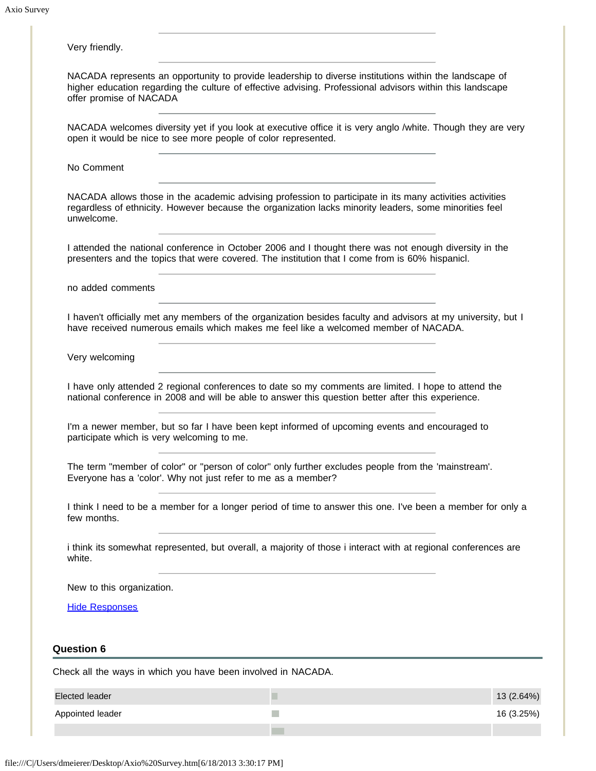Very friendly.

---

NACADA represents an opportunity to provide leadership to diverse institutions within the landscape of higher education regarding the culture of effective advising. Professional advisors within this landscape offer promise of NACADA

---

NACADA welcomes diversity yet if you look at executive office it is very anglo /white. Though they are very open it would be nice to see more people of color represented.

---

No Comment

---

NACADA allows those in the academic advising profession to participate in its many activities activities regardless of ethnicity. However because the organization lacks minority leaders, some minorities feel unwelcome.

---

I attended the national conference in October 2006 and I thought there was not enough diversity in the presenters and the topics that were covered. The institution that I come from is 60% hispanicl.

---

no added comments

---

I haven't officially met any members of the organization besides faculty and advisors at my university, but I have received numerous emails which makes me feel like a welcomed member of NACADA.

---

Very welcoming

---

I have only attended 2 regional conferences to date so my comments are limited. I hope to attend the national conference in 2008 and will be able to answer this question better after this experience.

---

I'm a newer member, but so far I have been kept informed of upcoming events and encouraged to participate which is very welcoming to me.

---

The term "member of color" or "person of color" only further excludes people from the 'mainstream'. Everyone has a 'color'. Why not just refer to me as a member?

---

I think I need to be a member for a longer period of time to answer this one. I've been a member for only a few months.

---

i think its somewhat represented, but overall, a majority of those i interact with at regional conferences are white.

---

New to this organization.

Hide Responses

### Question 6

Check all the ways in which you have been involved in NACADA.

| | | |
|---|---|---|
| Elected leader | | 13 (2.64%) |
| Appointed leader | | 16 (3.25%) |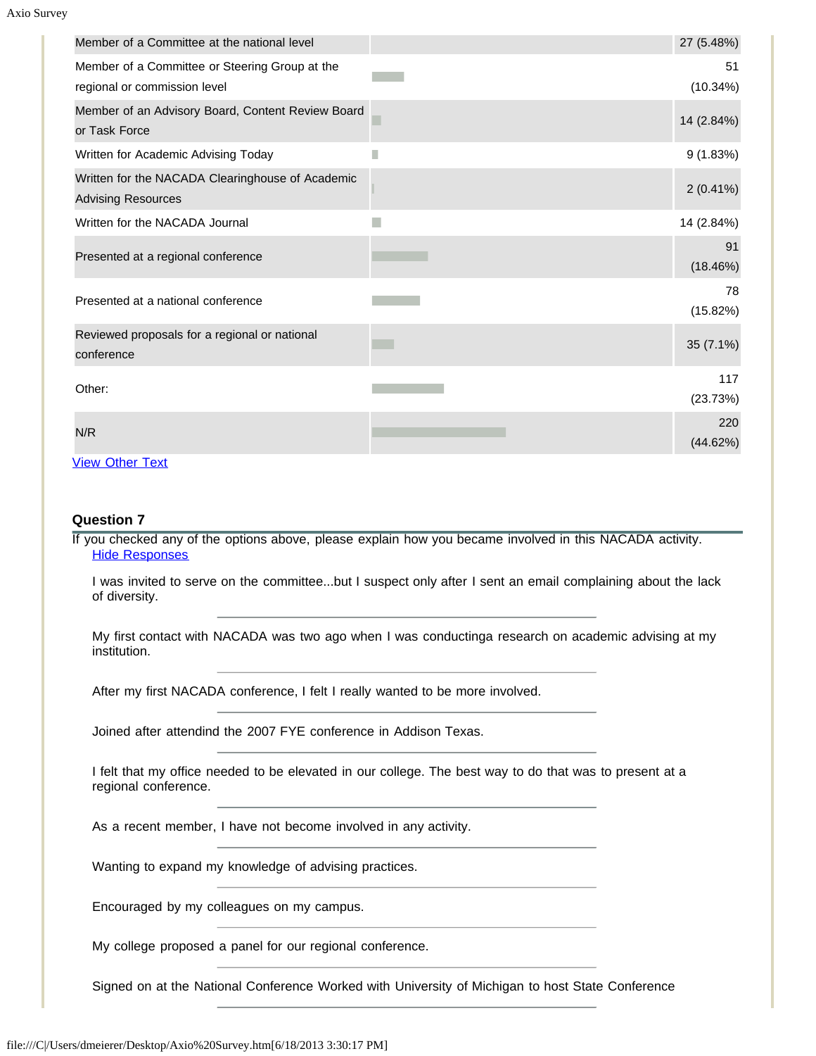| Option | Responses |
| --- | --- |
| Member of a Committee at the national level | 27 (5.48%) |
| Member of a Committee or Steering Group at the regional or commission level | 51 (10.34%) |
| Member of an Advisory Board, Content Review Board or Task Force | 14 (2.84%) |
| Written for Academic Advising Today | 9 (1.83%) |
| Written for the NACADA Clearinghouse of Academic Advising Resources | 2 (0.41%) |
| Written for the NACADA Journal | 14 (2.84%) |
| Presented at a regional conference | 91 (18.46%) |
| Presented at a national conference | 78 (15.82%) |
| Reviewed proposals for a regional or national conference | 35 (7.1%) |
| Other: | 117 (23.73%) |
| N/R | 220 (44.62%) |

View Other Text

## Question 7

If you checked any of the options above, please explain how you became involved in this NACADA activity.

Hide Responses

I was invited to serve on the committee...but I suspect only after I sent an email complaining about the lack of diversity.

---

My first contact with NACADA was two ago when I was conductinga research on academic advising at my institution.

---

After my first NACADA conference, I felt I really wanted to be more involved.

---

Joined after attendind the 2007 FYE conference in Addison Texas.

---

I felt that my office needed to be elevated in our college. The best way to do that was to present at a regional conference.

---

As a recent member, I have not become involved in any activity.

---

Wanting to expand my knowledge of advising practices.

---

Encouraged by my colleagues on my campus.

---

My college proposed a panel for our regional conference.

---

Signed on at the National Conference Worked with University of Michigan to host State Conference

---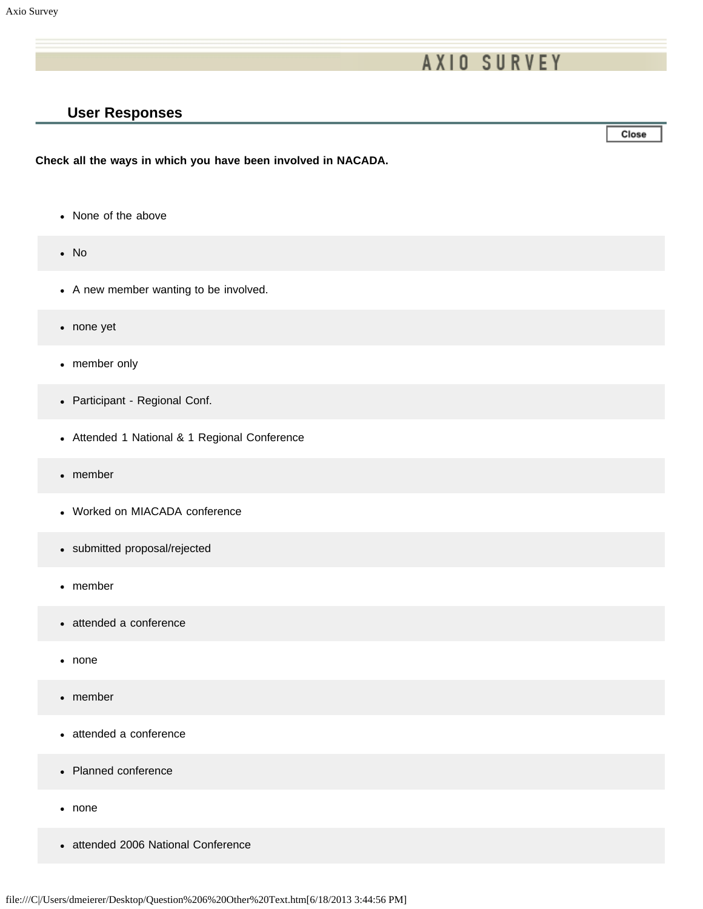AXIO SURVEY

## User Responses

**Check all the ways in which you have been involved in NACADA.**

- None of the above
- No
- A new member wanting to be involved.
- none yet
- member only
- Participant - Regional Conf.
- Attended 1 National & 1 Regional Conference
- member
- Worked on MIACADA conference
- submitted proposal/rejected
- member
- attended a conference
- none
- member
- attended a conference
- Planned conference
- none
- attended 2006 National Conference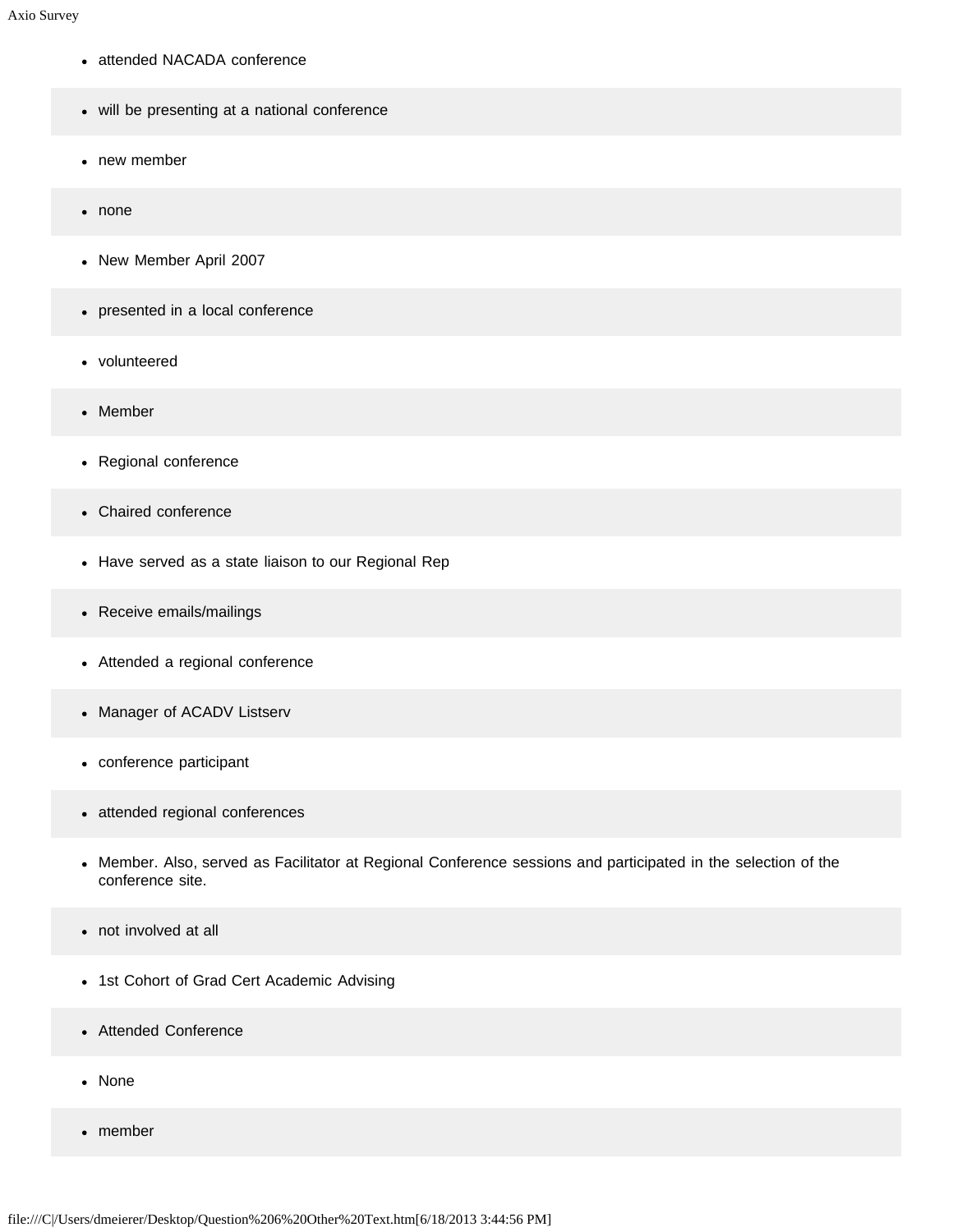- attended NACADA conference
- will be presenting at a national conference
- new member
- none
- New Member April 2007
- presented in a local conference
- volunteered
- Member
- Regional conference
- Chaired conference
- Have served as a state liaison to our Regional Rep
- Receive emails/mailings
- Attended a regional conference
- Manager of ACADV Listserv
- conference participant
- attended regional conferences
- Member. Also, served as Facilitator at Regional Conference sessions and participated in the selection of the conference site.
- not involved at all
- 1st Cohort of Grad Cert Academic Advising
- Attended Conference
- None
- member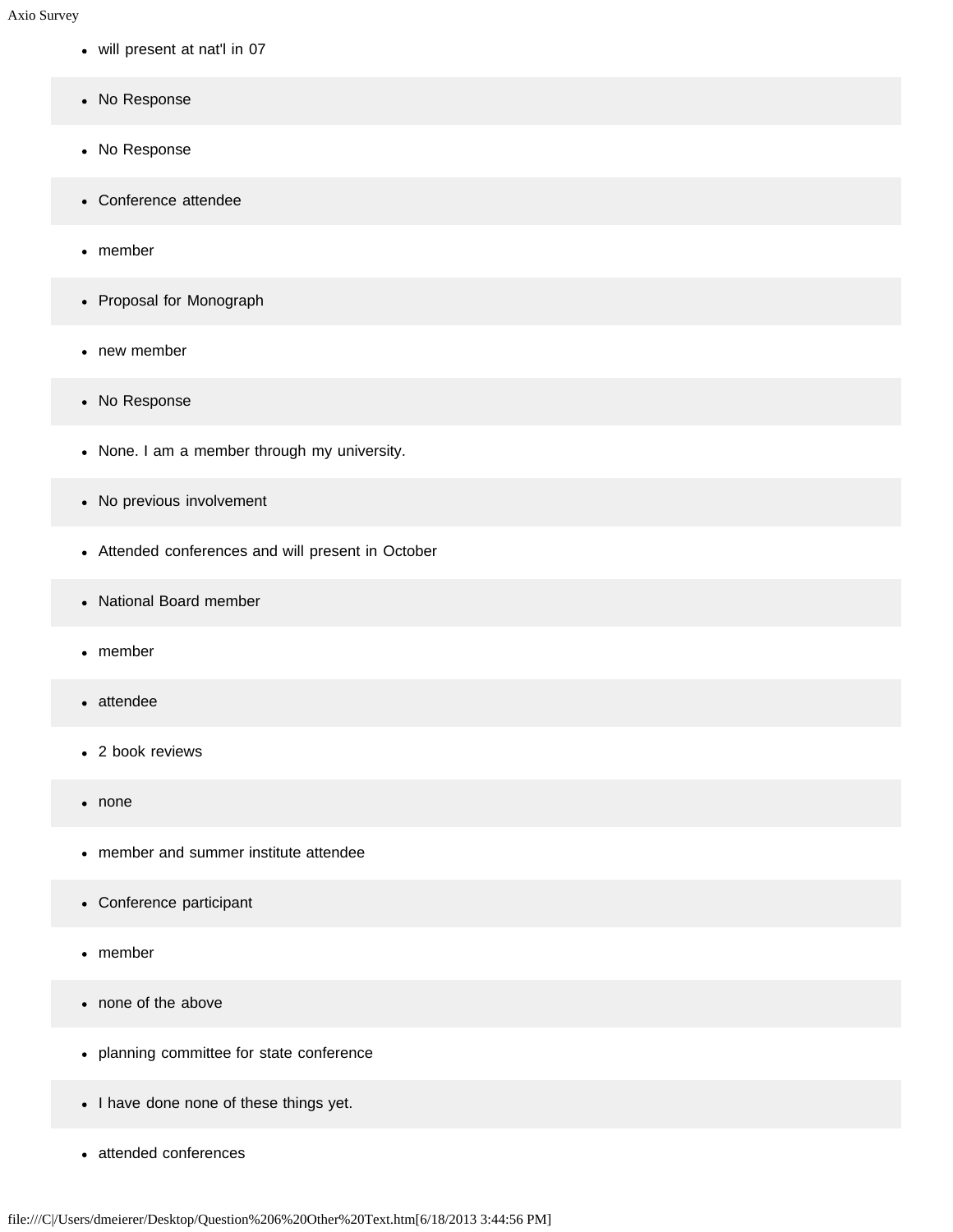- will present at nat'l in 07
- No Response
- No Response
- Conference attendee
- member
- Proposal for Monograph
- new member
- No Response
- None. I am a member through my university.
- No previous involvement
- Attended conferences and will present in October
- National Board member
- member
- attendee
- 2 book reviews
- none
- member and summer institute attendee
- Conference participant
- member
- none of the above
- planning committee for state conference
- I have done none of these things yet.
- attended conferences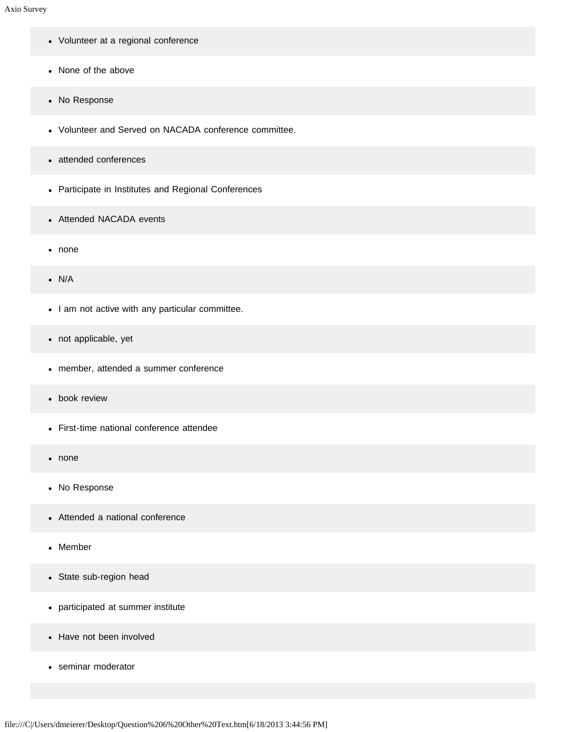- Volunteer at a regional conference
- None of the above
- No Response
- Volunteer and Served on NACADA conference committee.
- attended conferences
- Participate in Institutes and Regional Conferences
- Attended NACADA events
- none
- N/A
- I am not active with any particular committee.
- not applicable, yet
- member, attended a summer conference
- book review
- First-time national conference attendee
- none
- No Response
- Attended a national conference
- Member
- State sub-region head
- participated at summer institute
- Have not been involved
- seminar moderator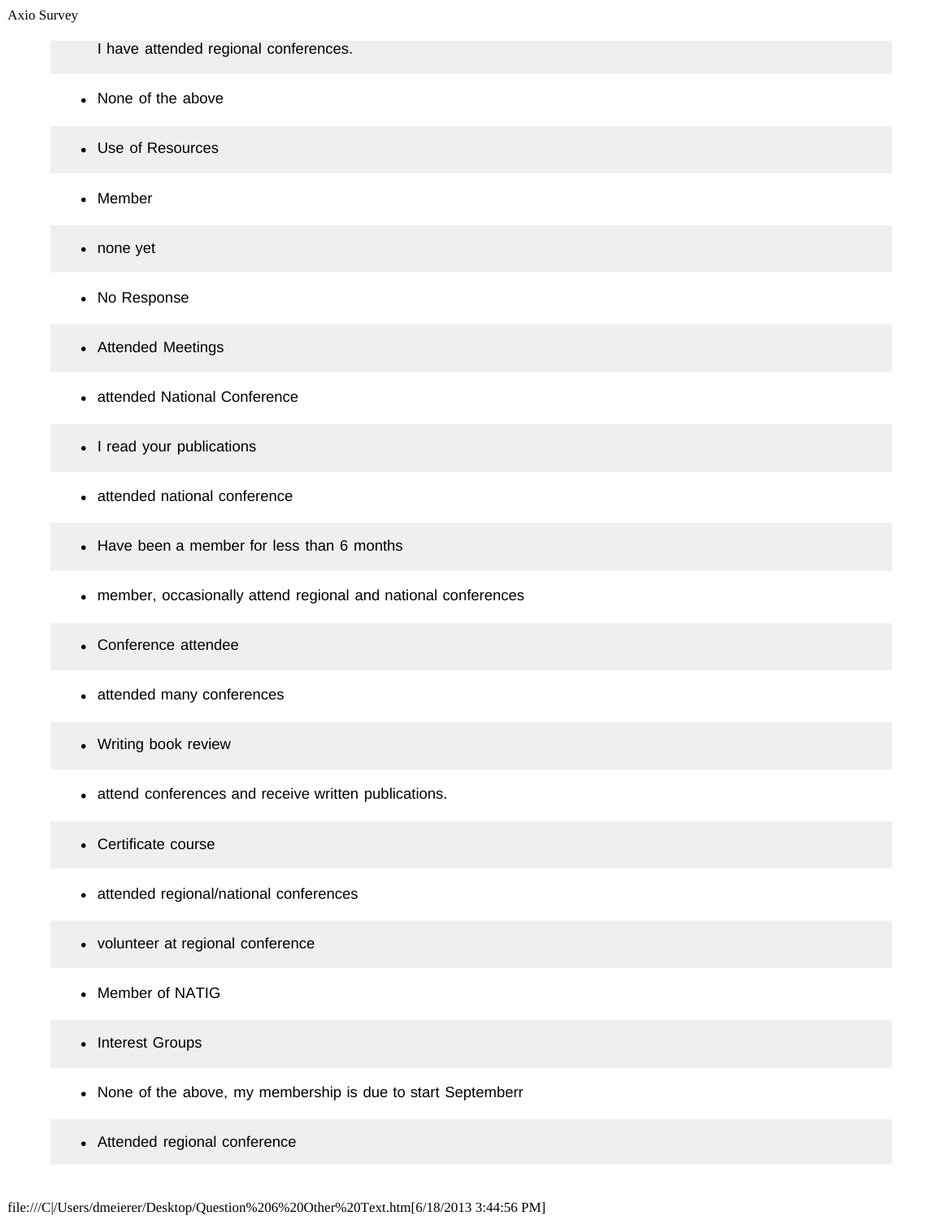I have attended regional conferences.

- None of the above
- Use of Resources
- Member
- none yet
- No Response
- Attended Meetings
- attended National Conference
- I read your publications
- attended national conference
- Have been a member for less than 6 months
- member, occasionally attend regional and national conferences
- Conference attendee
- attended many conferences
- Writing book review
- attend conferences and receive written publications.
- Certificate course
- attended regional/national conferences
- volunteer at regional conference
- Member of NATIG
- Interest Groups
- None of the above, my membership is due to start Septemberr
- Attended regional conference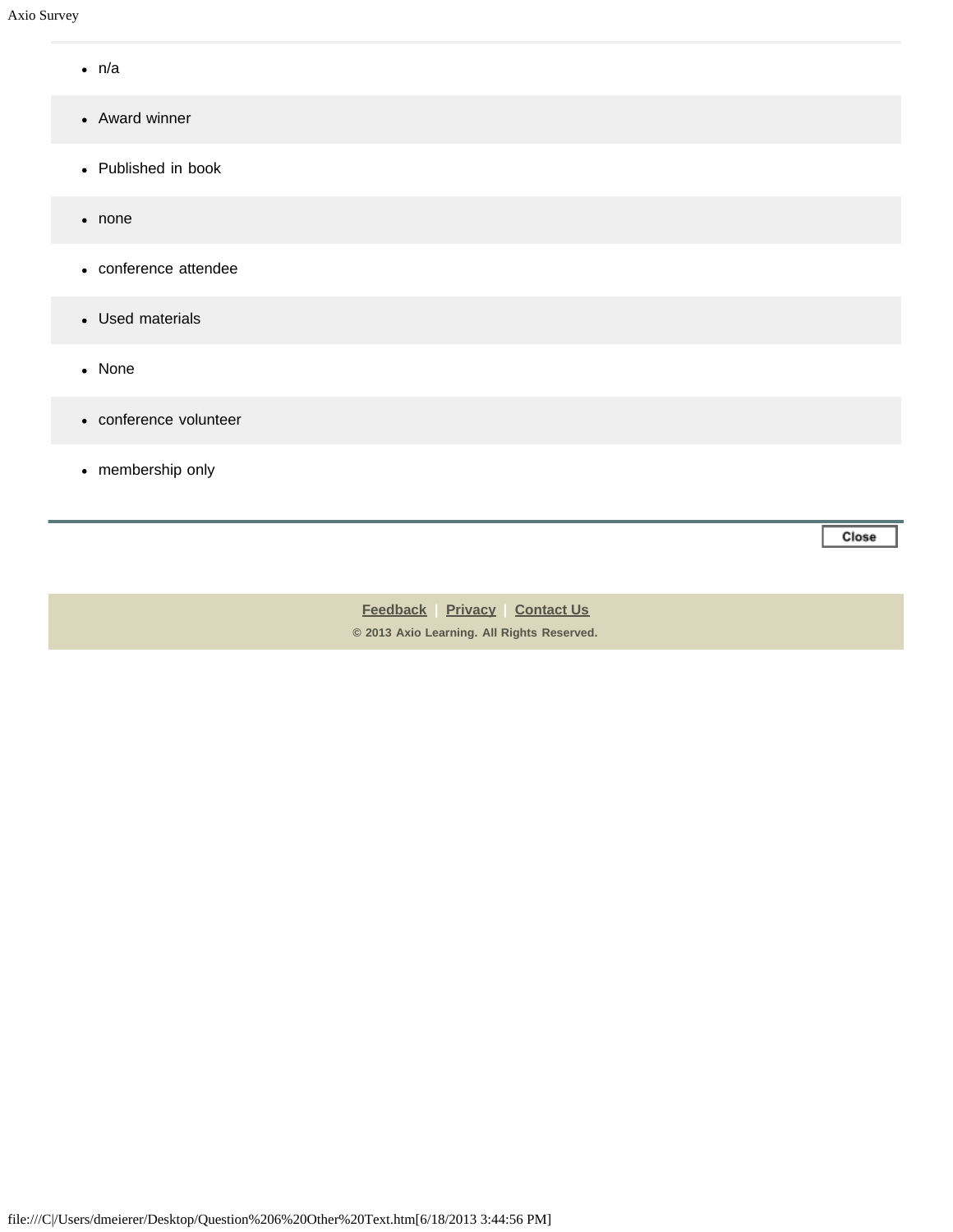- n/a
- Award winner
- Published in book
- none
- conference attendee
- Used materials
- None
- conference volunteer
- membership only

Close

Feedback | Privacy | Contact Us

© 2013 Axio Learning. All Rights Reserved.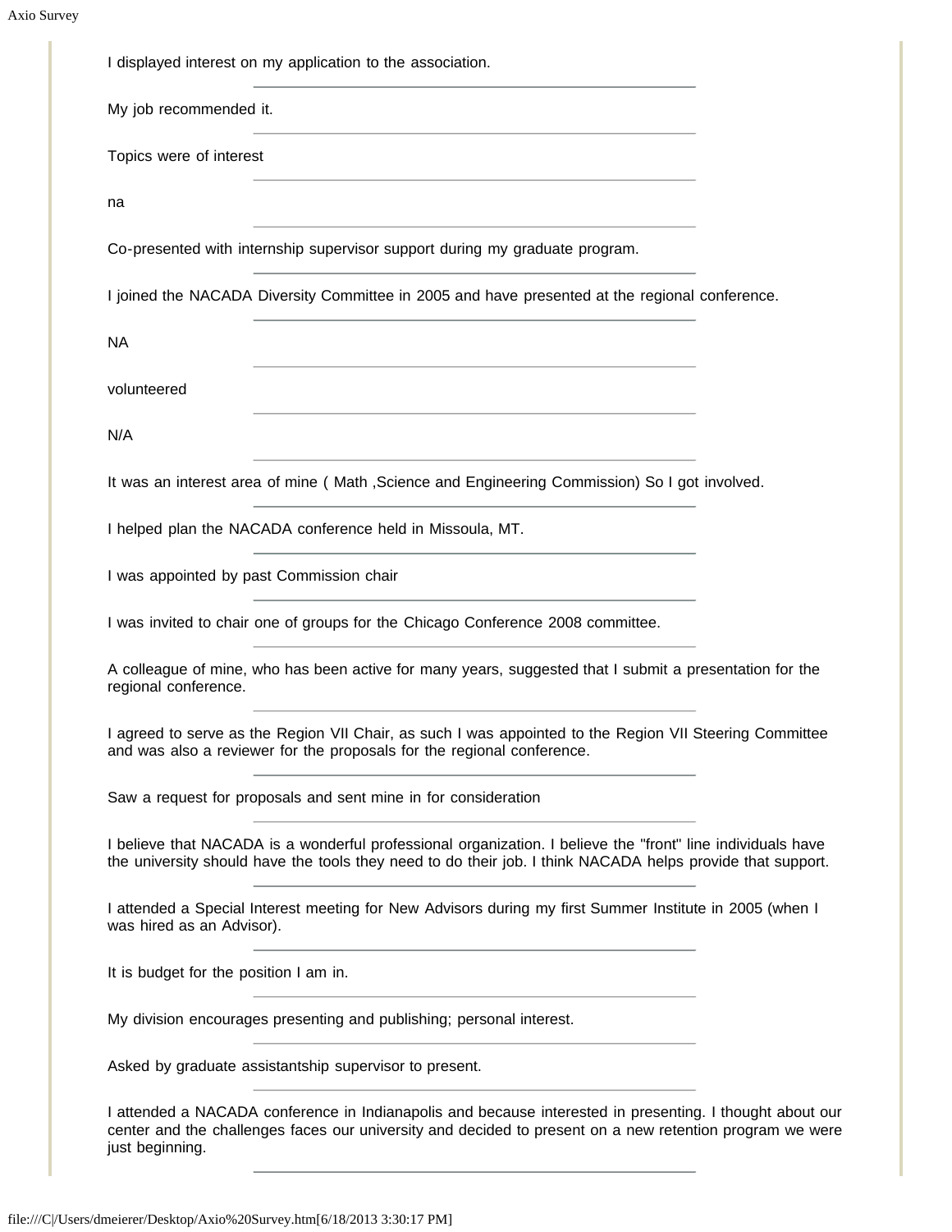I displayed interest on my application to the association.

---

My job recommended it.

---

Topics were of interest

---

na

---

Co-presented with internship supervisor support during my graduate program.

---

I joined the NACADA Diversity Committee in 2005 and have presented at the regional conference.

---

NA

---

volunteered

---

N/A

---

It was an interest area of mine ( Math ,Science and Engineering Commission) So I got involved.

---

I helped plan the NACADA conference held in Missoula, MT.

---

I was appointed by past Commission chair

---

I was invited to chair one of groups for the Chicago Conference 2008 committee.

---

A colleague of mine, who has been active for many years, suggested that I submit a presentation for the regional conference.

---

I agreed to serve as the Region VII Chair, as such I was appointed to the Region VII Steering Committee and was also a reviewer for the proposals for the regional conference.

---

Saw a request for proposals and sent mine in for consideration

---

I believe that NACADA is a wonderful professional organization. I believe the "front" line individuals have the university should have the tools they need to do their job. I think NACADA helps provide that support.

---

I attended a Special Interest meeting for New Advisors during my first Summer Institute in 2005 (when I was hired as an Advisor).

---

It is budget for the position I am in.

---

My division encourages presenting and publishing; personal interest.

---

Asked by graduate assistantship supervisor to present.

---

I attended a NACADA conference in Indianapolis and because interested in presenting. I thought about our center and the challenges faces our university and decided to present on a new retention program we were just beginning.

---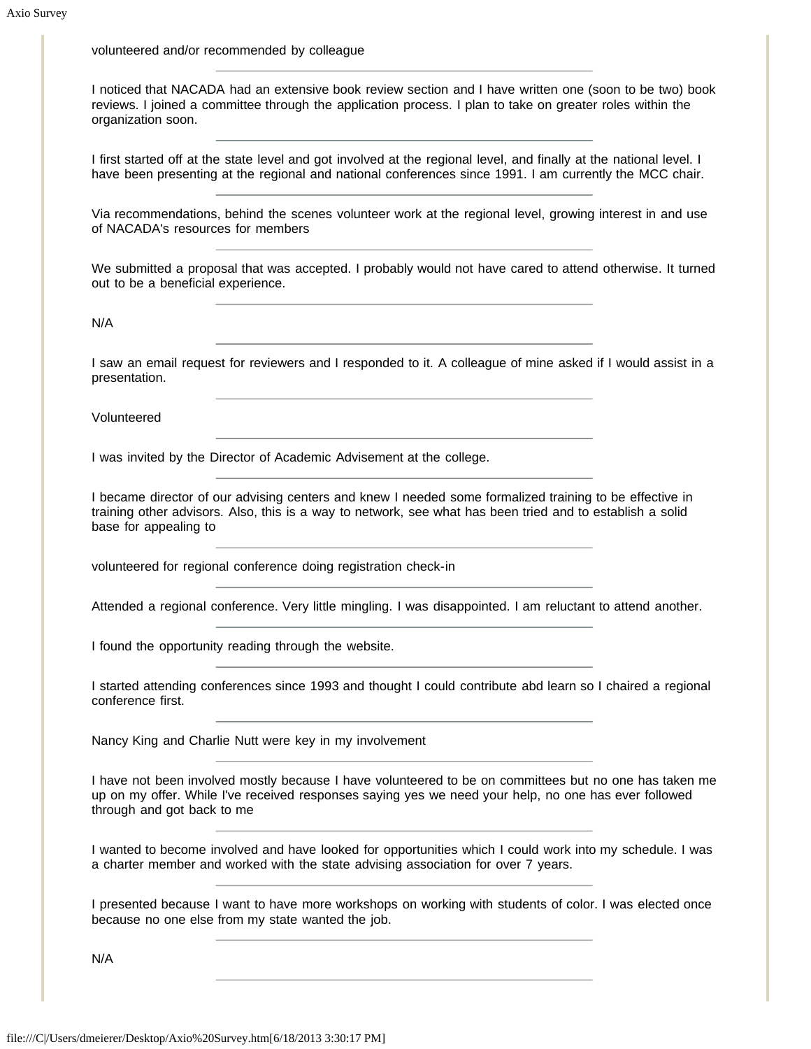volunteered and/or recommended by colleague

---

I noticed that NACADA had an extensive book review section and I have written one (soon to be two) book reviews. I joined a committee through the application process. I plan to take on greater roles within the organization soon.

---

I first started off at the state level and got involved at the regional level, and finally at the national level. I have been presenting at the regional and national conferences since 1991. I am currently the MCC chair.

---

Via recommendations, behind the scenes volunteer work at the regional level, growing interest in and use of NACADA's resources for members

---

We submitted a proposal that was accepted. I probably would not have cared to attend otherwise. It turned out to be a beneficial experience.

---

N/A

---

I saw an email request for reviewers and I responded to it. A colleague of mine asked if I would assist in a presentation.

---

Volunteered

---

I was invited by the Director of Academic Advisement at the college.

---

I became director of our advising centers and knew I needed some formalized training to be effective in training other advisors. Also, this is a way to network, see what has been tried and to establish a solid base for appealing to

---

volunteered for regional conference doing registration check-in

---

Attended a regional conference. Very little mingling. I was disappointed. I am reluctant to attend another.

---

I found the opportunity reading through the website.

---

I started attending conferences since 1993 and thought I could contribute abd learn so I chaired a regional conference first.

---

Nancy King and Charlie Nutt were key in my involvement

---

I have not been involved mostly because I have volunteered to be on committees but no one has taken me up on my offer. While I've received responses saying yes we need your help, no one has ever followed through and got back to me

---

I wanted to become involved and have looked for opportunities which I could work into my schedule. I was a charter member and worked with the state advising association for over 7 years.

---

I presented because I want to have more workshops on working with students of color. I was elected once because no one else from my state wanted the job.

---

N/A

---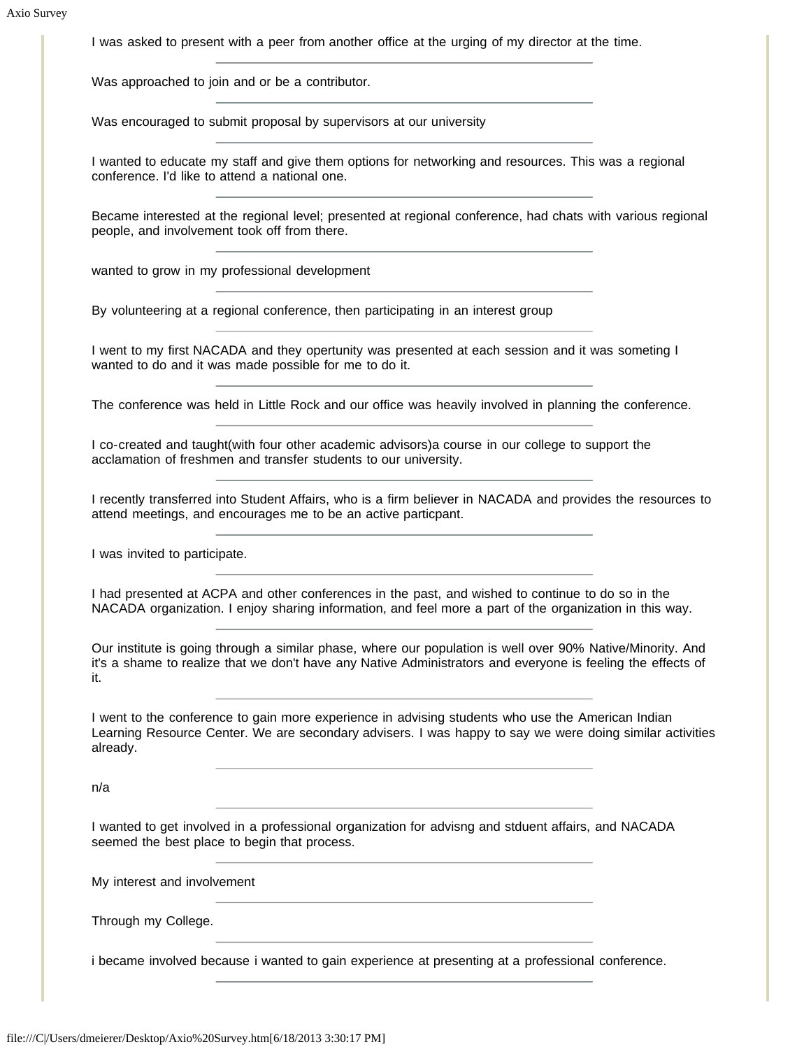I was asked to present with a peer from another office at the urging of my director at the time.

Was approached to join and or be a contributor.

Was encouraged to submit proposal by supervisors at our university

I wanted to educate my staff and give them options for networking and resources. This was a regional conference. I'd like to attend a national one.

Became interested at the regional level; presented at regional conference, had chats with various regional people, and involvement took off from there.

wanted to grow in my professional development

By volunteering at a regional conference, then participating in an interest group

I went to my first NACADA and they opertunity was presented at each session and it was someting I wanted to do and it was made possible for me to do it.

The conference was held in Little Rock and our office was heavily involved in planning the conference.

I co-created and taught(with four other academic advisors)a course in our college to support the acclamation of freshmen and transfer students to our university.

I recently transferred into Student Affairs, who is a firm believer in NACADA and provides the resources to attend meetings, and encourages me to be an active particpant.

I was invited to participate.

I had presented at ACPA and other conferences in the past, and wished to continue to do so in the NACADA organization. I enjoy sharing information, and feel more a part of the organization in this way.

Our institute is going through a similar phase, where our population is well over 90% Native/Minority. And it's a shame to realize that we don't have any Native Administrators and everyone is feeling the effects of it.

I went to the conference to gain more experience in advising students who use the American Indian Learning Resource Center. We are secondary advisers. I was happy to say we were doing similar activities already.

n/a

I wanted to get involved in a professional organization for advisng and stduent affairs, and NACADA seemed the best place to begin that process.

My interest and involvement

Through my College.

i became involved because i wanted to gain experience at presenting at a professional conference.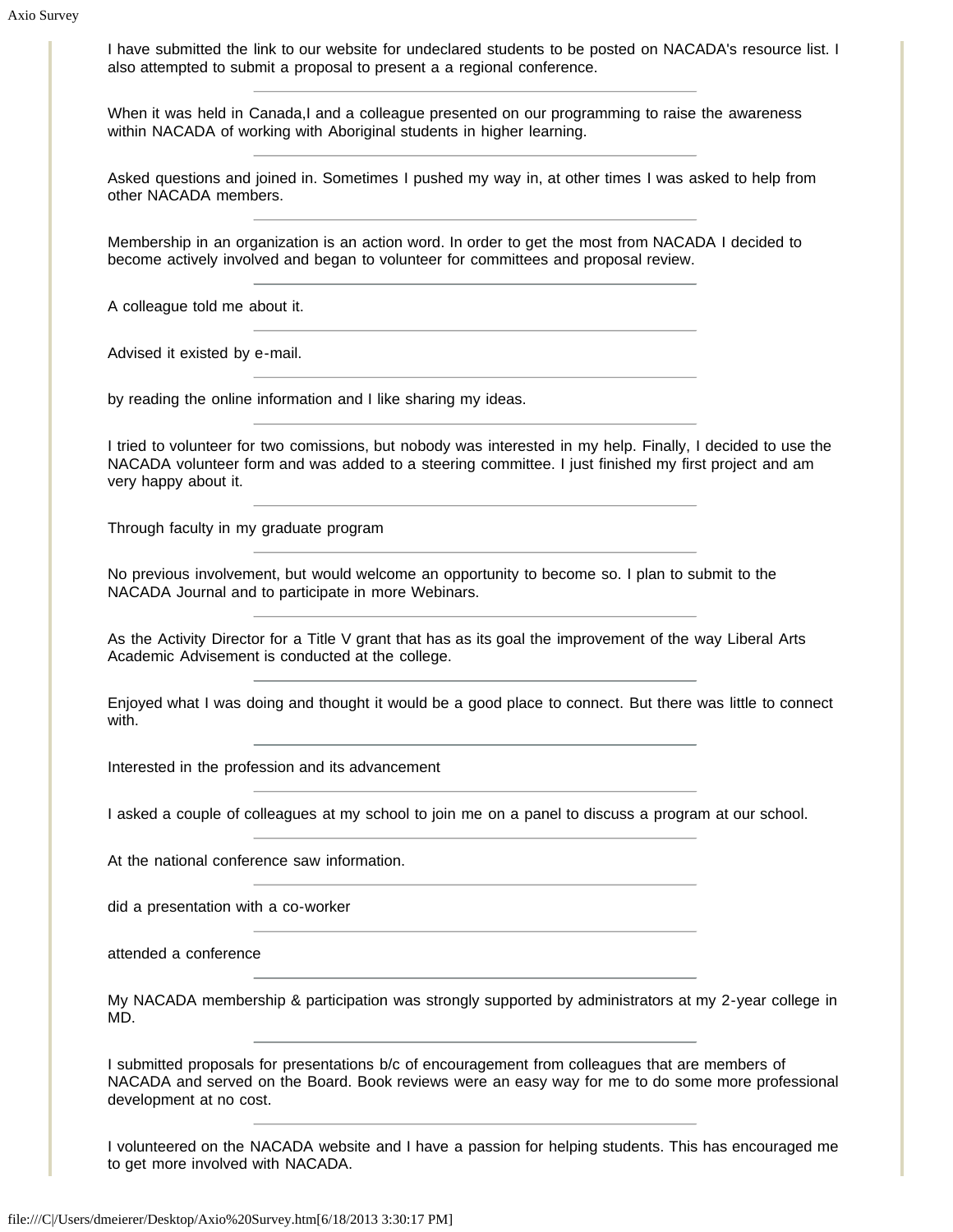I have submitted the link to our website for undeclared students to be posted on NACADA's resource list. I also attempted to submit a proposal to present a a regional conference.

---

When it was held in Canada,I and a colleague presented on our programming to raise the awareness within NACADA of working with Aboriginal students in higher learning.

---

Asked questions and joined in. Sometimes I pushed my way in, at other times I was asked to help from other NACADA members.

---

Membership in an organization is an action word. In order to get the most from NACADA I decided to become actively involved and began to volunteer for committees and proposal review.

---

A colleague told me about it.

---

Advised it existed by e-mail.

---

by reading the online information and I like sharing my ideas.

---

I tried to volunteer for two comissions, but nobody was interested in my help. Finally, I decided to use the NACADA volunteer form and was added to a steering committee. I just finished my first project and am very happy about it.

---

Through faculty in my graduate program

---

No previous involvement, but would welcome an opportunity to become so. I plan to submit to the NACADA Journal and to participate in more Webinars.

---

As the Activity Director for a Title V grant that has as its goal the improvement of the way Liberal Arts Academic Advisement is conducted at the college.

---

Enjoyed what I was doing and thought it would be a good place to connect. But there was little to connect with.

---

Interested in the profession and its advancement

---

I asked a couple of colleagues at my school to join me on a panel to discuss a program at our school.

---

At the national conference saw information.

---

did a presentation with a co-worker

---

attended a conference

---

My NACADA membership & participation was strongly supported by administrators at my 2-year college in MD.

---

I submitted proposals for presentations b/c of encouragement from colleagues that are members of NACADA and served on the Board. Book reviews were an easy way for me to do some more professional development at no cost.

---

I volunteered on the NACADA website and I have a passion for helping students. This has encouraged me to get more involved with NACADA.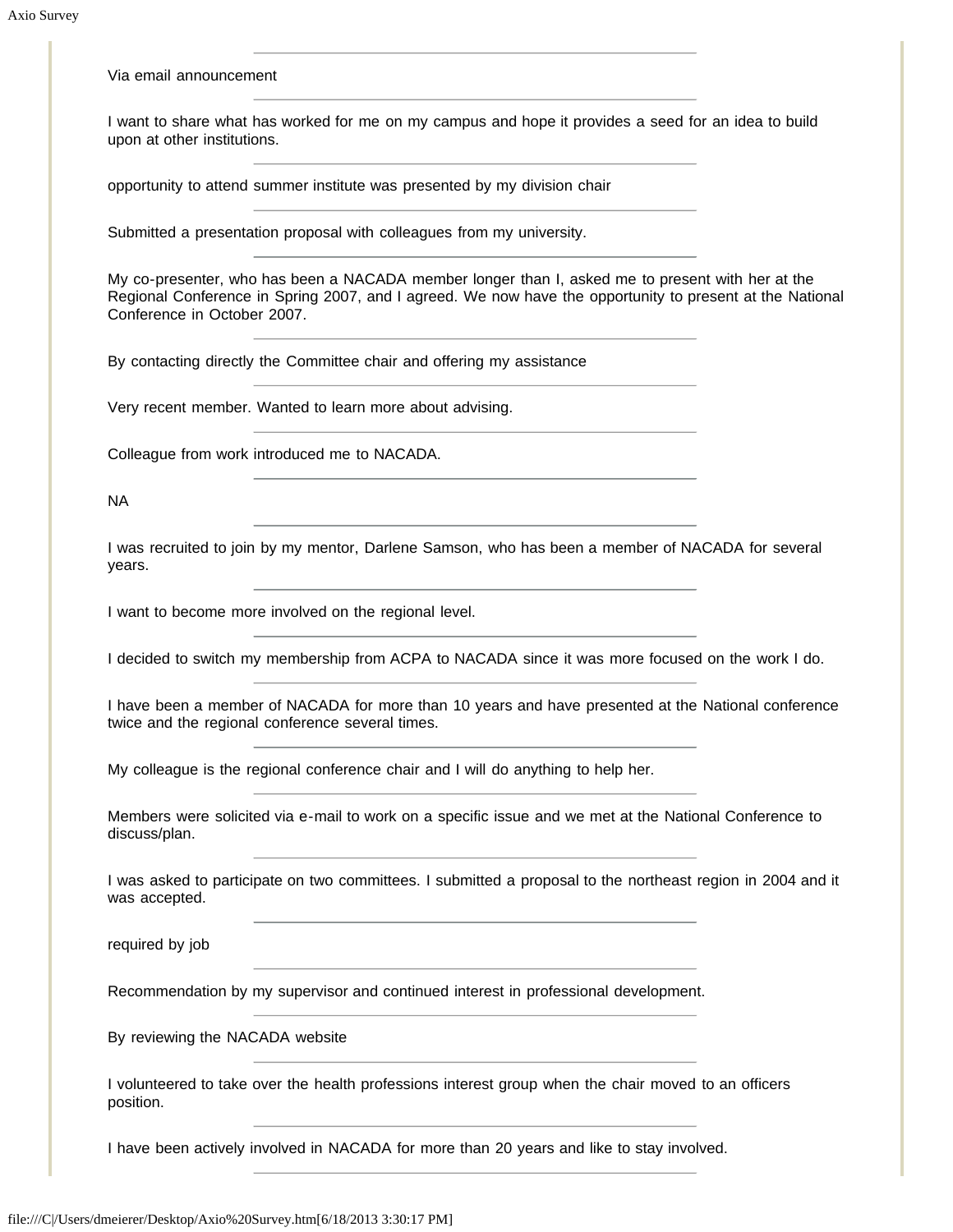Via email announcement

---

I want to share what has worked for me on my campus and hope it provides a seed for an idea to build upon at other institutions.

---

opportunity to attend summer institute was presented by my division chair

---

Submitted a presentation proposal with colleagues from my university.

---

My co-presenter, who has been a NACADA member longer than I, asked me to present with her at the Regional Conference in Spring 2007, and I agreed. We now have the opportunity to present at the National Conference in October 2007.

---

By contacting directly the Committee chair and offering my assistance

---

Very recent member. Wanted to learn more about advising.

---

Colleague from work introduced me to NACADA.

---

NA

---

I was recruited to join by my mentor, Darlene Samson, who has been a member of NACADA for several years.

---

I want to become more involved on the regional level.

---

I decided to switch my membership from ACPA to NACADA since it was more focused on the work I do.

---

I have been a member of NACADA for more than 10 years and have presented at the National conference twice and the regional conference several times.

---

My colleague is the regional conference chair and I will do anything to help her.

---

Members were solicited via e-mail to work on a specific issue and we met at the National Conference to discuss/plan.

---

I was asked to participate on two committees. I submitted a proposal to the northeast region in 2004 and it was accepted.

---

required by job

---

Recommendation by my supervisor and continued interest in professional development.

---

By reviewing the NACADA website

---

I volunteered to take over the health professions interest group when the chair moved to an officers position.

---

I have been actively involved in NACADA for more than 20 years and like to stay involved.

---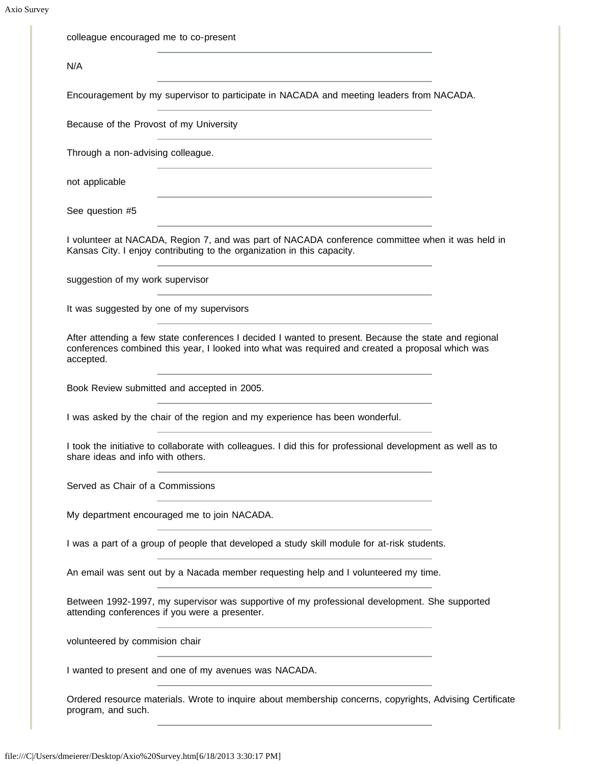colleague encouraged me to co-present

N/A

Encouragement by my supervisor to participate in NACADA and meeting leaders from NACADA.

Because of the Provost of my University

Through a non-advising colleague.

not applicable

See question #5

I volunteer at NACADA, Region 7, and was part of NACADA conference committee when it was held in Kansas City. I enjoy contributing to the organization in this capacity.

suggestion of my work supervisor

It was suggested by one of my supervisors

After attending a few state conferences I decided I wanted to present. Because the state and regional conferences combined this year, I looked into what was required and created a proposal which was accepted.

Book Review submitted and accepted in 2005.

I was asked by the chair of the region and my experience has been wonderful.

I took the initiative to collaborate with colleagues. I did this for professional development as well as to share ideas and info with others.

Served as Chair of a Commissions

My department encouraged me to join NACADA.

I was a part of a group of people that developed a study skill module for at-risk students.

An email was sent out by a Nacada member requesting help and I volunteered my time.

Between 1992-1997, my supervisor was supportive of my professional development. She supported attending conferences if you were a presenter.

volunteered by commision chair

I wanted to present and one of my avenues was NACADA.

Ordered resource materials. Wrote to inquire about membership concerns, copyrights, Advising Certificate program, and such.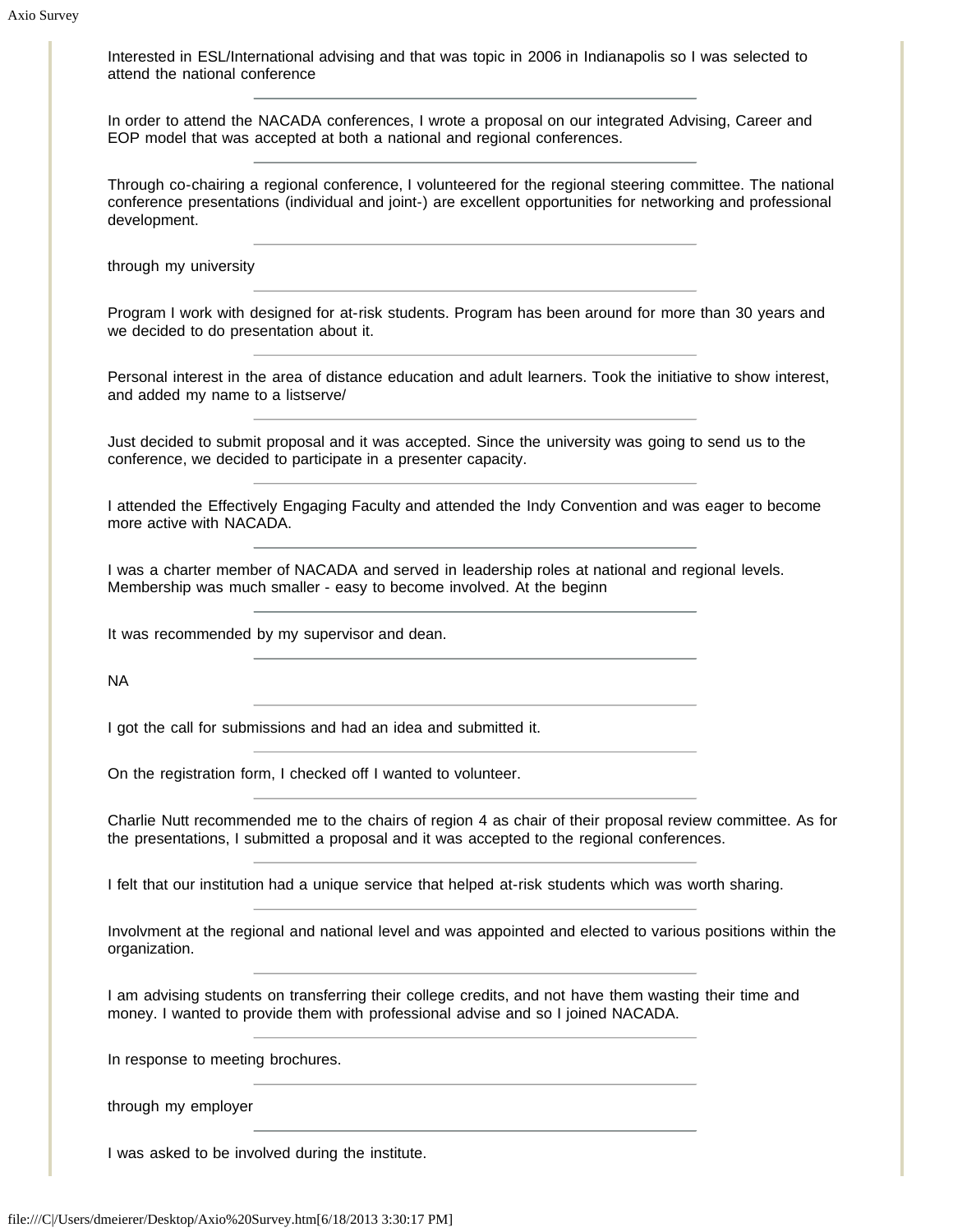Interested in ESL/International advising and that was topic in 2006 in Indianapolis so I was selected to attend the national conference

---

In order to attend the NACADA conferences, I wrote a proposal on our integrated Advising, Career and EOP model that was accepted at both a national and regional conferences.

---

Through co-chairing a regional conference, I volunteered for the regional steering committee. The national conference presentations (individual and joint-) are excellent opportunities for networking and professional development.

---

through my university

---

Program I work with designed for at-risk students. Program has been around for more than 30 years and we decided to do presentation about it.

---

Personal interest in the area of distance education and adult learners. Took the initiative to show interest, and added my name to a listserve/

---

Just decided to submit proposal and it was accepted. Since the university was going to send us to the conference, we decided to participate in a presenter capacity.

---

I attended the Effectively Engaging Faculty and attended the Indy Convention and was eager to become more active with NACADA.

---

I was a charter member of NACADA and served in leadership roles at national and regional levels. Membership was much smaller - easy to become involved. At the beginn

---

It was recommended by my supervisor and dean.

---

NA

---

I got the call for submissions and had an idea and submitted it.

---

On the registration form, I checked off I wanted to volunteer.

---

Charlie Nutt recommended me to the chairs of region 4 as chair of their proposal review committee. As for the presentations, I submitted a proposal and it was accepted to the regional conferences.

---

I felt that our institution had a unique service that helped at-risk students which was worth sharing.

---

Involvment at the regional and national level and was appointed and elected to various positions within the organization.

---

I am advising students on transferring their college credits, and not have them wasting their time and money. I wanted to provide them with professional advise and so I joined NACADA.

---

In response to meeting brochures.

---

through my employer

---

I was asked to be involved during the institute.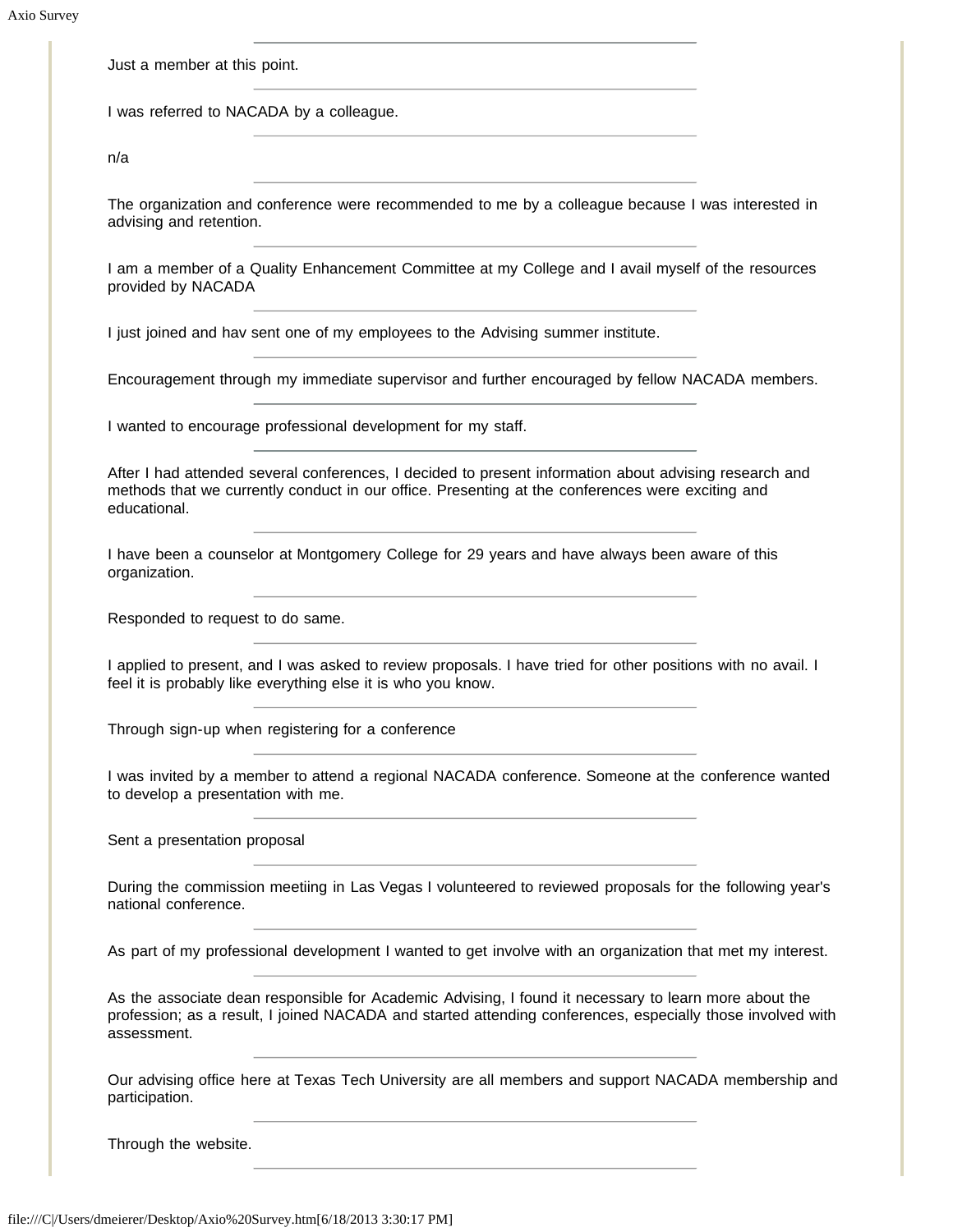Just a member at this point.

---

I was referred to NACADA by a colleague.

---

n/a

---

The organization and conference were recommended to me by a colleague because I was interested in advising and retention.

---

I am a member of a Quality Enhancement Committee at my College and I avail myself of the resources provided by NACADA

---

I just joined and hav sent one of my employees to the Advising summer institute.

---

Encouragement through my immediate supervisor and further encouraged by fellow NACADA members.

---

I wanted to encourage professional development for my staff.

---

After I had attended several conferences, I decided to present information about advising research and methods that we currently conduct in our office. Presenting at the conferences were exciting and educational.

---

I have been a counselor at Montgomery College for 29 years and have always been aware of this organization.

---

Responded to request to do same.

---

I applied to present, and I was asked to review proposals. I have tried for other positions with no avail. I feel it is probably like everything else it is who you know.

---

Through sign-up when registering for a conference

---

I was invited by a member to attend a regional NACADA conference. Someone at the conference wanted to develop a presentation with me.

---

Sent a presentation proposal

---

During the commission meetiing in Las Vegas I volunteered to reviewed proposals for the following year's national conference.

---

As part of my professional development I wanted to get involve with an organization that met my interest.

---

As the associate dean responsible for Academic Advising, I found it necessary to learn more about the profession; as a result, I joined NACADA and started attending conferences, especially those involved with assessment.

---

Our advising office here at Texas Tech University are all members and support NACADA membership and participation.

---

Through the website.

---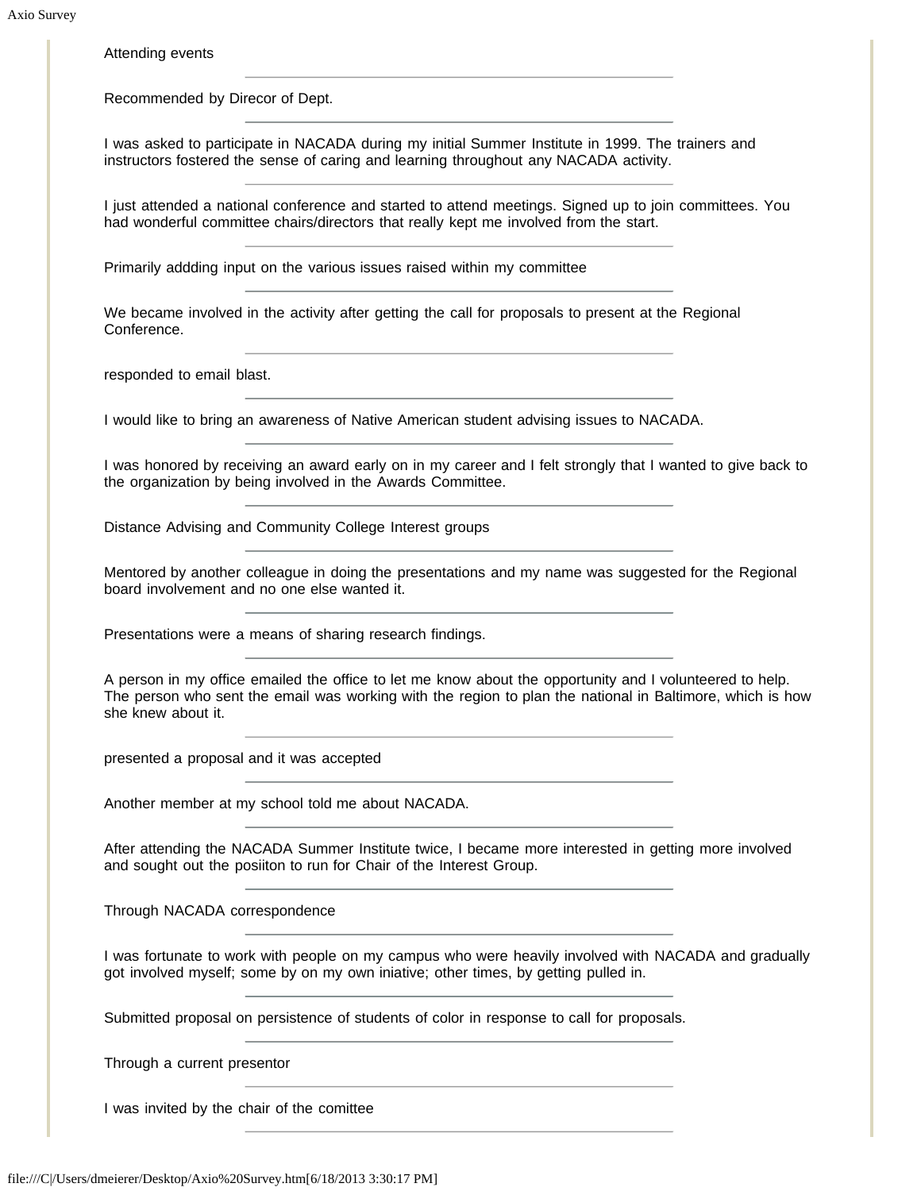Attending events

---

Recommended by Direcor of Dept.

---

I was asked to participate in NACADA during my initial Summer Institute in 1999. The trainers and instructors fostered the sense of caring and learning throughout any NACADA activity.

---

I just attended a national conference and started to attend meetings. Signed up to join committees. You had wonderful committee chairs/directors that really kept me involved from the start.

---

Primarily addding input on the various issues raised within my committee

---

We became involved in the activity after getting the call for proposals to present at the Regional Conference.

---

responded to email blast.

---

I would like to bring an awareness of Native American student advising issues to NACADA.

---

I was honored by receiving an award early on in my career and I felt strongly that I wanted to give back to the organization by being involved in the Awards Committee.

---

Distance Advising and Community College Interest groups

---

Mentored by another colleague in doing the presentations and my name was suggested for the Regional board involvement and no one else wanted it.

---

Presentations were a means of sharing research findings.

---

A person in my office emailed the office to let me know about the opportunity and I volunteered to help. The person who sent the email was working with the region to plan the national in Baltimore, which is how she knew about it.

---

presented a proposal and it was accepted

---

Another member at my school told me about NACADA.

---

After attending the NACADA Summer Institute twice, I became more interested in getting more involved and sought out the posiiton to run for Chair of the Interest Group.

---

Through NACADA correspondence

---

I was fortunate to work with people on my campus who were heavily involved with NACADA and gradually got involved myself; some by on my own iniative; other times, by getting pulled in.

---

Submitted proposal on persistence of students of color in response to call for proposals.

---

Through a current presentor

---

I was invited by the chair of the comittee

---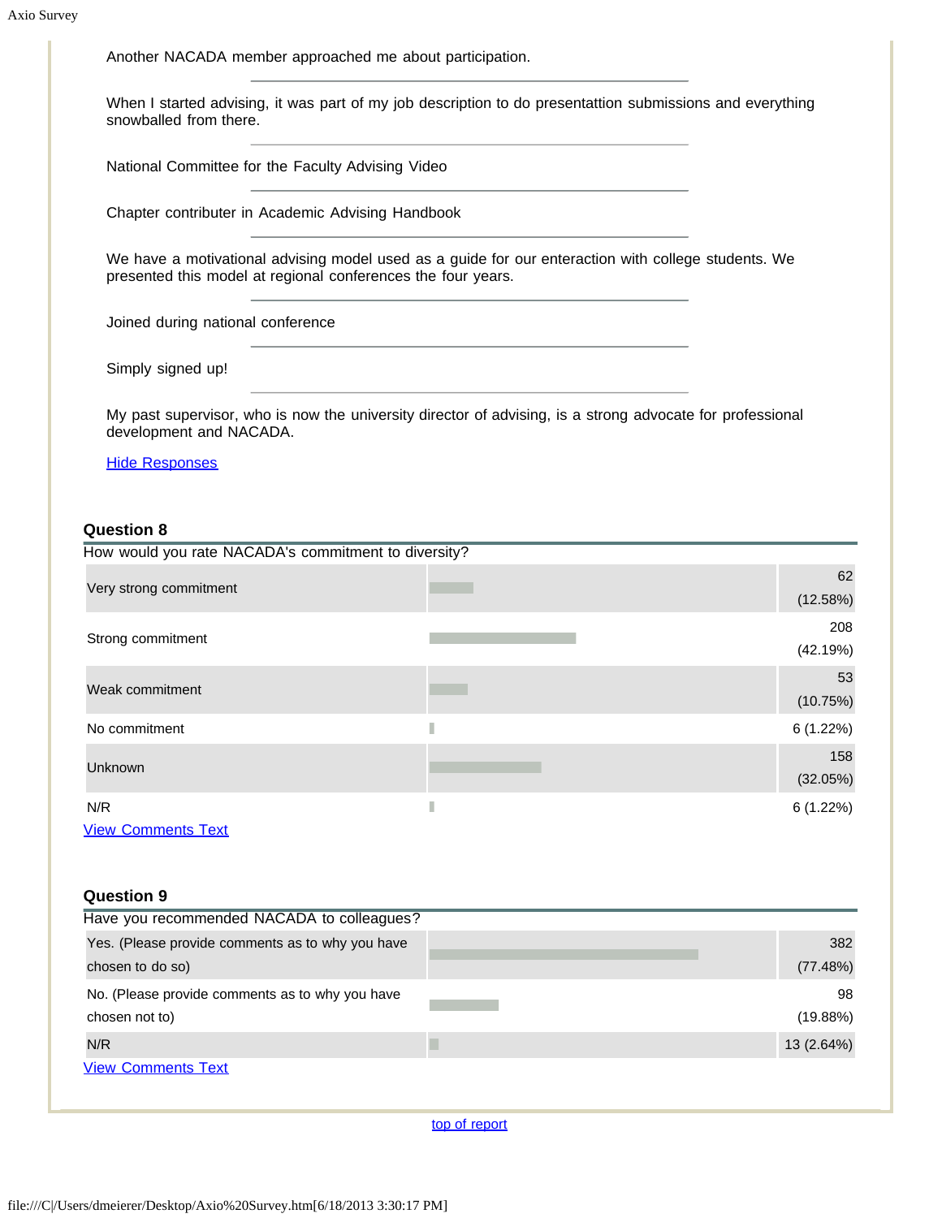Another NACADA member approached me about participation.

---

When I started advising, it was part of my job description to do presentattion submissions and everything snowballed from there.

---

National Committee for the Faculty Advising Video

---

Chapter contributer in Academic Advising Handbook

---

We have a motivational advising model used as a guide for our enteraction with college students. We presented this model at regional conferences the four years.

---

Joined during national conference

---

Simply signed up!

---

My past supervisor, who is now the university director of advising, is a strong advocate for professional development and NACADA.

Hide Responses

### Question 8

How would you rate NACADA's commitment to diversity?

| Response | Count (%) |
|---|---|
| Very strong commitment | 62 (12.58%) |
| Strong commitment | 208 (42.19%) |
| Weak commitment | 53 (10.75%) |
| No commitment | 6 (1.22%) |
| Unknown | 158 (32.05%) |
| N/R | 6 (1.22%) |

View Comments Text

### Question 9

Have you recommended NACADA to colleagues?

| Response | Count (%) |
|---|---|
| Yes. (Please provide comments as to why you have chosen to do so) | 382 (77.48%) |
| No. (Please provide comments as to why you have chosen not to) | 98 (19.88%) |
| N/R | 13 (2.64%) |

View Comments Text

top of report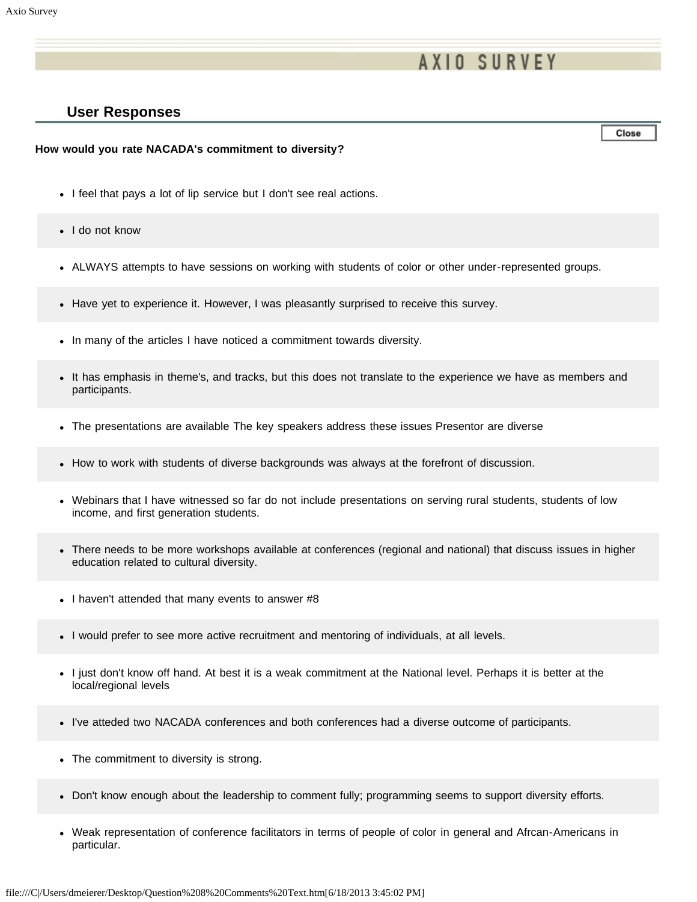## User Responses

**How would you rate NACADA's commitment to diversity?**

- I feel that pays a lot of lip service but I don't see real actions.
- I do not know
- ALWAYS attempts to have sessions on working with students of color or other under-represented groups.
- Have yet to experience it. However, I was pleasantly surprised to receive this survey.
- In many of the articles I have noticed a commitment towards diversity.
- It has emphasis in theme's, and tracks, but this does not translate to the experience we have as members and participants.
- The presentations are available The key speakers address these issues Presentor are diverse
- How to work with students of diverse backgrounds was always at the forefront of discussion.
- Webinars that I have witnessed so far do not include presentations on serving rural students, students of low income, and first generation students.
- There needs to be more workshops available at conferences (regional and national) that discuss issues in higher education related to cultural diversity.
- I haven't attended that many events to answer #8
- I would prefer to see more active recruitment and mentoring of individuals, at all levels.
- I just don't know off hand. At best it is a weak commitment at the National level. Perhaps it is better at the local/regional levels
- I've atteded two NACADA conferences and both conferences had a diverse outcome of participants.
- The commitment to diversity is strong.
- Don't know enough about the leadership to comment fully; programming seems to support diversity efforts.
- Weak representation of conference facilitators in terms of people of color in general and Afrcan-Americans in particular.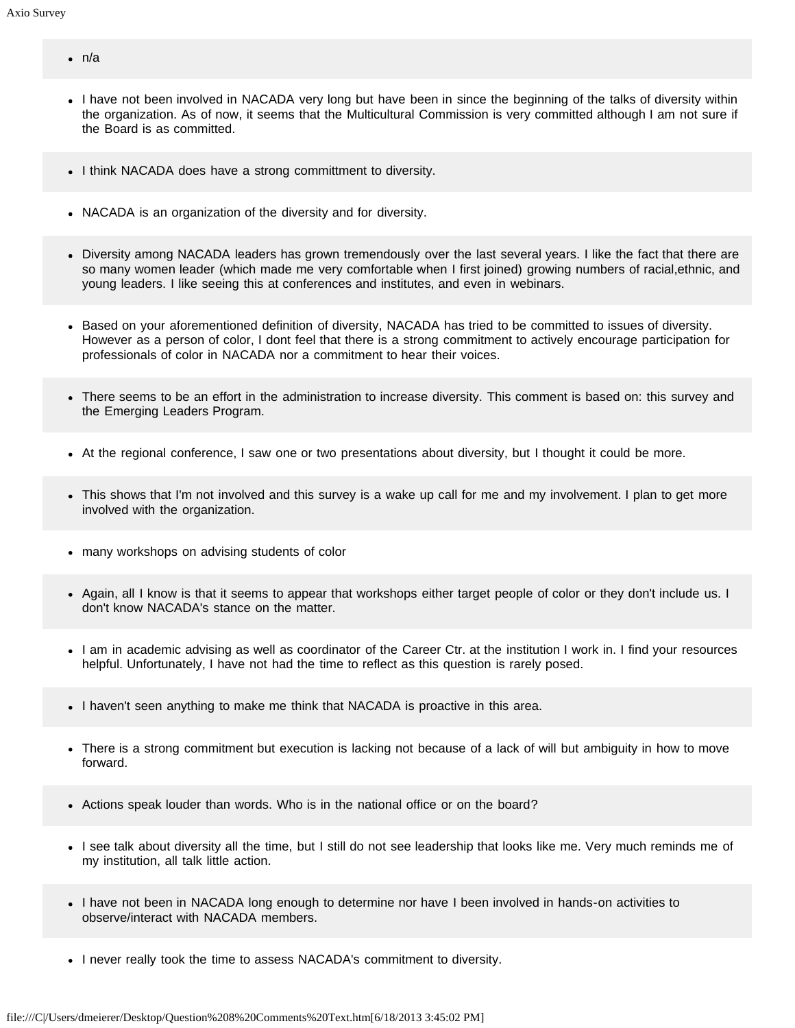- n/a
- I have not been involved in NACADA very long but have been in since the beginning of the talks of diversity within the organization. As of now, it seems that the Multicultural Commission is very committed although I am not sure if the Board is as committed.
- I think NACADA does have a strong committment to diversity.
- NACADA is an organization of the diversity and for diversity.
- Diversity among NACADA leaders has grown tremendously over the last several years. I like the fact that there are so many women leader (which made me very comfortable when I first joined) growing numbers of racial,ethnic, and young leaders. I like seeing this at conferences and institutes, and even in webinars.
- Based on your aforementioned definition of diversity, NACADA has tried to be committed to issues of diversity. However as a person of color, I dont feel that there is a strong commitment to actively encourage participation for professionals of color in NACADA nor a commitment to hear their voices.
- There seems to be an effort in the administration to increase diversity. This comment is based on: this survey and the Emerging Leaders Program.
- At the regional conference, I saw one or two presentations about diversity, but I thought it could be more.
- This shows that I'm not involved and this survey is a wake up call for me and my involvement. I plan to get more involved with the organization.
- many workshops on advising students of color
- Again, all I know is that it seems to appear that workshops either target people of color or they don't include us. I don't know NACADA's stance on the matter.
- I am in academic advising as well as coordinator of the Career Ctr. at the institution I work in. I find your resources helpful. Unfortunately, I have not had the time to reflect as this question is rarely posed.
- I haven't seen anything to make me think that NACADA is proactive in this area.
- There is a strong commitment but execution is lacking not because of a lack of will but ambiguity in how to move forward.
- Actions speak louder than words. Who is in the national office or on the board?
- I see talk about diversity all the time, but I still do not see leadership that looks like me. Very much reminds me of my institution, all talk little action.
- I have not been in NACADA long enough to determine nor have I been involved in hands-on activities to observe/interact with NACADA members.
- I never really took the time to assess NACADA's commitment to diversity.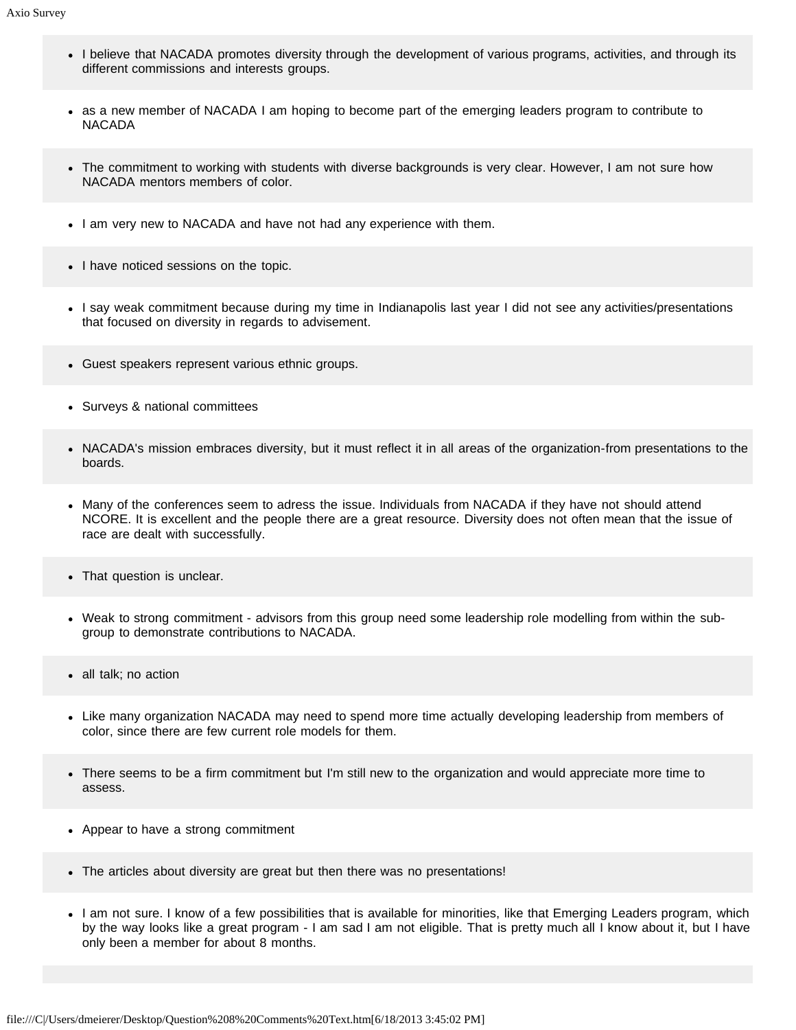- I believe that NACADA promotes diversity through the development of various programs, activities, and through its different commissions and interests groups.

- as a new member of NACADA I am hoping to become part of the emerging leaders program to contribute to NACADA

- The commitment to working with students with diverse backgrounds is very clear. However, I am not sure how NACADA mentors members of color.

- I am very new to NACADA and have not had any experience with them.

- I have noticed sessions on the topic.

- I say weak commitment because during my time in Indianapolis last year I did not see any activities/presentations that focused on diversity in regards to advisement.

- Guest speakers represent various ethnic groups.

- Surveys & national committees

- NACADA's mission embraces diversity, but it must reflect it in all areas of the organization-from presentations to the boards.

- Many of the conferences seem to adress the issue. Individuals from NACADA if they have not should attend NCORE. It is excellent and the people there are a great resource. Diversity does not often mean that the issue of race are dealt with successfully.

- That question is unclear.

- Weak to strong commitment - advisors from this group need some leadership role modelling from within the sub-group to demonstrate contributions to NACADA.

- all talk; no action

- Like many organization NACADA may need to spend more time actually developing leadership from members of color, since there are few current role models for them.

- There seems to be a firm commitment but I'm still new to the organization and would appreciate more time to assess.

- Appear to have a strong commitment

- The articles about diversity are great but then there was no presentations!

- I am not sure. I know of a few possibilities that is available for minorities, like that Emerging Leaders program, which by the way looks like a great program - I am sad I am not eligible. That is pretty much all I know about it, but I have only been a member for about 8 months.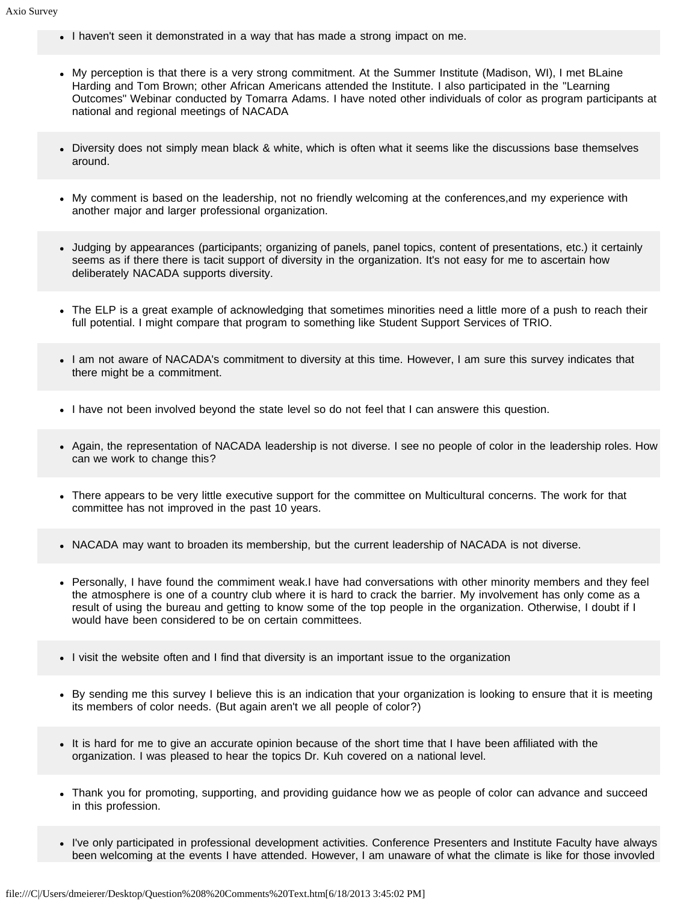- I haven't seen it demonstrated in a way that has made a strong impact on me.

- My perception is that there is a very strong commitment. At the Summer Institute (Madison, WI), I met BLaine Harding and Tom Brown; other African Americans attended the Institute. I also participated in the "Learning Outcomes" Webinar conducted by Tomarra Adams. I have noted other individuals of color as program participants at national and regional meetings of NACADA

- Diversity does not simply mean black & white, which is often what it seems like the discussions base themselves around.

- My comment is based on the leadership, not no friendly welcoming at the conferences,and my experience with another major and larger professional organization.

- Judging by appearances (participants; organizing of panels, panel topics, content of presentations, etc.) it certainly seems as if there there is tacit support of diversity in the organization. It's not easy for me to ascertain how deliberately NACADA supports diversity.

- The ELP is a great example of acknowledging that sometimes minorities need a little more of a push to reach their full potential. I might compare that program to something like Student Support Services of TRIO.

- I am not aware of NACADA's commitment to diversity at this time. However, I am sure this survey indicates that there might be a commitment.

- I have not been involved beyond the state level so do not feel that I can answere this question.

- Again, the representation of NACADA leadership is not diverse. I see no people of color in the leadership roles. How can we work to change this?

- There appears to be very little executive support for the committee on Multicultural concerns. The work for that committee has not improved in the past 10 years.

- NACADA may want to broaden its membership, but the current leadership of NACADA is not diverse.

- Personally, I have found the commiment weak.I have had conversations with other minority members and they feel the atmosphere is one of a country club where it is hard to crack the barrier. My involvement has only come as a result of using the bureau and getting to know some of the top people in the organization. Otherwise, I doubt if I would have been considered to be on certain committees.

- I visit the website often and I find that diversity is an important issue to the organization

- By sending me this survey I believe this is an indication that your organization is looking to ensure that it is meeting its members of color needs. (But again aren't we all people of color?)

- It is hard for me to give an accurate opinion because of the short time that I have been affiliated with the organization. I was pleased to hear the topics Dr. Kuh covered on a national level.

- Thank you for promoting, supporting, and providing guidance how we as people of color can advance and succeed in this profession.

- I've only participated in professional development activities. Conference Presenters and Institute Faculty have always been welcoming at the events I have attended. However, I am unaware of what the climate is like for those invovled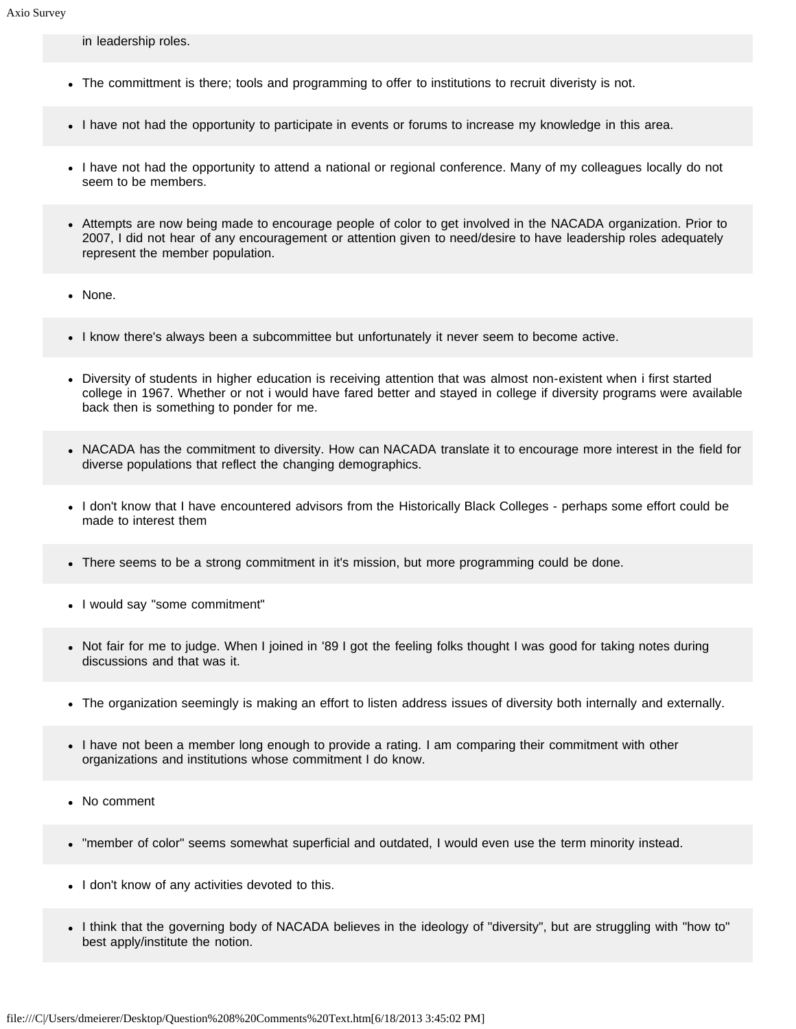in leadership roles.

- The committment is there; tools and programming to offer to institutions to recruit diveristy is not.
- I have not had the opportunity to participate in events or forums to increase my knowledge in this area.
- I have not had the opportunity to attend a national or regional conference. Many of my colleagues locally do not seem to be members.
- Attempts are now being made to encourage people of color to get involved in the NACADA organization. Prior to 2007, I did not hear of any encouragement or attention given to need/desire to have leadership roles adequately represent the member population.
- None.
- I know there's always been a subcommittee but unfortunately it never seem to become active.
- Diversity of students in higher education is receiving attention that was almost non-existent when i first started college in 1967. Whether or not i would have fared better and stayed in college if diversity programs were available back then is something to ponder for me.
- NACADA has the commitment to diversity. How can NACADA translate it to encourage more interest in the field for diverse populations that reflect the changing demographics.
- I don't know that I have encountered advisors from the Historically Black Colleges - perhaps some effort could be made to interest them
- There seems to be a strong commitment in it's mission, but more programming could be done.
- I would say "some commitment"
- Not fair for me to judge. When I joined in '89 I got the feeling folks thought I was good for taking notes during discussions and that was it.
- The organization seemingly is making an effort to listen address issues of diversity both internally and externally.
- I have not been a member long enough to provide a rating. I am comparing their commitment with other organizations and institutions whose commitment I do know.
- No comment
- "member of color" seems somewhat superficial and outdated, I would even use the term minority instead.
- I don't know of any activities devoted to this.
- I think that the governing body of NACADA believes in the ideology of "diversity", but are struggling with "how to" best apply/institute the notion.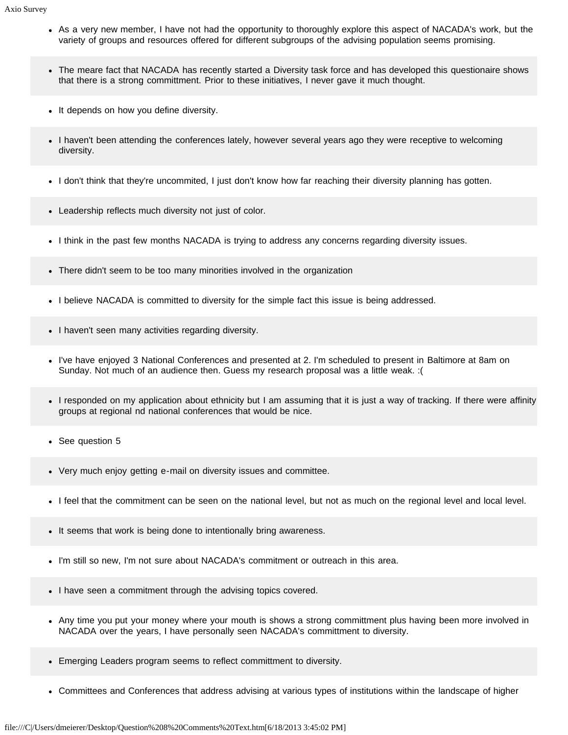- As a very new member, I have not had the opportunity to thoroughly explore this aspect of NACADA's work, but the variety of groups and resources offered for different subgroups of the advising population seems promising.
- The meare fact that NACADA has recently started a Diversity task force and has developed this questionaire shows that there is a strong committment. Prior to these initiatives, I never gave it much thought.
- It depends on how you define diversity.
- I haven't been attending the conferences lately, however several years ago they were receptive to welcoming diversity.
- I don't think that they're uncommited, I just don't know how far reaching their diversity planning has gotten.
- Leadership reflects much diversity not just of color.
- I think in the past few months NACADA is trying to address any concerns regarding diversity issues.
- There didn't seem to be too many minorities involved in the organization
- I believe NACADA is committed to diversity for the simple fact this issue is being addressed.
- I haven't seen many activities regarding diversity.
- I've have enjoyed 3 National Conferences and presented at 2. I'm scheduled to present in Baltimore at 8am on Sunday. Not much of an audience then. Guess my research proposal was a little weak. :(
- I responded on my application about ethnicity but I am assuming that it is just a way of tracking. If there were affinity groups at regional nd national conferences that would be nice.
- See question 5
- Very much enjoy getting e-mail on diversity issues and committee.
- I feel that the commitment can be seen on the national level, but not as much on the regional level and local level.
- It seems that work is being done to intentionally bring awareness.
- I'm still so new, I'm not sure about NACADA's commitment or outreach in this area.
- I have seen a commitment through the advising topics covered.
- Any time you put your money where your mouth is shows a strong committment plus having been more involved in NACADA over the years, I have personally seen NACADA's committment to diversity.
- Emerging Leaders program seems to reflect committment to diversity.
- Committees and Conferences that address advising at various types of institutions within the landscape of higher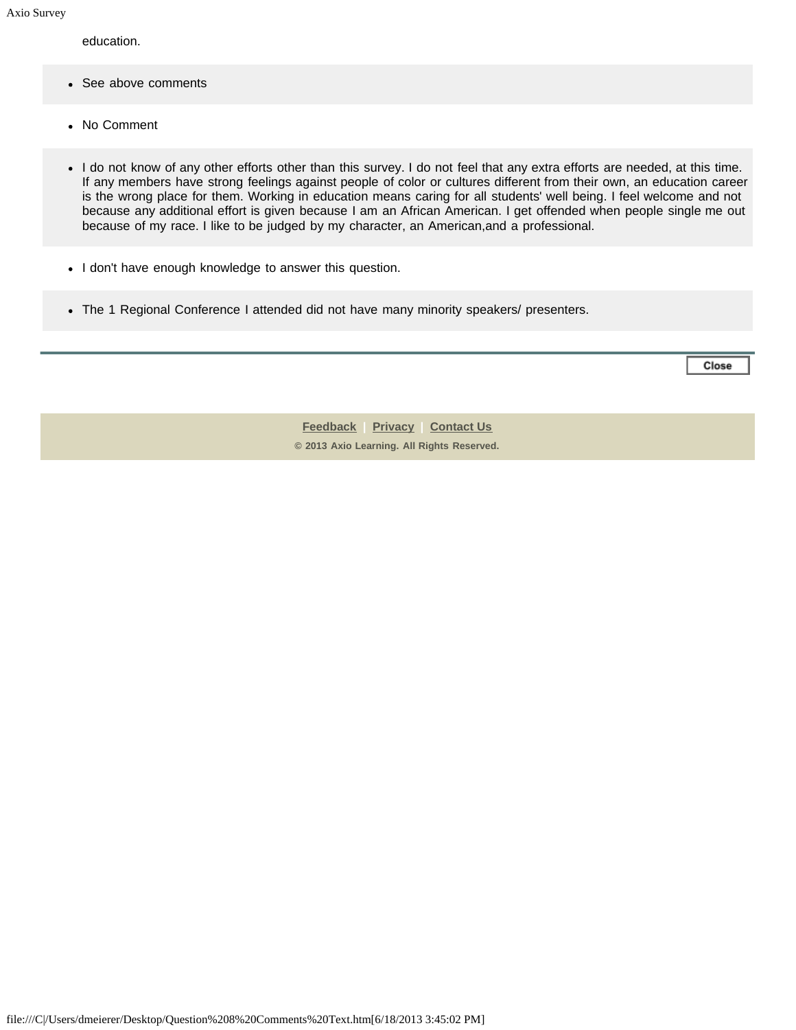education.

- See above comments

- No Comment

- I do not know of any other efforts other than this survey. I do not feel that any extra efforts are needed, at this time. If any members have strong feelings against people of color or cultures different from their own, an education career is the wrong place for them. Working in education means caring for all students' well being. I feel welcome and not because any additional effort is given because I am an African American. I get offended when people single me out because of my race. I like to be judged by my character, an American,and a professional.

- I don't have enough knowledge to answer this question.

- The 1 Regional Conference I attended did not have many minority speakers/ presenters.

Close

Feedback | Privacy | Contact Us

© 2013 Axio Learning. All Rights Reserved.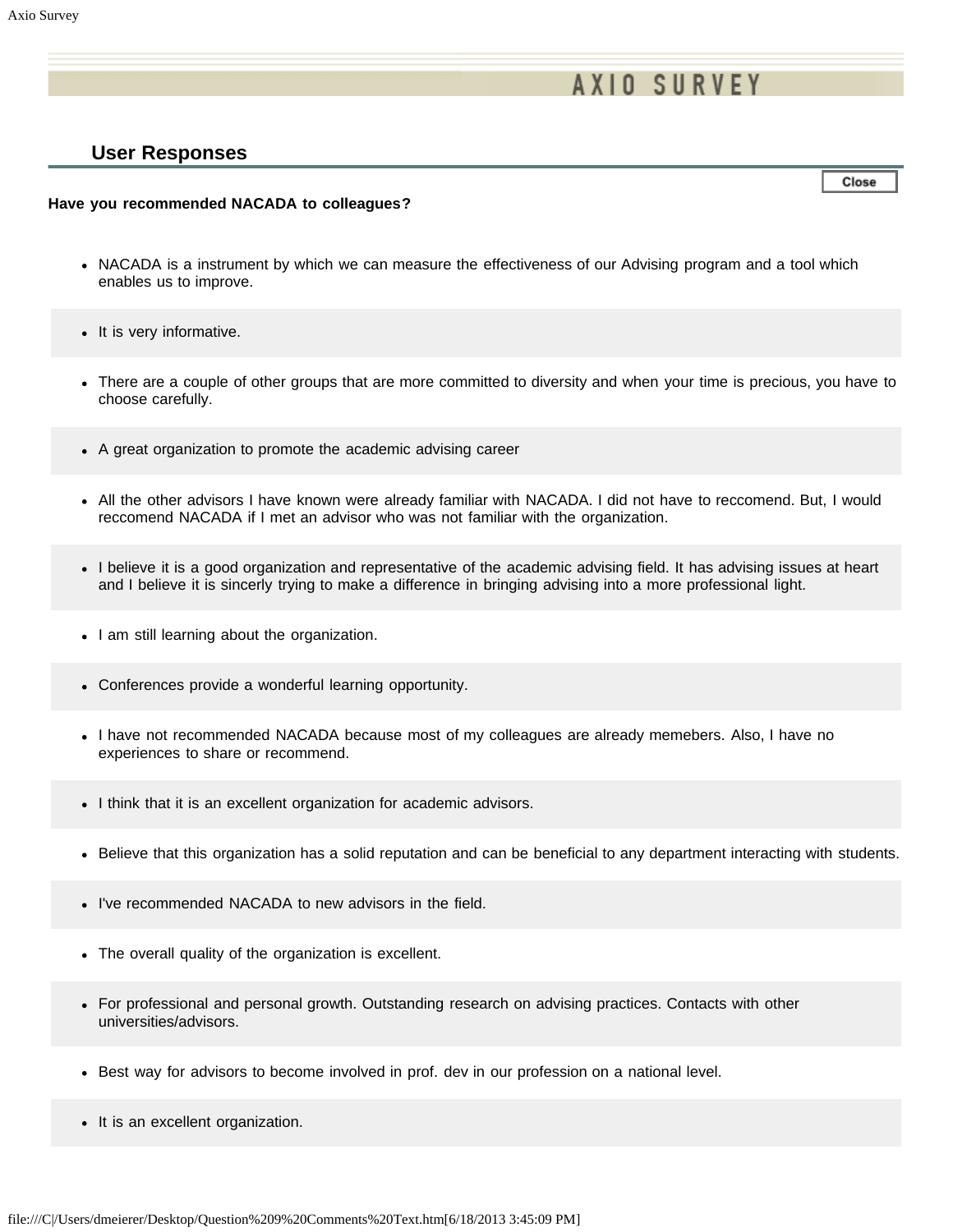## User Responses

**Have you recommended NACADA to colleagues?**

- NACADA is a instrument by which we can measure the effectiveness of our Advising program and a tool which enables us to improve.
- It is very informative.
- There are a couple of other groups that are more committed to diversity and when your time is precious, you have to choose carefully.
- A great organization to promote the academic advising career
- All the other advisors I have known were already familiar with NACADA. I did not have to reccomend. But, I would reccomend NACADA if I met an advisor who was not familiar with the organization.
- I believe it is a good organization and representative of the academic advising field. It has advising issues at heart and I believe it is sincerly trying to make a difference in bringing advising into a more professional light.
- I am still learning about the organization.
- Conferences provide a wonderful learning opportunity.
- I have not recommended NACADA because most of my colleagues are already memebers. Also, I have no experiences to share or recommend.
- I think that it is an excellent organization for academic advisors.
- Believe that this organization has a solid reputation and can be beneficial to any department interacting with students.
- I've recommended NACADA to new advisors in the field.
- The overall quality of the organization is excellent.
- For professional and personal growth. Outstanding research on advising practices. Contacts with other universities/advisors.
- Best way for advisors to become involved in prof. dev in our profession on a national level.
- It is an excellent organization.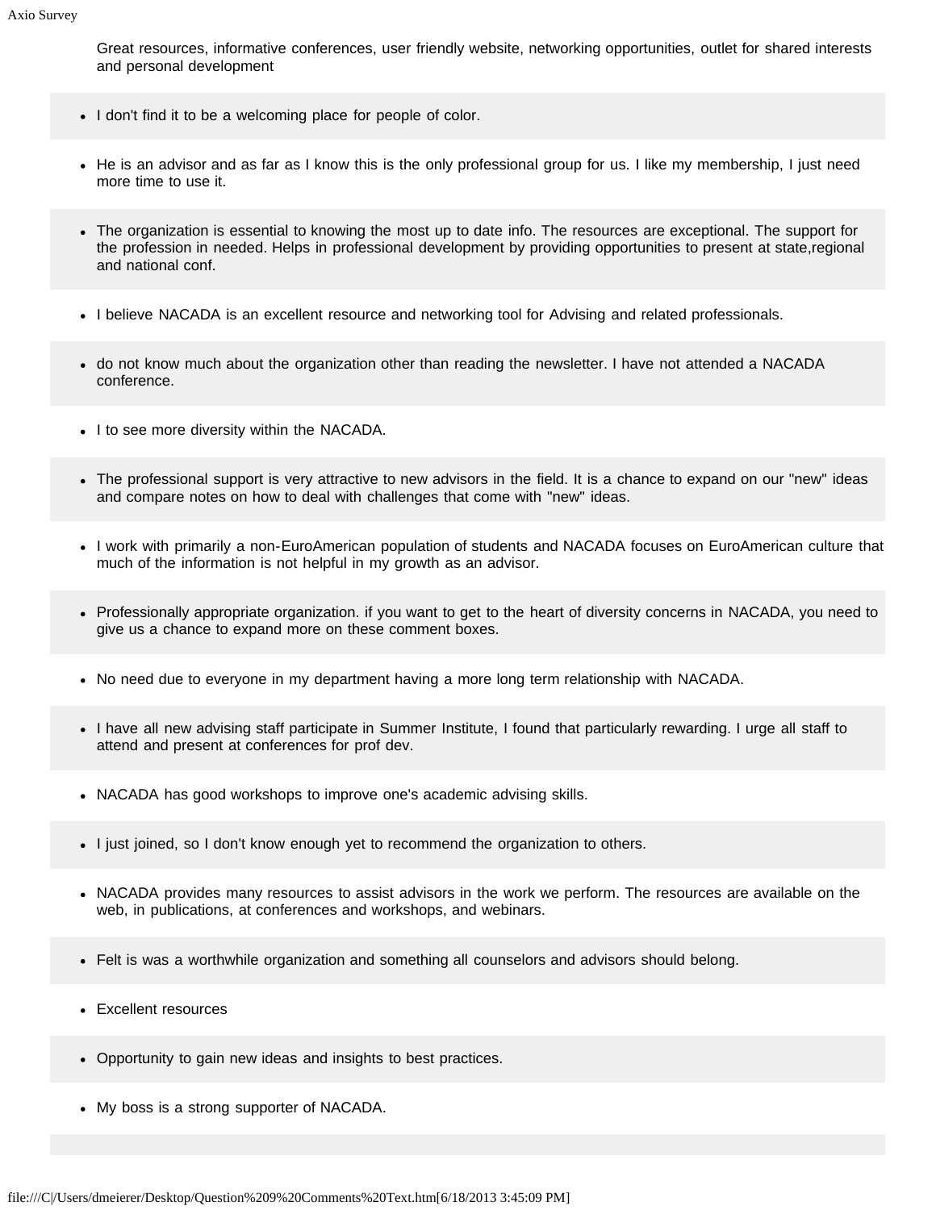Great resources, informative conferences, user friendly website, networking opportunities, outlet for shared interests and personal development

- I don't find it to be a welcoming place for people of color.
- He is an advisor and as far as I know this is the only professional group for us. I like my membership, I just need more time to use it.
- The organization is essential to knowing the most up to date info. The resources are exceptional. The support for the profession in needed. Helps in professional development by providing opportunities to present at state,regional and national conf.
- I believe NACADA is an excellent resource and networking tool for Advising and related professionals.
- do not know much about the organization other than reading the newsletter. I have not attended a NACADA conference.
- I to see more diversity within the NACADA.
- The professional support is very attractive to new advisors in the field. It is a chance to expand on our "new" ideas and compare notes on how to deal with challenges that come with "new" ideas.
- I work with primarily a non-EuroAmerican population of students and NACADA focuses on EuroAmerican culture that much of the information is not helpful in my growth as an advisor.
- Professionally appropriate organization. if you want to get to the heart of diversity concerns in NACADA, you need to give us a chance to expand more on these comment boxes.
- No need due to everyone in my department having a more long term relationship with NACADA.
- I have all new advising staff participate in Summer Institute, I found that particularly rewarding. I urge all staff to attend and present at conferences for prof dev.
- NACADA has good workshops to improve one's academic advising skills.
- I just joined, so I don't know enough yet to recommend the organization to others.
- NACADA provides many resources to assist advisors in the work we perform. The resources are available on the web, in publications, at conferences and workshops, and webinars.
- Felt is was a worthwhile organization and something all counselors and advisors should belong.
- Excellent resources
- Opportunity to gain new ideas and insights to best practices.
- My boss is a strong supporter of NACADA.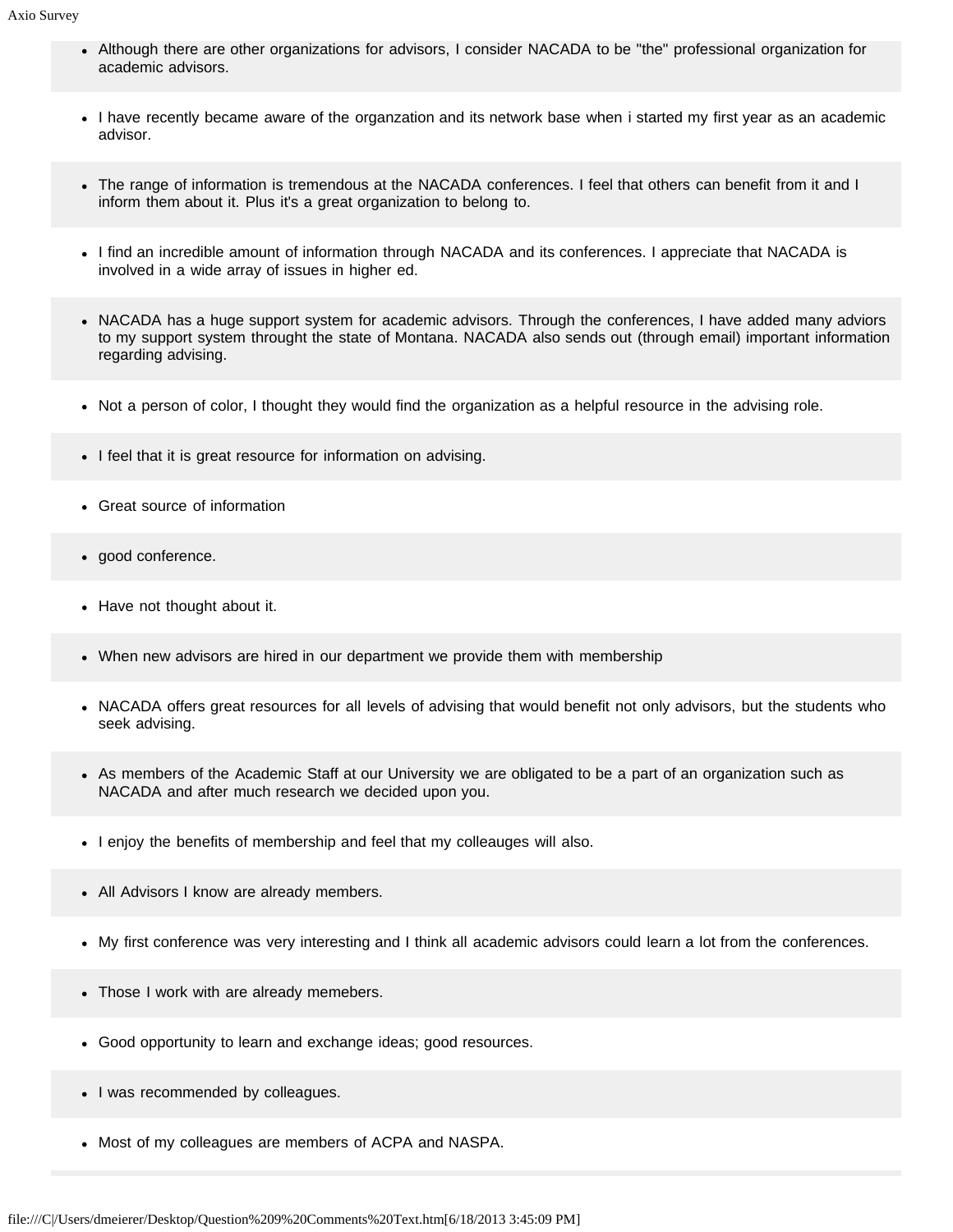- Although there are other organizations for advisors, I consider NACADA to be "the" professional organization for academic advisors.

- I have recently became aware of the organzation and its network base when i started my first year as an academic advisor.

- The range of information is tremendous at the NACADA conferences. I feel that others can benefit from it and I inform them about it. Plus it's a great organization to belong to.

- I find an incredible amount of information through NACADA and its conferences. I appreciate that NACADA is involved in a wide array of issues in higher ed.

- NACADA has a huge support system for academic advisors. Through the conferences, I have added many adviors to my support system throught the state of Montana. NACADA also sends out (through email) important information regarding advising.

- Not a person of color, I thought they would find the organization as a helpful resource in the advising role.

- I feel that it is great resource for information on advising.

- Great source of information

- good conference.

- Have not thought about it.

- When new advisors are hired in our department we provide them with membership

- NACADA offers great resources for all levels of advising that would benefit not only advisors, but the students who seek advising.

- As members of the Academic Staff at our University we are obligated to be a part of an organization such as NACADA and after much research we decided upon you.

- I enjoy the benefits of membership and feel that my colleauges will also.

- All Advisors I know are already members.

- My first conference was very interesting and I think all academic advisors could learn a lot from the conferences.

- Those I work with are already memebers.

- Good opportunity to learn and exchange ideas; good resources.

- I was recommended by colleagues.

- Most of my colleagues are members of ACPA and NASPA.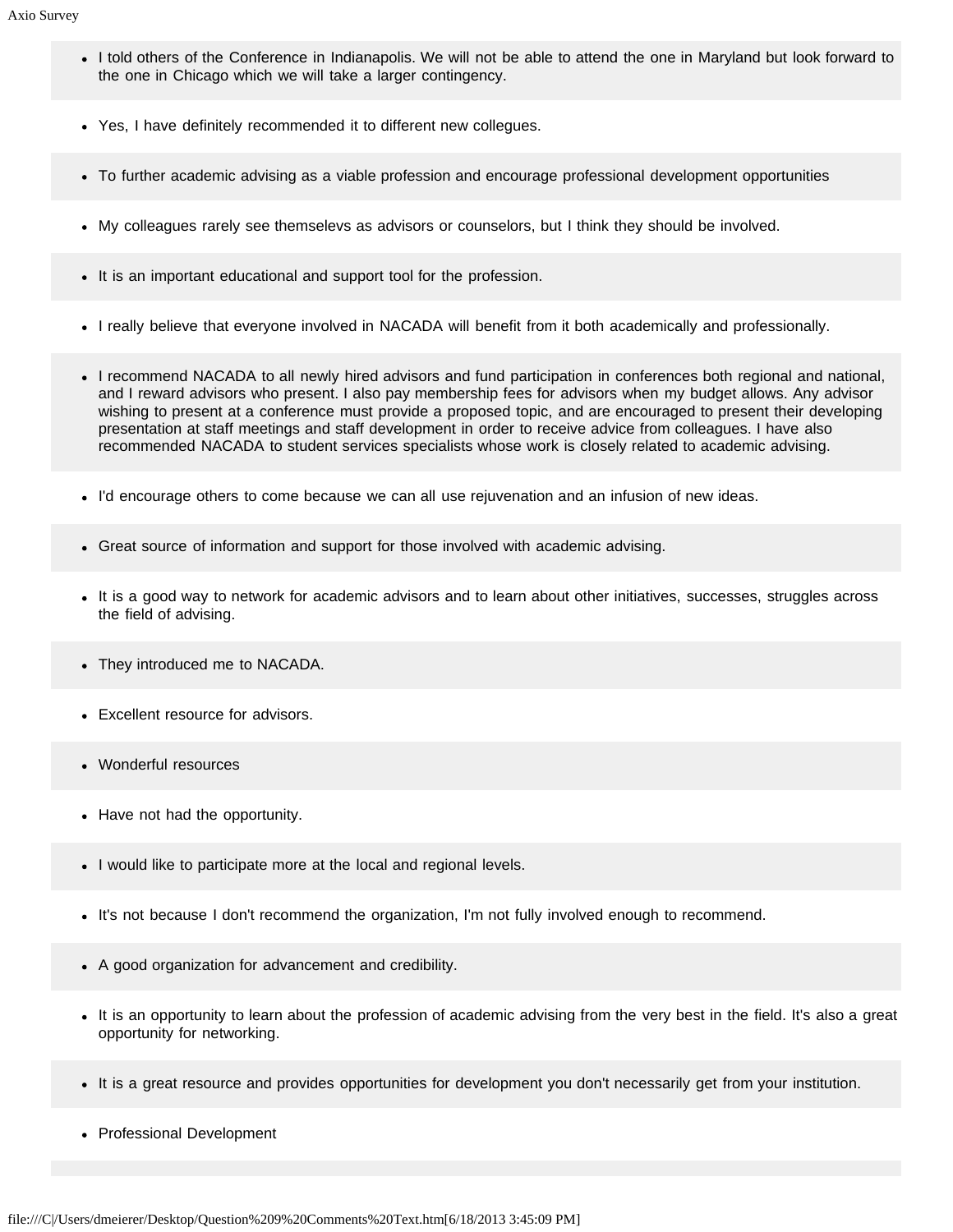- I told others of the Conference in Indianapolis. We will not be able to attend the one in Maryland but look forward to the one in Chicago which we will take a larger contingency.
- Yes, I have definitely recommended it to different new collegues.
- To further academic advising as a viable profession and encourage professional development opportunities
- My colleagues rarely see themselevs as advisors or counselors, but I think they should be involved.
- It is an important educational and support tool for the profession.
- I really believe that everyone involved in NACADA will benefit from it both academically and professionally.
- I recommend NACADA to all newly hired advisors and fund participation in conferences both regional and national, and I reward advisors who present. I also pay membership fees for advisors when my budget allows. Any advisor wishing to present at a conference must provide a proposed topic, and are encouraged to present their developing presentation at staff meetings and staff development in order to receive advice from colleagues. I have also recommended NACADA to student services specialists whose work is closely related to academic advising.
- I'd encourage others to come because we can all use rejuvenation and an infusion of new ideas.
- Great source of information and support for those involved with academic advising.
- It is a good way to network for academic advisors and to learn about other initiatives, successes, struggles across the field of advising.
- They introduced me to NACADA.
- Excellent resource for advisors.
- Wonderful resources
- Have not had the opportunity.
- I would like to participate more at the local and regional levels.
- It's not because I don't recommend the organization, I'm not fully involved enough to recommend.
- A good organization for advancement and credibility.
- It is an opportunity to learn about the profession of academic advising from the very best in the field. It's also a great opportunity for networking.
- It is a great resource and provides opportunities for development you don't necessarily get from your institution.
- Professional Development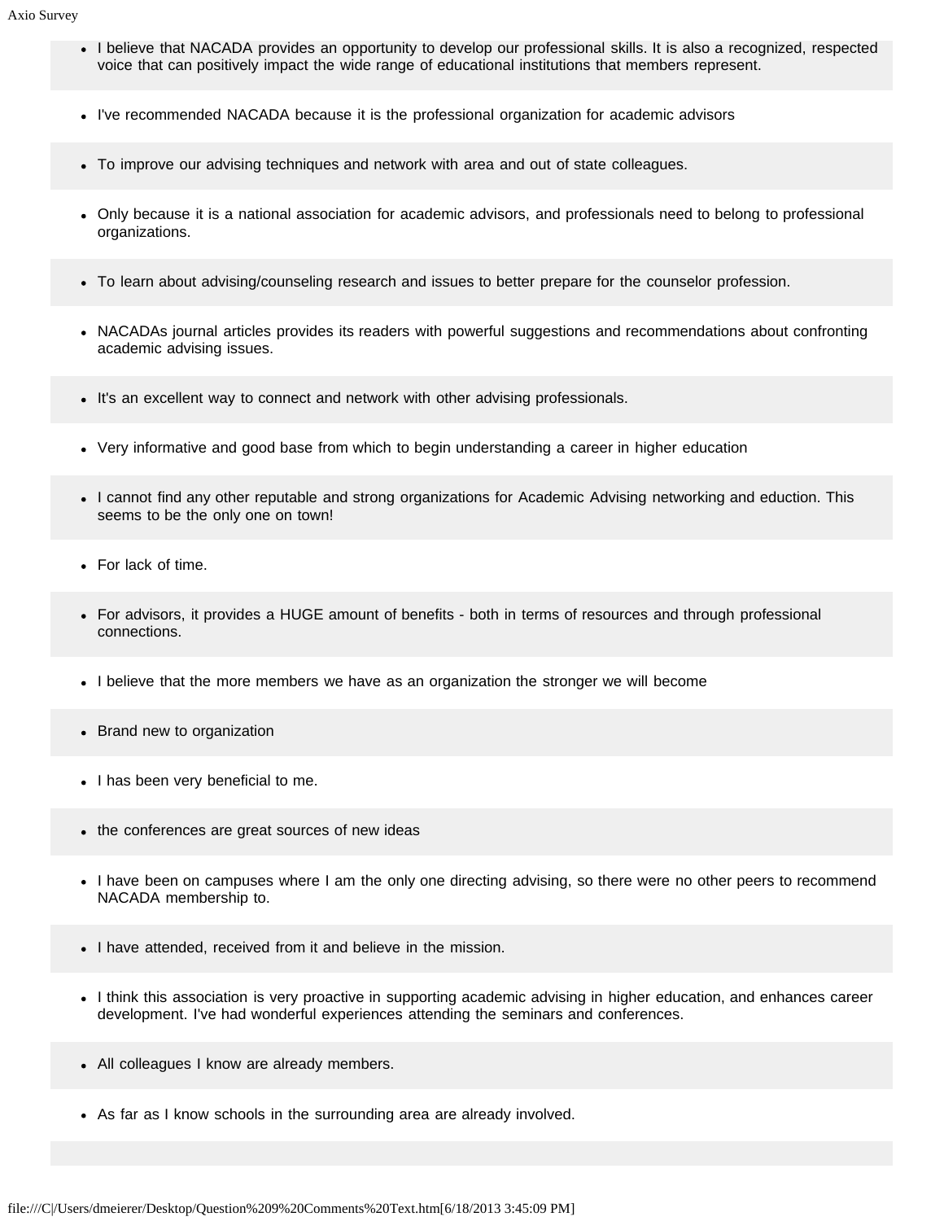- I believe that NACADA provides an opportunity to develop our professional skills. It is also a recognized, respected voice that can positively impact the wide range of educational institutions that members represent.
- I've recommended NACADA because it is the professional organization for academic advisors
- To improve our advising techniques and network with area and out of state colleagues.
- Only because it is a national association for academic advisors, and professionals need to belong to professional organizations.
- To learn about advising/counseling research and issues to better prepare for the counselor profession.
- NACADAs journal articles provides its readers with powerful suggestions and recommendations about confronting academic advising issues.
- It's an excellent way to connect and network with other advising professionals.
- Very informative and good base from which to begin understanding a career in higher education
- I cannot find any other reputable and strong organizations for Academic Advising networking and eduction. This seems to be the only one on town!
- For lack of time.
- For advisors, it provides a HUGE amount of benefits - both in terms of resources and through professional connections.
- I believe that the more members we have as an organization the stronger we will become
- Brand new to organization
- I has been very beneficial to me.
- the conferences are great sources of new ideas
- I have been on campuses where I am the only one directing advising, so there were no other peers to recommend NACADA membership to.
- I have attended, received from it and believe in the mission.
- I think this association is very proactive in supporting academic advising in higher education, and enhances career development. I've had wonderful experiences attending the seminars and conferences.
- All colleagues I know are already members.
- As far as I know schools in the surrounding area are already involved.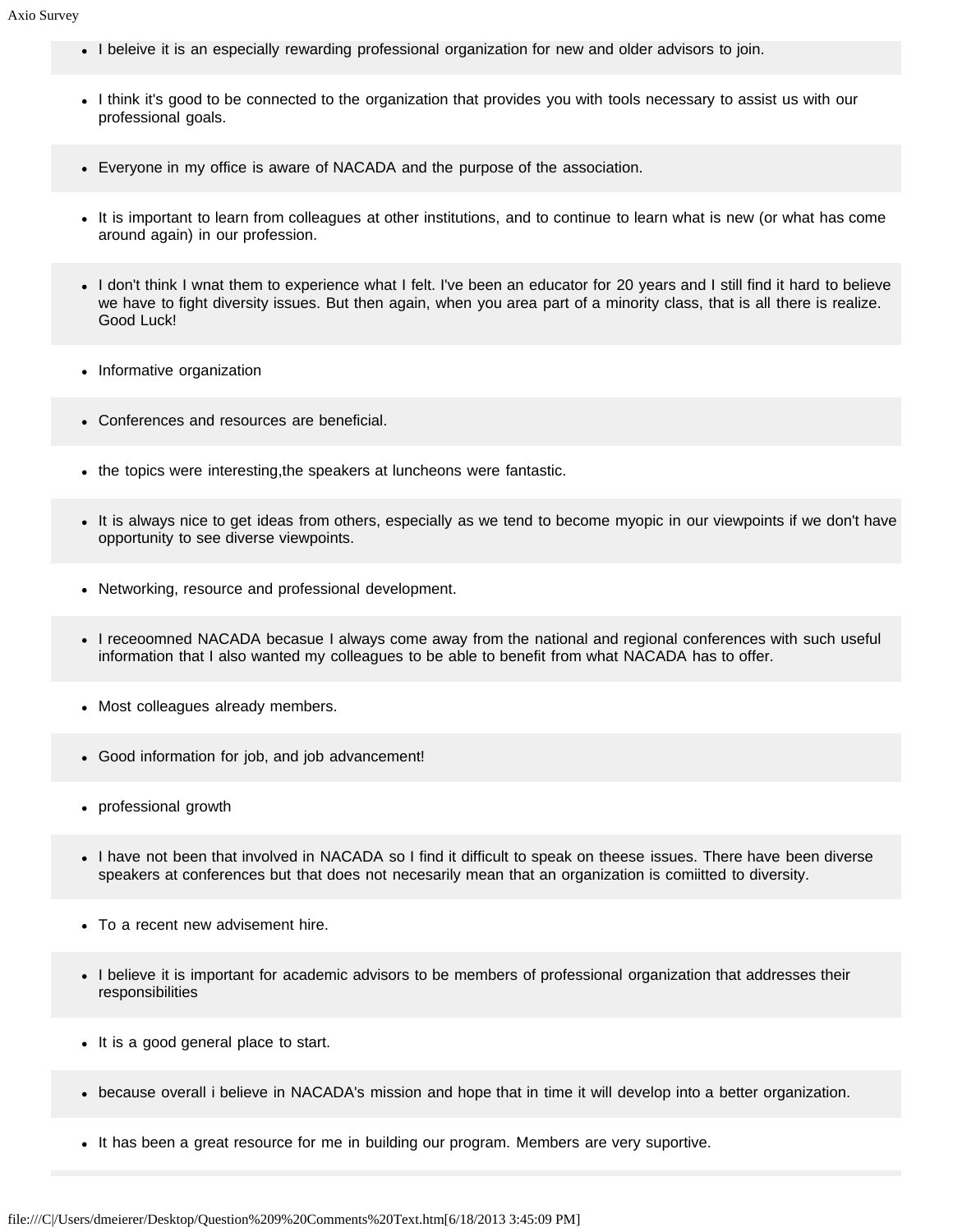- I beleive it is an especially rewarding professional organization for new and older advisors to join.
- I think it's good to be connected to the organization that provides you with tools necessary to assist us with our professional goals.
- Everyone in my office is aware of NACADA and the purpose of the association.
- It is important to learn from colleagues at other institutions, and to continue to learn what is new (or what has come around again) in our profession.
- I don't think I wnat them to experience what I felt. I've been an educator for 20 years and I still find it hard to believe we have to fight diversity issues. But then again, when you area part of a minority class, that is all there is realize. Good Luck!
- Informative organization
- Conferences and resources are beneficial.
- the topics were interesting,the speakers at luncheons were fantastic.
- It is always nice to get ideas from others, especially as we tend to become myopic in our viewpoints if we don't have opportunity to see diverse viewpoints.
- Networking, resource and professional development.
- I receoomned NACADA becasue I always come away from the national and regional conferences with such useful information that I also wanted my colleagues to be able to benefit from what NACADA has to offer.
- Most colleagues already members.
- Good information for job, and job advancement!
- professional growth
- I have not been that involved in NACADA so I find it difficult to speak on theese issues. There have been diverse speakers at conferences but that does not necesarily mean that an organization is comiitted to diversity.
- To a recent new advisement hire.
- I believe it is important for academic advisors to be members of professional organization that addresses their responsibilities
- It is a good general place to start.
- because overall i believe in NACADA's mission and hope that in time it will develop into a better organization.
- It has been a great resource for me in building our program. Members are very suportive.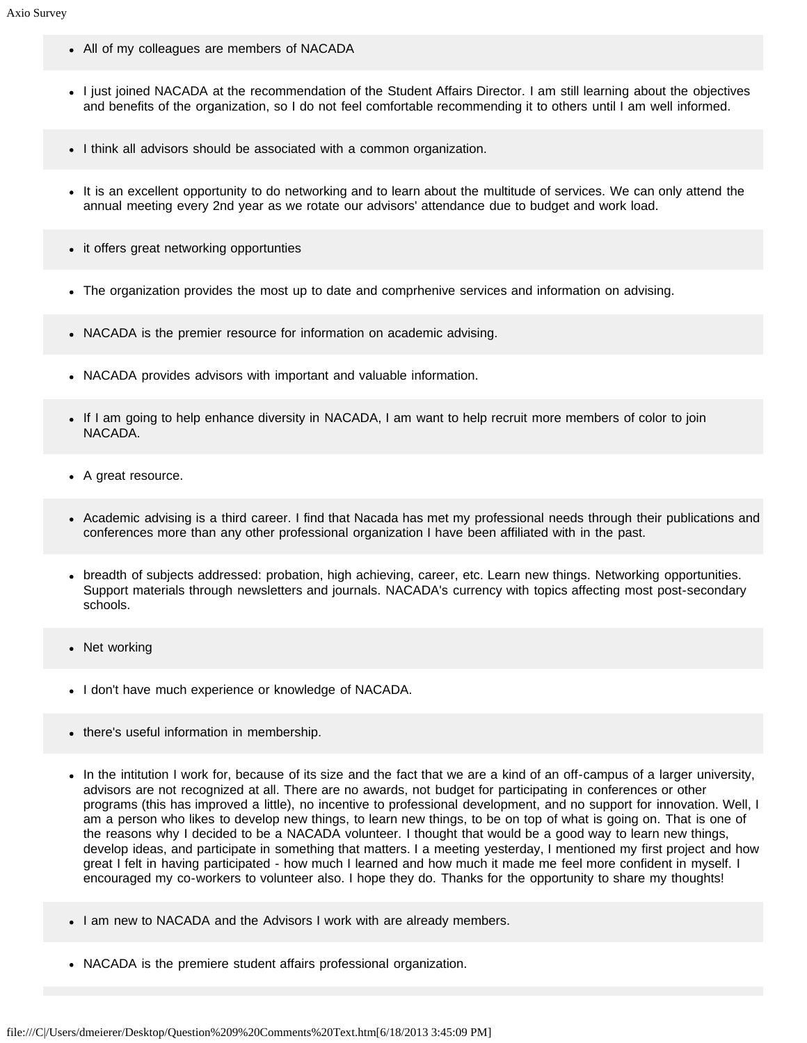- All of my colleagues are members of NACADA

- I just joined NACADA at the recommendation of the Student Affairs Director. I am still learning about the objectives and benefits of the organization, so I do not feel comfortable recommending it to others until I am well informed.

- I think all advisors should be associated with a common organization.

- It is an excellent opportunity to do networking and to learn about the multitude of services. We can only attend the annual meeting every 2nd year as we rotate our advisors' attendance due to budget and work load.

- it offers great networking opportunties

- The organization provides the most up to date and comprhenive services and information on advising.

- NACADA is the premier resource for information on academic advising.

- NACADA provides advisors with important and valuable information.

- If I am going to help enhance diversity in NACADA, I am want to help recruit more members of color to join NACADA.

- A great resource.

- Academic advising is a third career. I find that Nacada has met my professional needs through their publications and conferences more than any other professional organization I have been affiliated with in the past.

- breadth of subjects addressed: probation, high achieving, career, etc. Learn new things. Networking opportunities. Support materials through newsletters and journals. NACADA's currency with topics affecting most post-secondary schools.

- Net working

- I don't have much experience or knowledge of NACADA.

- there's useful information in membership.

- In the intitution I work for, because of its size and the fact that we are a kind of an off-campus of a larger university, advisors are not recognized at all. There are no awards, not budget for participating in conferences or other programs (this has improved a little), no incentive to professional development, and no support for innovation. Well, I am a person who likes to develop new things, to learn new things, to be on top of what is going on. That is one of the reasons why I decided to be a NACADA volunteer. I thought that would be a good way to learn new things, develop ideas, and participate in something that matters. I a meeting yesterday, I mentioned my first project and how great I felt in having participated - how much I learned and how much it made me feel more confident in myself. I encouraged my co-workers to volunteer also. I hope they do. Thanks for the opportunity to share my thoughts!

- I am new to NACADA and the Advisors I work with are already members.

- NACADA is the premiere student affairs professional organization.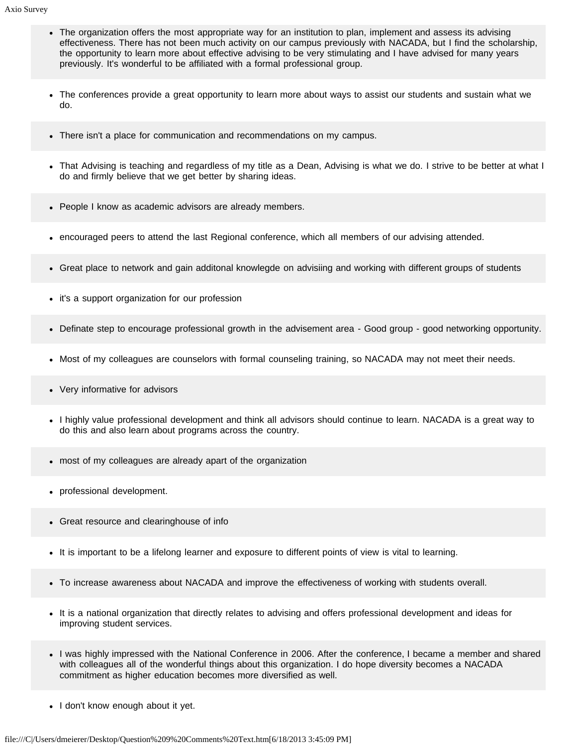- The organization offers the most appropriate way for an institution to plan, implement and assess its advising effectiveness. There has not been much activity on our campus previously with NACADA, but I find the scholarship, the opportunity to learn more about effective advising to be very stimulating and I have advised for many years previously. It's wonderful to be affiliated with a formal professional group.

- The conferences provide a great opportunity to learn more about ways to assist our students and sustain what we do.

- There isn't a place for communication and recommendations on my campus.

- That Advising is teaching and regardless of my title as a Dean, Advising is what we do. I strive to be better at what I do and firmly believe that we get better by sharing ideas.

- People I know as academic advisors are already members.

- encouraged peers to attend the last Regional conference, which all members of our advising attended.

- Great place to network and gain additonal knowlegde on advisiing and working with different groups of students

- it's a support organization for our profession

- Definate step to encourage professional growth in the advisement area - Good group - good networking opportunity.

- Most of my colleagues are counselors with formal counseling training, so NACADA may not meet their needs.

- Very informative for advisors

- I highly value professional development and think all advisors should continue to learn. NACADA is a great way to do this and also learn about programs across the country.

- most of my colleagues are already apart of the organization

- professional development.

- Great resource and clearinghouse of info

- It is important to be a lifelong learner and exposure to different points of view is vital to learning.

- To increase awareness about NACADA and improve the effectiveness of working with students overall.

- It is a national organization that directly relates to advising and offers professional development and ideas for improving student services.

- I was highly impressed with the National Conference in 2006. After the conference, I became a member and shared with colleagues all of the wonderful things about this organization. I do hope diversity becomes a NACADA commitment as higher education becomes more diversified as well.

- I don't know enough about it yet.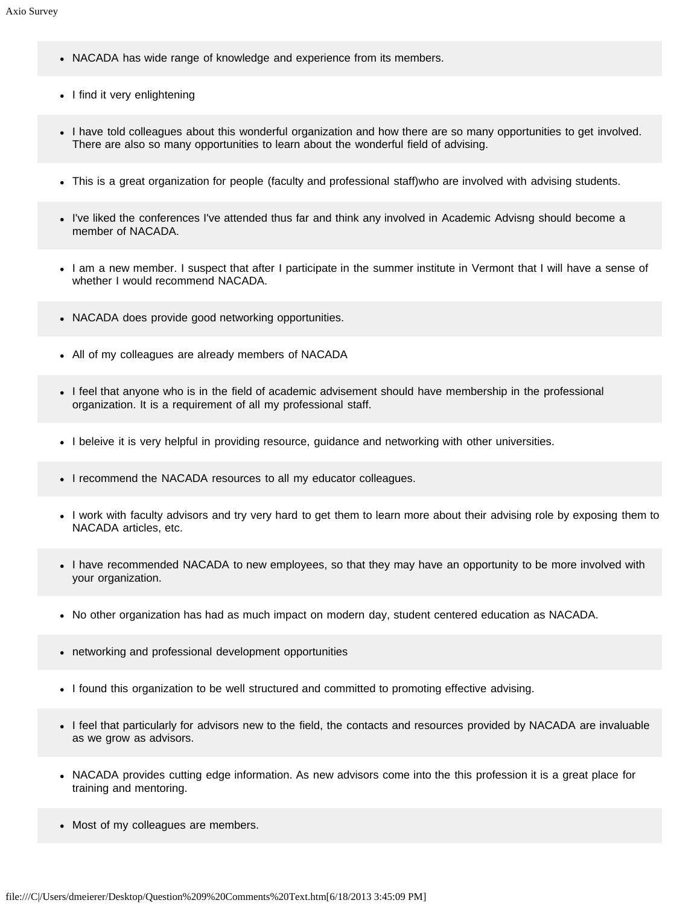- NACADA has wide range of knowledge and experience from its members.
- I find it very enlightening
- I have told colleagues about this wonderful organization and how there are so many opportunities to get involved. There are also so many opportunities to learn about the wonderful field of advising.
- This is a great organization for people (faculty and professional staff)who are involved with advising students.
- I've liked the conferences I've attended thus far and think any involved in Academic Advisng should become a member of NACADA.
- I am a new member. I suspect that after I participate in the summer institute in Vermont that I will have a sense of whether I would recommend NACADA.
- NACADA does provide good networking opportunities.
- All of my colleagues are already members of NACADA
- I feel that anyone who is in the field of academic advisement should have membership in the professional organization. It is a requirement of all my professional staff.
- I beleive it is very helpful in providing resource, guidance and networking with other universities.
- I recommend the NACADA resources to all my educator colleagues.
- I work with faculty advisors and try very hard to get them to learn more about their advising role by exposing them to NACADA articles, etc.
- I have recommended NACADA to new employees, so that they may have an opportunity to be more involved with your organization.
- No other organization has had as much impact on modern day, student centered education as NACADA.
- networking and professional development opportunities
- I found this organization to be well structured and committed to promoting effective advising.
- I feel that particularly for advisors new to the field, the contacts and resources provided by NACADA are invaluable as we grow as advisors.
- NACADA provides cutting edge information. As new advisors come into the this profession it is a great place for training and mentoring.
- Most of my colleagues are members.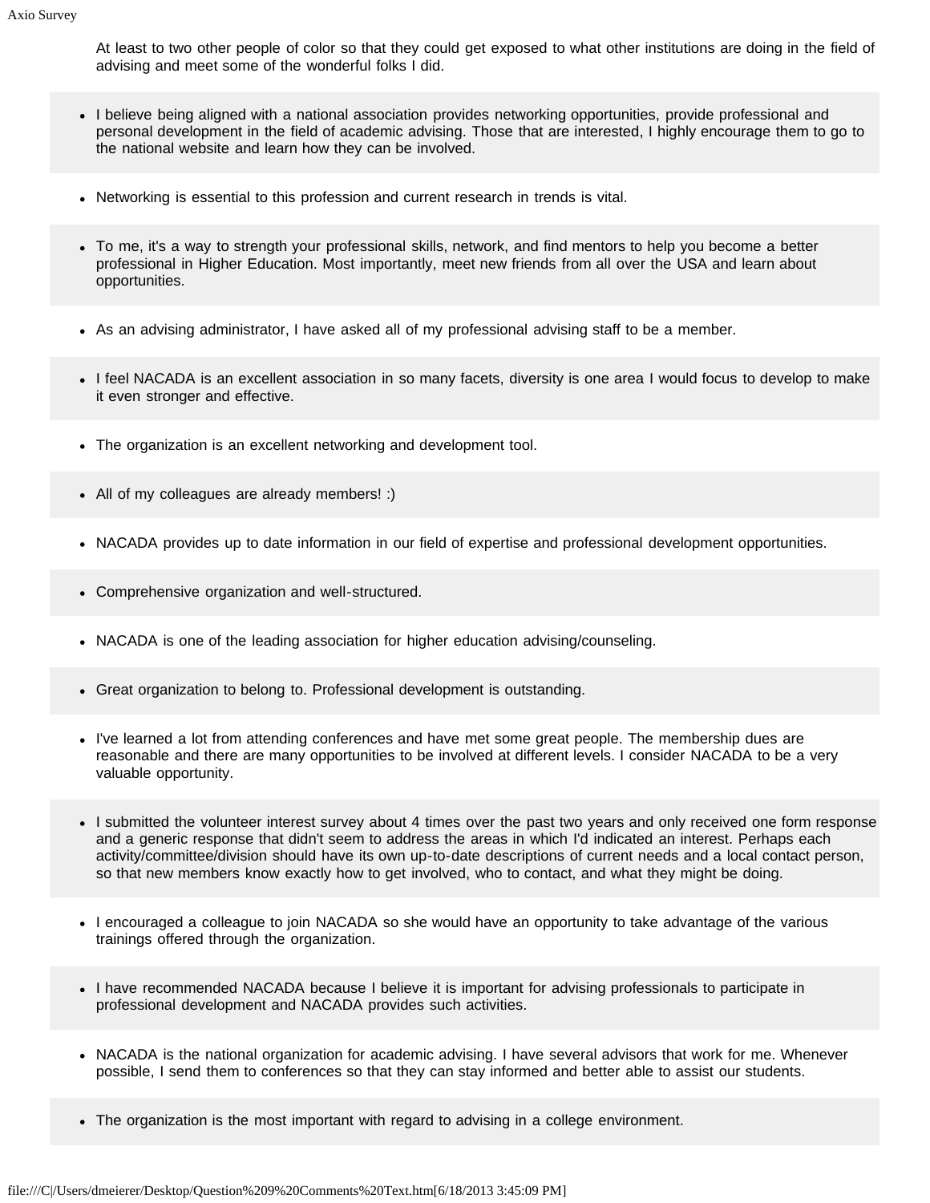At least to two other people of color so that they could get exposed to what other institutions are doing in the field of advising and meet some of the wonderful folks I did.

- I believe being aligned with a national association provides networking opportunities, provide professional and personal development in the field of academic advising. Those that are interested, I highly encourage them to go to the national website and learn how they can be involved.
- Networking is essential to this profession and current research in trends is vital.
- To me, it's a way to strength your professional skills, network, and find mentors to help you become a better professional in Higher Education. Most importantly, meet new friends from all over the USA and learn about opportunities.
- As an advising administrator, I have asked all of my professional advising staff to be a member.
- I feel NACADA is an excellent association in so many facets, diversity is one area I would focus to develop to make it even stronger and effective.
- The organization is an excellent networking and development tool.
- All of my colleagues are already members! :)
- NACADA provides up to date information in our field of expertise and professional development opportunities.
- Comprehensive organization and well-structured.
- NACADA is one of the leading association for higher education advising/counseling.
- Great organization to belong to. Professional development is outstanding.
- I've learned a lot from attending conferences and have met some great people. The membership dues are reasonable and there are many opportunities to be involved at different levels. I consider NACADA to be a very valuable opportunity.
- I submitted the volunteer interest survey about 4 times over the past two years and only received one form response and a generic response that didn't seem to address the areas in which I'd indicated an interest. Perhaps each activity/committee/division should have its own up-to-date descriptions of current needs and a local contact person, so that new members know exactly how to get involved, who to contact, and what they might be doing.
- I encouraged a colleague to join NACADA so she would have an opportunity to take advantage of the various trainings offered through the organization.
- I have recommended NACADA because I believe it is important for advising professionals to participate in professional development and NACADA provides such activities.
- NACADA is the national organization for academic advising. I have several advisors that work for me. Whenever possible, I send them to conferences so that they can stay informed and better able to assist our students.
- The organization is the most important with regard to advising in a college environment.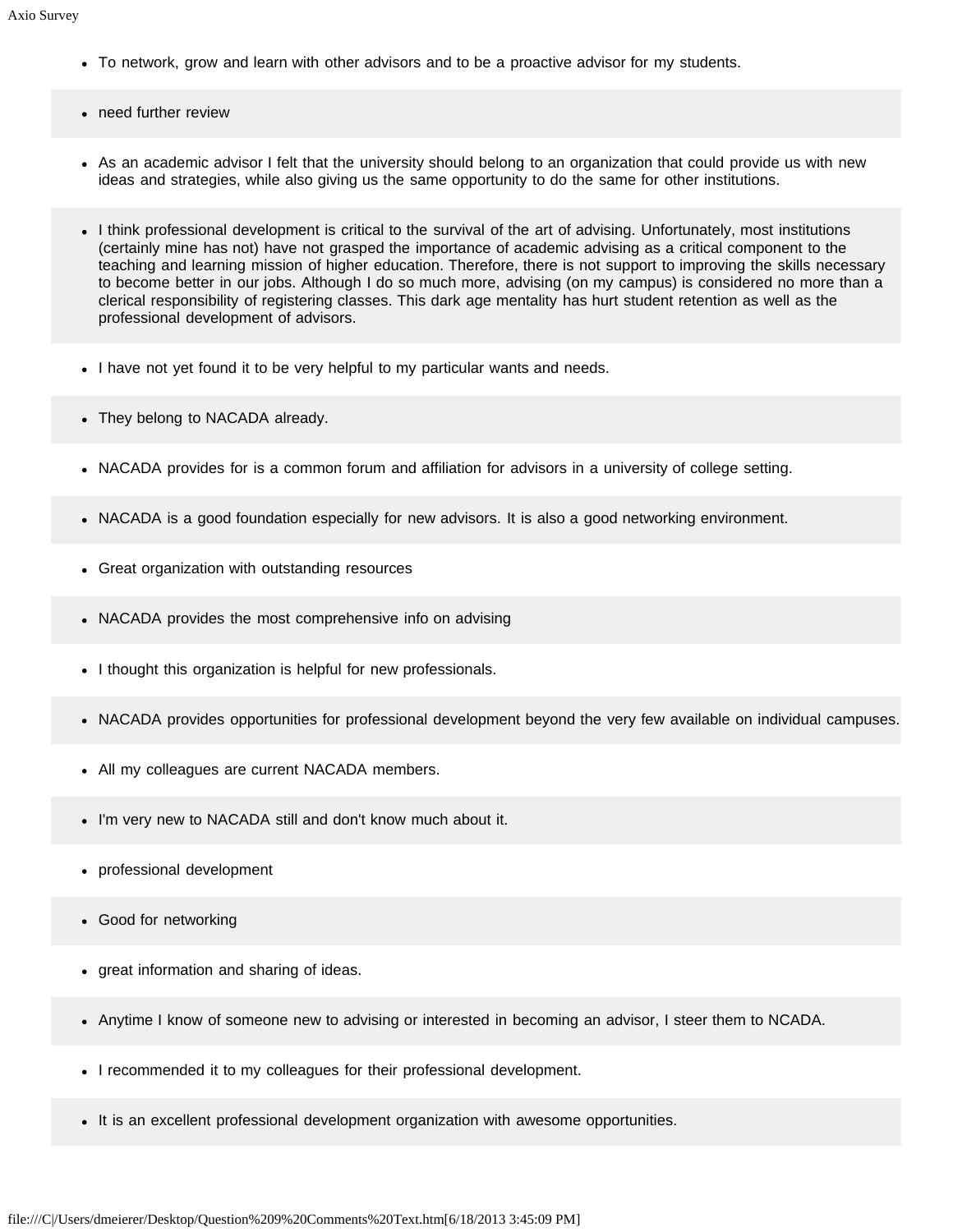- To network, grow and learn with other advisors and to be a proactive advisor for my students.
- need further review
- As an academic advisor I felt that the university should belong to an organization that could provide us with new ideas and strategies, while also giving us the same opportunity to do the same for other institutions.
- I think professional development is critical to the survival of the art of advising. Unfortunately, most institutions (certainly mine has not) have not grasped the importance of academic advising as a critical component to the teaching and learning mission of higher education. Therefore, there is not support to improving the skills necessary to become better in our jobs. Although I do so much more, advising (on my campus) is considered no more than a clerical responsibility of registering classes. This dark age mentality has hurt student retention as well as the professional development of advisors.
- I have not yet found it to be very helpful to my particular wants and needs.
- They belong to NACADA already.
- NACADA provides for is a common forum and affiliation for advisors in a university of college setting.
- NACADA is a good foundation especially for new advisors. It is also a good networking environment.
- Great organization with outstanding resources
- NACADA provides the most comprehensive info on advising
- I thought this organization is helpful for new professionals.
- NACADA provides opportunities for professional development beyond the very few available on individual campuses.
- All my colleagues are current NACADA members.
- I'm very new to NACADA still and don't know much about it.
- professional development
- Good for networking
- great information and sharing of ideas.
- Anytime I know of someone new to advising or interested in becoming an advisor, I steer them to NCADA.
- I recommended it to my colleagues for their professional development.
- It is an excellent professional development organization with awesome opportunities.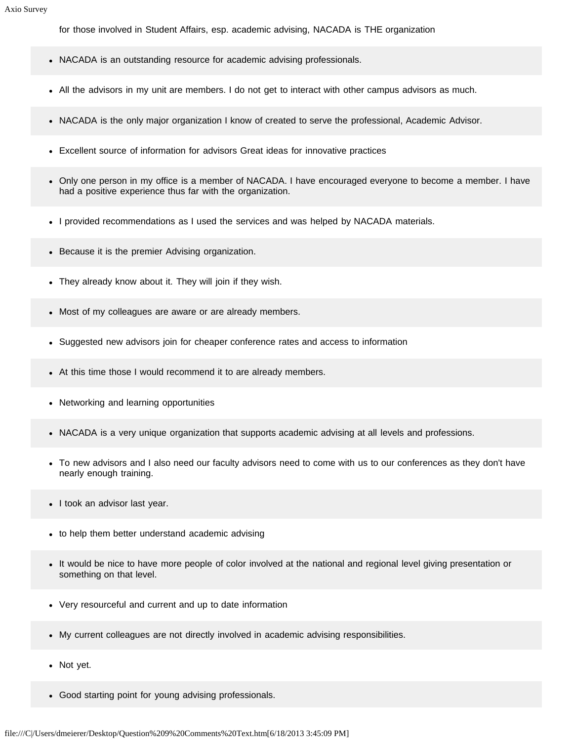for those involved in Student Affairs, esp. academic advising, NACADA is THE organization

- NACADA is an outstanding resource for academic advising professionals.
- All the advisors in my unit are members. I do not get to interact with other campus advisors as much.
- NACADA is the only major organization I know of created to serve the professional, Academic Advisor.
- Excellent source of information for advisors Great ideas for innovative practices
- Only one person in my office is a member of NACADA. I have encouraged everyone to become a member. I have had a positive experience thus far with the organization.
- I provided recommendations as I used the services and was helped by NACADA materials.
- Because it is the premier Advising organization.
- They already know about it. They will join if they wish.
- Most of my colleagues are aware or are already members.
- Suggested new advisors join for cheaper conference rates and access to information
- At this time those I would recommend it to are already members.
- Networking and learning opportunities
- NACADA is a very unique organization that supports academic advising at all levels and professions.
- To new advisors and I also need our faculty advisors need to come with us to our conferences as they don't have nearly enough training.
- I took an advisor last year.
- to help them better understand academic advising
- It would be nice to have more people of color involved at the national and regional level giving presentation or something on that level.
- Very resourceful and current and up to date information
- My current colleagues are not directly involved in academic advising responsibilities.
- Not yet.
- Good starting point for young advising professionals.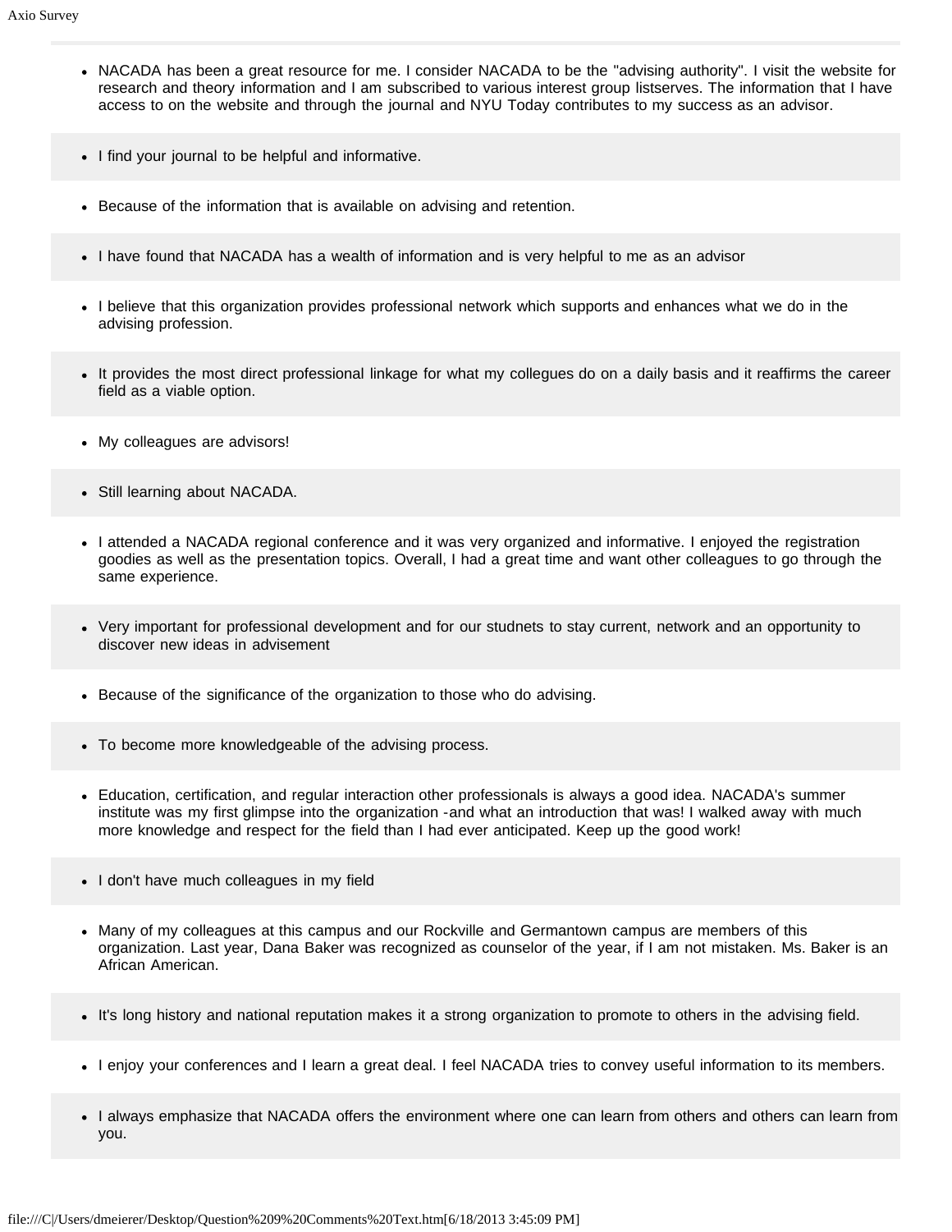- NACADA has been a great resource for me. I consider NACADA to be the "advising authority". I visit the website for research and theory information and I am subscribed to various interest group listserves. The information that I have access to on the website and through the journal and NYU Today contributes to my success as an advisor.

- I find your journal to be helpful and informative.

- Because of the information that is available on advising and retention.

- I have found that NACADA has a wealth of information and is very helpful to me as an advisor

- I believe that this organization provides professional network which supports and enhances what we do in the advising profession.

- It provides the most direct professional linkage for what my collegues do on a daily basis and it reaffirms the career field as a viable option.

- My colleagues are advisors!

- Still learning about NACADA.

- I attended a NACADA regional conference and it was very organized and informative. I enjoyed the registration goodies as well as the presentation topics. Overall, I had a great time and want other colleagues to go through the same experience.

- Very important for professional development and for our studnets to stay current, network and an opportunity to discover new ideas in advisement

- Because of the significance of the organization to those who do advising.

- To become more knowledgeable of the advising process.

- Education, certification, and regular interaction other professionals is always a good idea. NACADA's summer institute was my first glimpse into the organization -and what an introduction that was! I walked away with much more knowledge and respect for the field than I had ever anticipated. Keep up the good work!

- I don't have much colleagues in my field

- Many of my colleagues at this campus and our Rockville and Germantown campus are members of this organization. Last year, Dana Baker was recognized as counselor of the year, if I am not mistaken. Ms. Baker is an African American.

- It's long history and national reputation makes it a strong organization to promote to others in the advising field.

- I enjoy your conferences and I learn a great deal. I feel NACADA tries to convey useful information to its members.

- I always emphasize that NACADA offers the environment where one can learn from others and others can learn from you.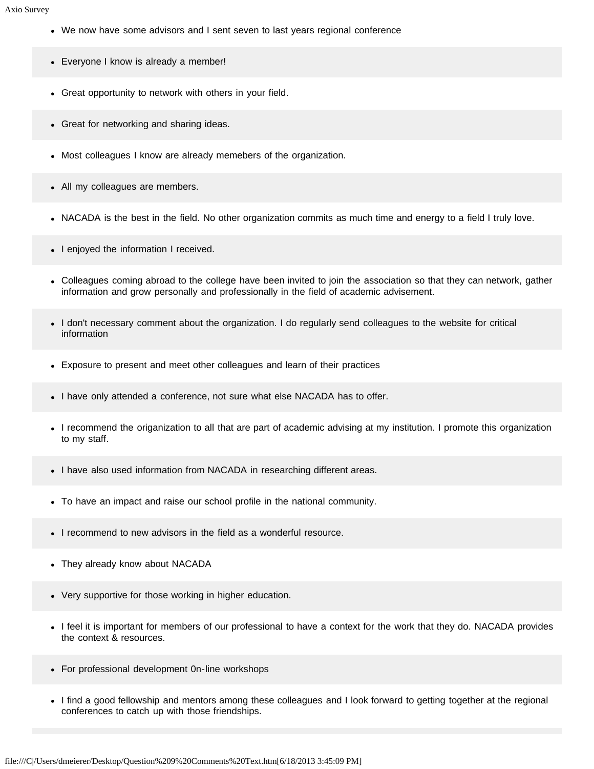- We now have some advisors and I sent seven to last years regional conference
- Everyone I know is already a member!
- Great opportunity to network with others in your field.
- Great for networking and sharing ideas.
- Most colleagues I know are already memebers of the organization.
- All my colleagues are members.
- NACADA is the best in the field. No other organization commits as much time and energy to a field I truly love.
- I enjoyed the information I received.
- Colleagues coming abroad to the college have been invited to join the association so that they can network, gather information and grow personally and professionally in the field of academic advisement.
- I don't necessary comment about the organization. I do regularly send colleagues to the website for critical information
- Exposure to present and meet other colleagues and learn of their practices
- I have only attended a conference, not sure what else NACADA has to offer.
- I recommend the origanization to all that are part of academic advising at my institution. I promote this organization to my staff.
- I have also used information from NACADA in researching different areas.
- To have an impact and raise our school profile in the national community.
- I recommend to new advisors in the field as a wonderful resource.
- They already know about NACADA
- Very supportive for those working in higher education.
- I feel it is important for members of our professional to have a context for the work that they do. NACADA provides the context & resources.
- For professional development 0n-line workshops
- I find a good fellowship and mentors among these colleagues and I look forward to getting together at the regional conferences to catch up with those friendships.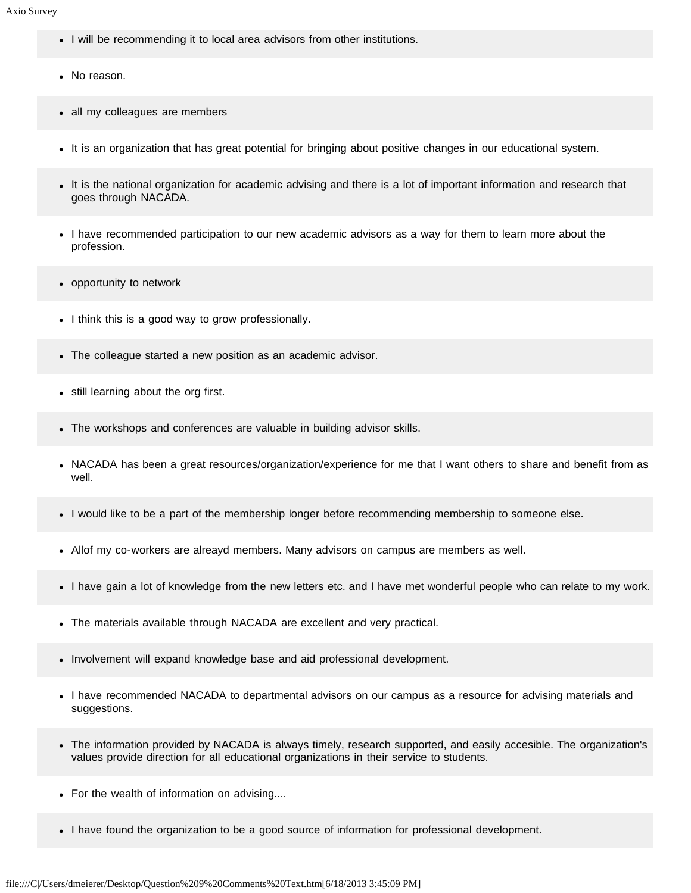- I will be recommending it to local area advisors from other institutions.
- No reason.
- all my colleagues are members
- It is an organization that has great potential for bringing about positive changes in our educational system.
- It is the national organization for academic advising and there is a lot of important information and research that goes through NACADA.
- I have recommended participation to our new academic advisors as a way for them to learn more about the profession.
- opportunity to network
- I think this is a good way to grow professionally.
- The colleague started a new position as an academic advisor.
- still learning about the org first.
- The workshops and conferences are valuable in building advisor skills.
- NACADA has been a great resources/organization/experience for me that I want others to share and benefit from as well.
- I would like to be a part of the membership longer before recommending membership to someone else.
- Allof my co-workers are alreayd members. Many advisors on campus are members as well.
- I have gain a lot of knowledge from the new letters etc. and I have met wonderful people who can relate to my work.
- The materials available through NACADA are excellent and very practical.
- Involvement will expand knowledge base and aid professional development.
- I have recommended NACADA to departmental advisors on our campus as a resource for advising materials and suggestions.
- The information provided by NACADA is always timely, research supported, and easily accesible. The organization's values provide direction for all educational organizations in their service to students.
- For the wealth of information on advising....
- I have found the organization to be a good source of information for professional development.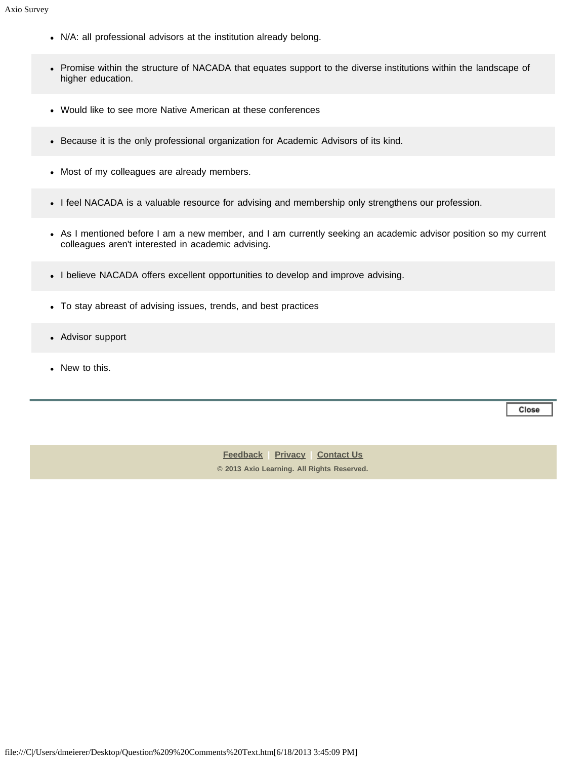- N/A: all professional advisors at the institution already belong.
- Promise within the structure of NACADA that equates support to the diverse institutions within the landscape of higher education.
- Would like to see more Native American at these conferences
- Because it is the only professional organization for Academic Advisors of its kind.
- Most of my colleagues are already members.
- I feel NACADA is a valuable resource for advising and membership only strengthens our profession.
- As I mentioned before I am a new member, and I am currently seeking an academic advisor position so my current colleagues aren't interested in academic advising.
- I believe NACADA offers excellent opportunities to develop and improve advising.
- To stay abreast of advising issues, trends, and best practices
- Advisor support
- New to this.

Close

**Feedback** | **Privacy** | **Contact Us**

**© 2013 Axio Learning. All Rights Reserved.**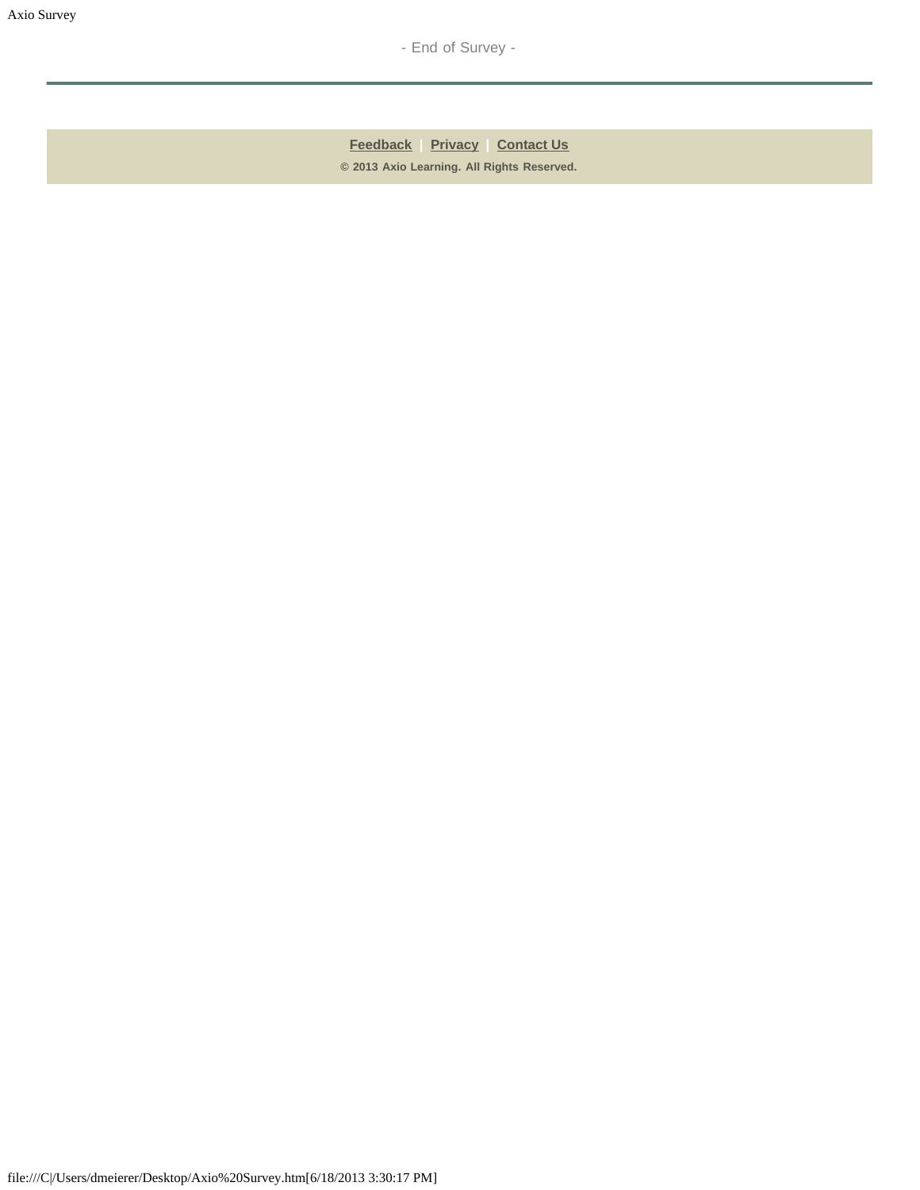- End of Survey -

Feedback | Privacy | Contact Us

© 2013 Axio Learning. All Rights Reserved.